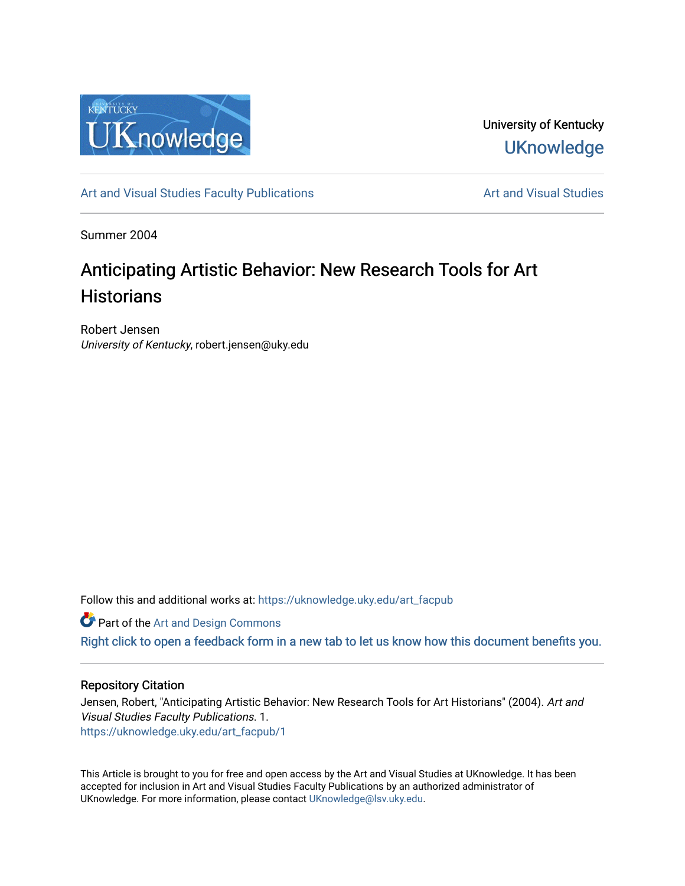University of Kentucky

UKnowledge

Art and Visual Studies Faculty Publications

Art and Visual Studies

Summer 2004

# Anticipating Artistic Behavior: New Research Tools for Art Historians

Robert Jensen
*University of Kentucky*, robert.jensen@uky.edu

Follow this and additional works at: https://uknowledge.uky.edu/art_facpub

Part of the Art and Design Commons

Right click to open a feedback form in a new tab to let us know how this document benefits you.

## Repository Citation

Jensen, Robert, "Anticipating Artistic Behavior: New Research Tools for Art Historians" (2004). *Art and Visual Studies Faculty Publications*. 1.
https://uknowledge.uky.edu/art_facpub/1

This Article is brought to you for free and open access by the Art and Visual Studies at UKnowledge. It has been accepted for inclusion in Art and Visual Studies Faculty Publications by an authorized administrator of UKnowledge. For more information, please contact UKnowledge@lsv.uky.edu.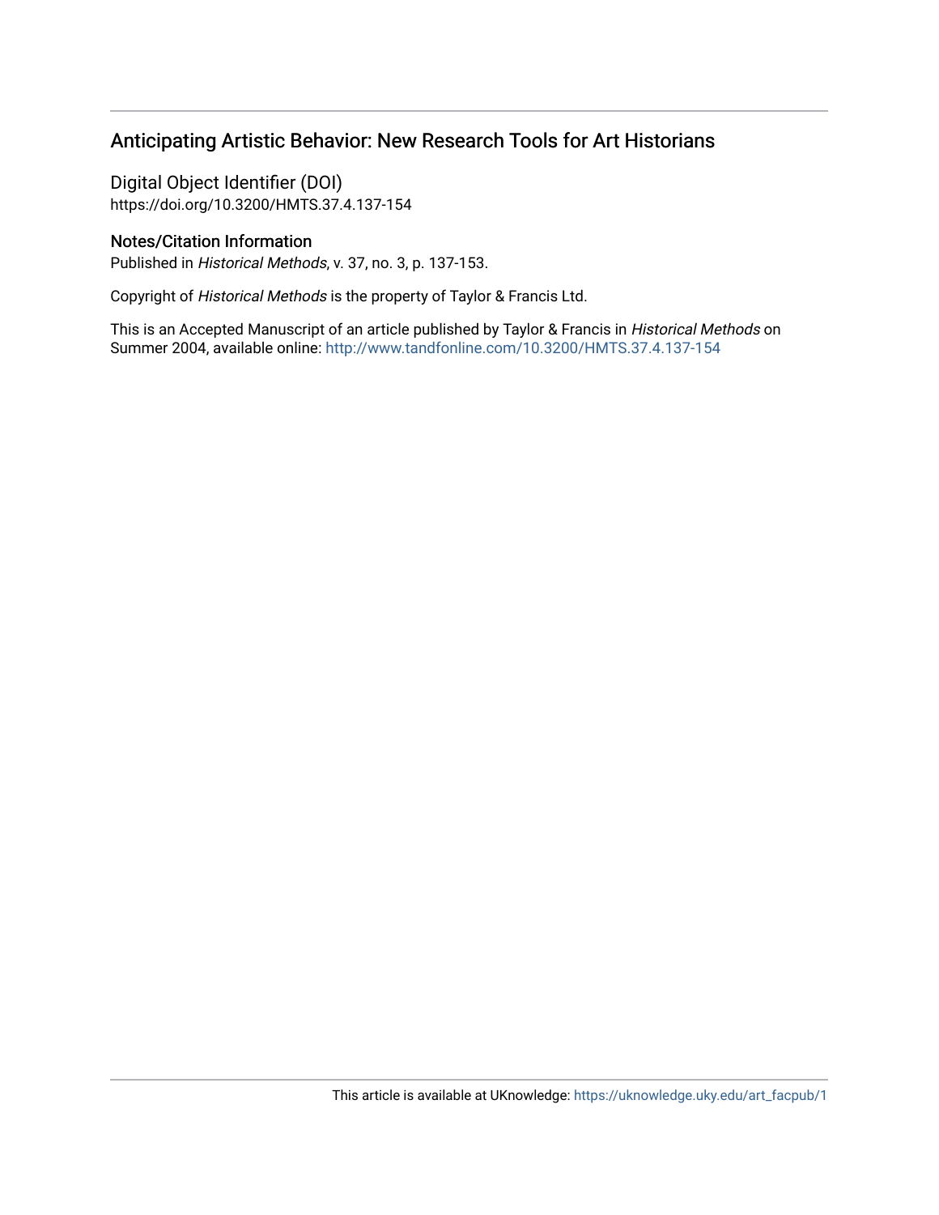## Anticipating Artistic Behavior: New Research Tools for Art Historians

### Digital Object Identifier (DOI)

https://doi.org/10.3200/HMTS.37.4.137-154

### Notes/Citation Information

Published in *Historical Methods*, v. 37, no. 3, p. 137-153.

Copyright of *Historical Methods* is the property of Taylor & Francis Ltd.

This is an Accepted Manuscript of an article published by Taylor & Francis in *Historical Methods* on Summer 2004, available online: http://www.tandfonline.com/10.3200/HMTS.37.4.137-154

This article is available at UKnowledge: https://uknowledge.uky.edu/art_facpub/1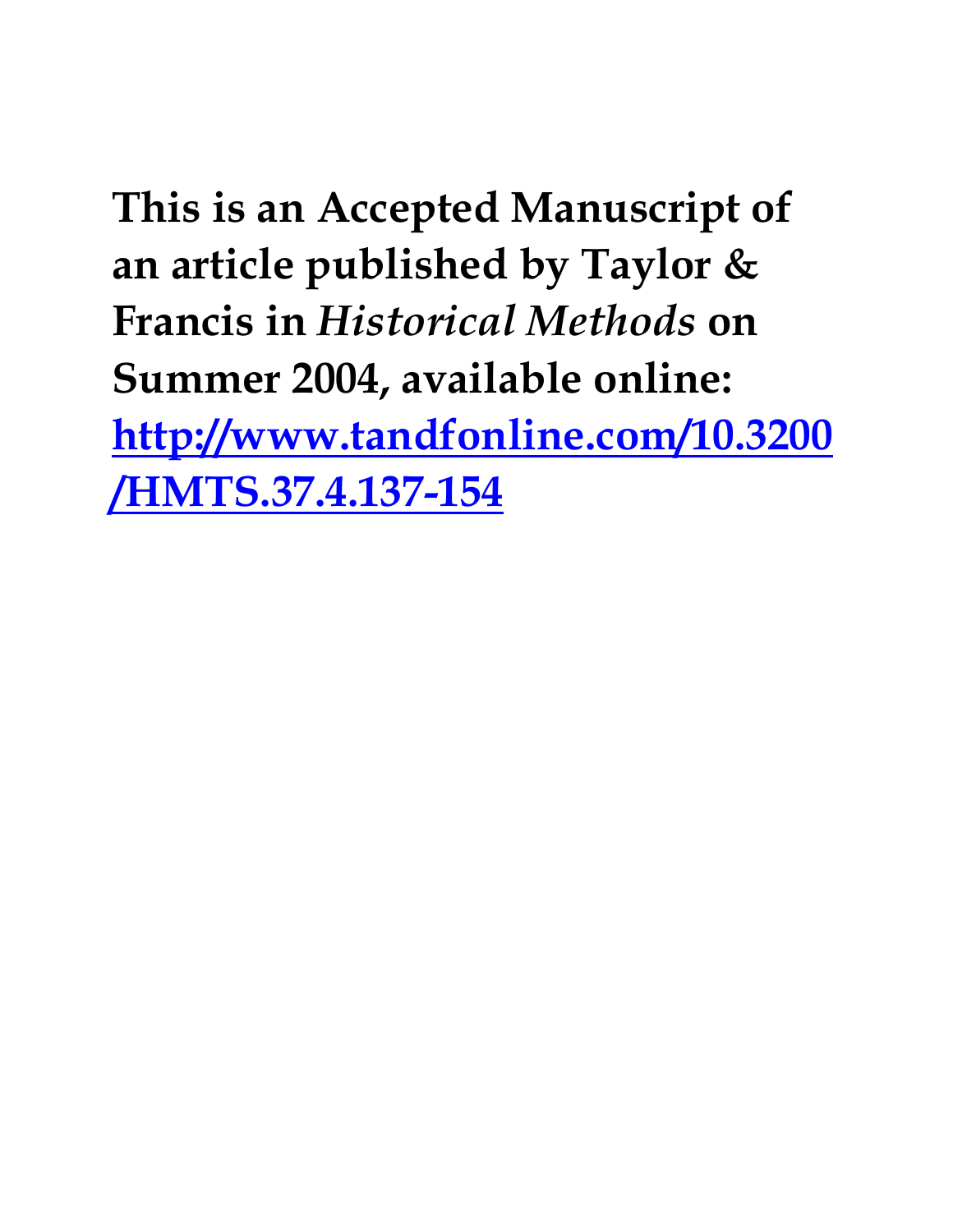**This is an Accepted Manuscript of an article published by Taylor & Francis in *Historical Methods* on Summer 2004, available online: [http://www.tandfonline.com/10.3200/HMTS.37.4.137-154](http://www.tandfonline.com/10.3200/HMTS.37.4.137-154)**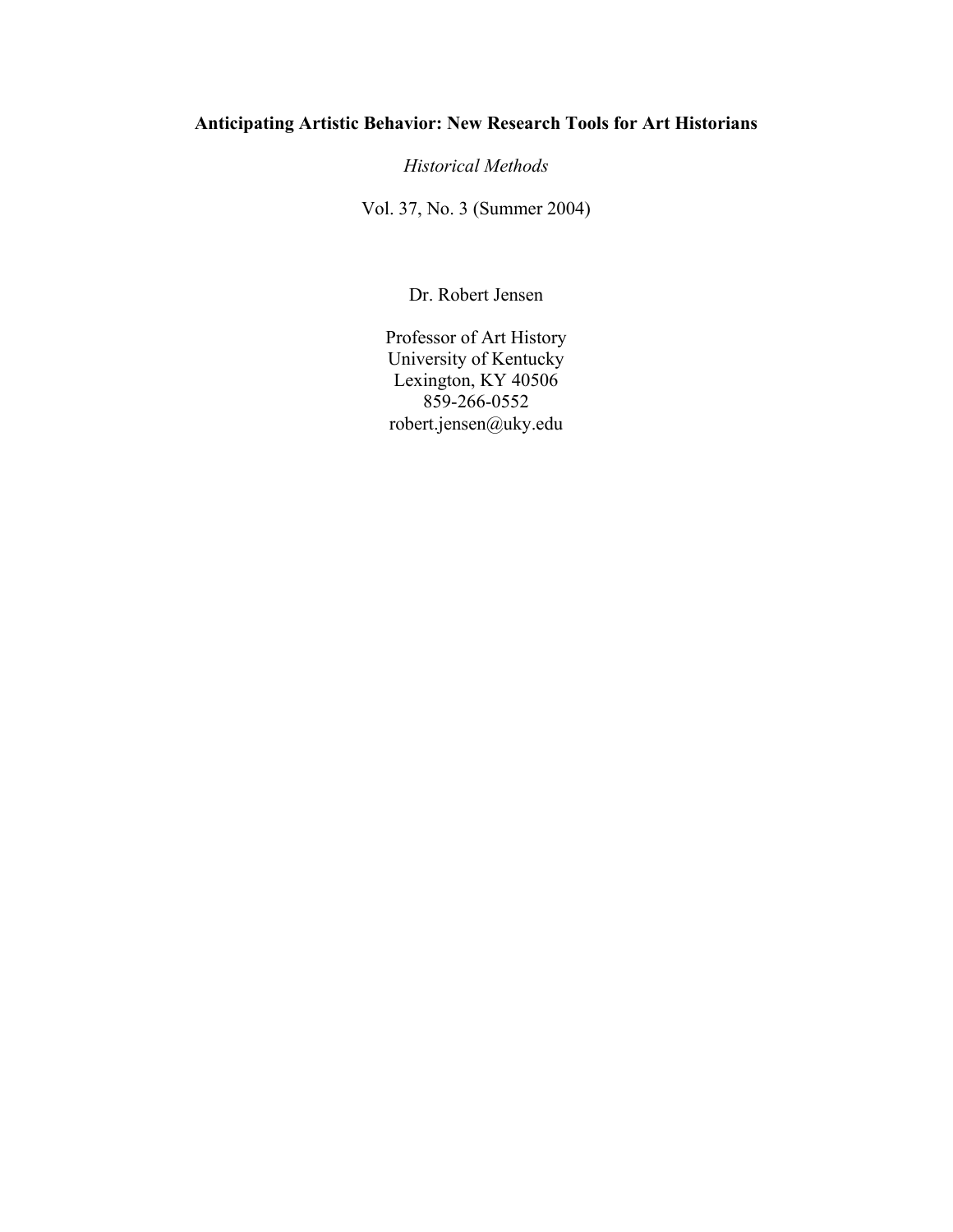**Anticipating Artistic Behavior: New Research Tools for Art Historians**

*Historical Methods*

Vol. 37, No. 3 (Summer 2004)

Dr. Robert Jensen

Professor of Art History
University of Kentucky
Lexington, KY 40506
859-266-0552
robert.jensen@uky.edu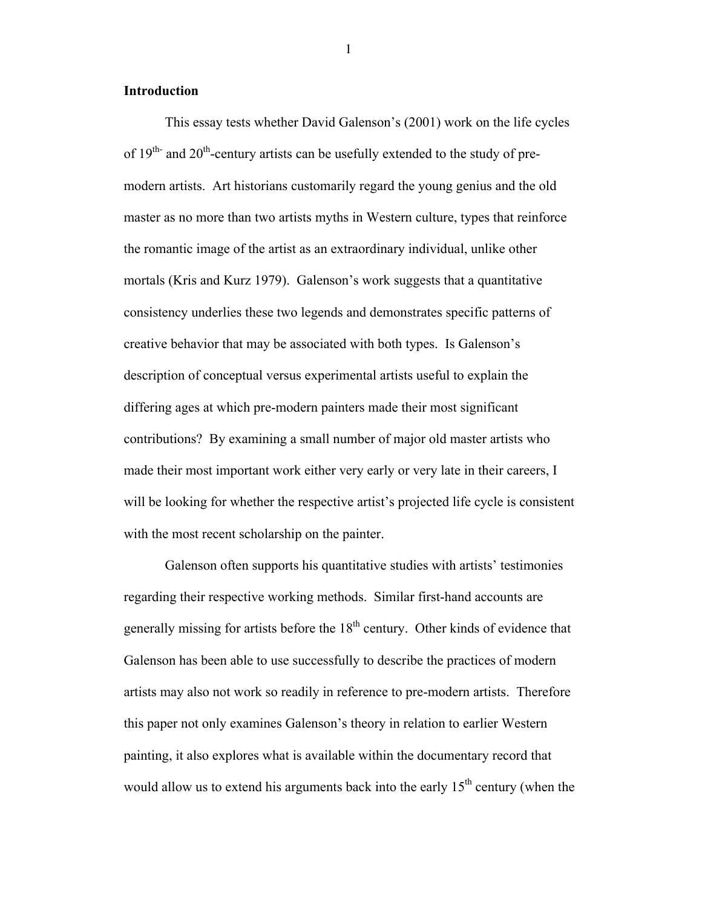## Introduction

This essay tests whether David Galenson's (2001) work on the life cycles of 19th- and 20th-century artists can be usefully extended to the study of pre-modern artists. Art historians customarily regard the young genius and the old master as no more than two artists myths in Western culture, types that reinforce the romantic image of the artist as an extraordinary individual, unlike other mortals (Kris and Kurz 1979). Galenson's work suggests that a quantitative consistency underlies these two legends and demonstrates specific patterns of creative behavior that may be associated with both types. Is Galenson's description of conceptual versus experimental artists useful to explain the differing ages at which pre-modern painters made their most significant contributions? By examining a small number of major old master artists who made their most important work either very early or very late in their careers, I will be looking for whether the respective artist's projected life cycle is consistent with the most recent scholarship on the painter.

Galenson often supports his quantitative studies with artists' testimonies regarding their respective working methods. Similar first-hand accounts are generally missing for artists before the 18th century. Other kinds of evidence that Galenson has been able to use successfully to describe the practices of modern artists may also not work so readily in reference to pre-modern artists. Therefore this paper not only examines Galenson's theory in relation to earlier Western painting, it also explores what is available within the documentary record that would allow us to extend his arguments back into the early 15th century (when the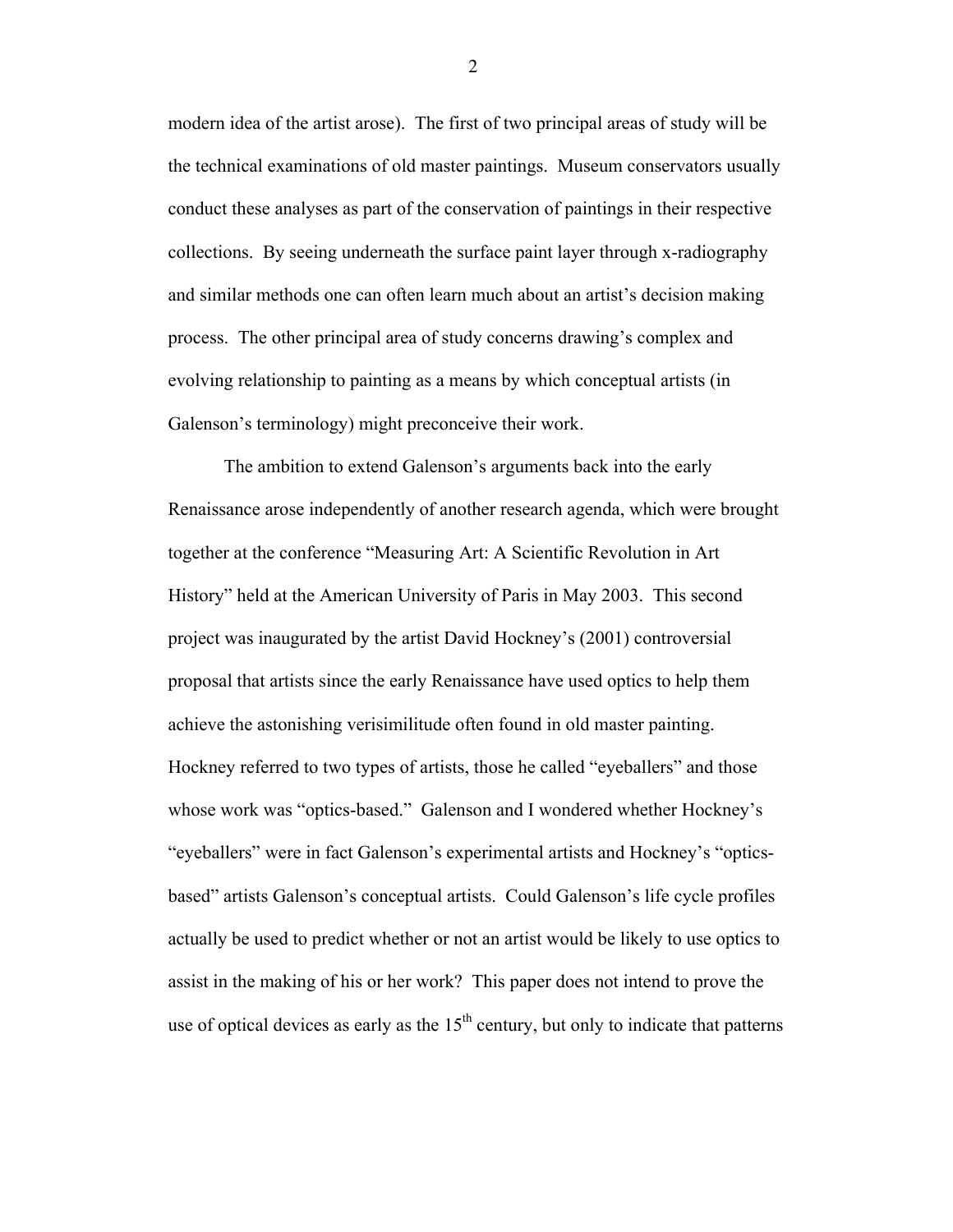modern idea of the artist arose). The first of two principal areas of study will be the technical examinations of old master paintings. Museum conservators usually conduct these analyses as part of the conservation of paintings in their respective collections. By seeing underneath the surface paint layer through x-radiography and similar methods one can often learn much about an artist's decision making process. The other principal area of study concerns drawing's complex and evolving relationship to painting as a means by which conceptual artists (in Galenson's terminology) might preconceive their work.

The ambition to extend Galenson's arguments back into the early Renaissance arose independently of another research agenda, which were brought together at the conference "Measuring Art: A Scientific Revolution in Art History" held at the American University of Paris in May 2003. This second project was inaugurated by the artist David Hockney's (2001) controversial proposal that artists since the early Renaissance have used optics to help them achieve the astonishing verisimilitude often found in old master painting. Hockney referred to two types of artists, those he called "eyeballers" and those whose work was "optics-based." Galenson and I wondered whether Hockney's "eyeballers" were in fact Galenson's experimental artists and Hockney's "optics-based" artists Galenson's conceptual artists. Could Galenson's life cycle profiles actually be used to predict whether or not an artist would be likely to use optics to assist in the making of his or her work? This paper does not intend to prove the use of optical devices as early as the 15th century, but only to indicate that patterns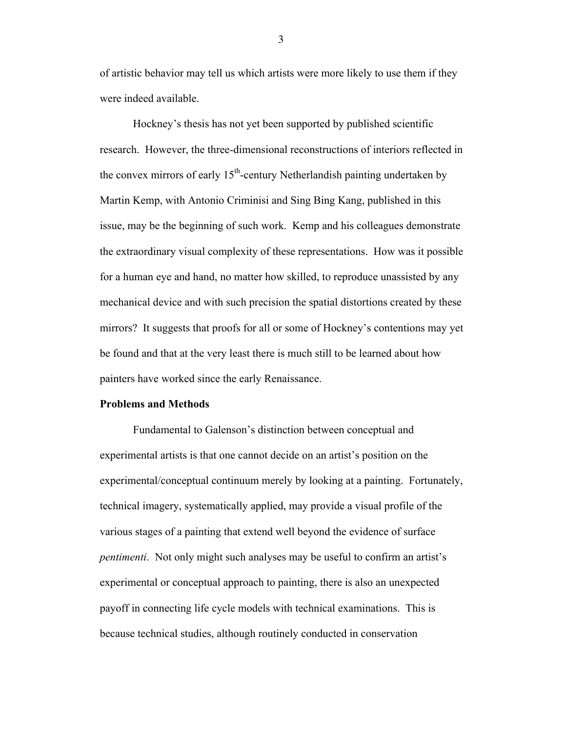of artistic behavior may tell us which artists were more likely to use them if they were indeed available.

Hockney's thesis has not yet been supported by published scientific research. However, the three-dimensional reconstructions of interiors reflected in the convex mirrors of early 15th-century Netherlandish painting undertaken by Martin Kemp, with Antonio Criminisi and Sing Bing Kang, published in this issue, may be the beginning of such work. Kemp and his colleagues demonstrate the extraordinary visual complexity of these representations. How was it possible for a human eye and hand, no matter how skilled, to reproduce unassisted by any mechanical device and with such precision the spatial distortions created by these mirrors? It suggests that proofs for all or some of Hockney's contentions may yet be found and that at the very least there is much still to be learned about how painters have worked since the early Renaissance.

**Problems and Methods**

Fundamental to Galenson's distinction between conceptual and experimental artists is that one cannot decide on an artist's position on the experimental/conceptual continuum merely by looking at a painting. Fortunately, technical imagery, systematically applied, may provide a visual profile of the various stages of a painting that extend well beyond the evidence of surface *pentimenti*. Not only might such analyses may be useful to confirm an artist's experimental or conceptual approach to painting, there is also an unexpected payoff in connecting life cycle models with technical examinations. This is because technical studies, although routinely conducted in conservation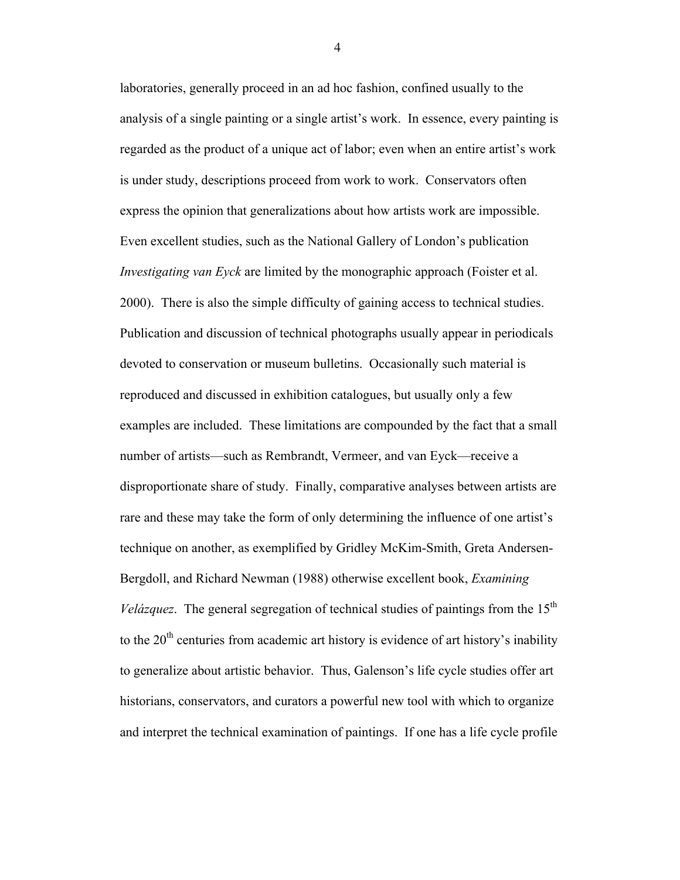laboratories, generally proceed in an ad hoc fashion, confined usually to the analysis of a single painting or a single artist's work. In essence, every painting is regarded as the product of a unique act of labor; even when an entire artist's work is under study, descriptions proceed from work to work. Conservators often express the opinion that generalizations about how artists work are impossible. Even excellent studies, such as the National Gallery of London's publication *Investigating van Eyck* are limited by the monographic approach (Foister et al. 2000). There is also the simple difficulty of gaining access to technical studies. Publication and discussion of technical photographs usually appear in periodicals devoted to conservation or museum bulletins. Occasionally such material is reproduced and discussed in exhibition catalogues, but usually only a few examples are included. These limitations are compounded by the fact that a small number of artists—such as Rembrandt, Vermeer, and van Eyck—receive a disproportionate share of study. Finally, comparative analyses between artists are rare and these may take the form of only determining the influence of one artist's technique on another, as exemplified by Gridley McKim-Smith, Greta Andersen-Bergdoll, and Richard Newman (1988) otherwise excellent book, *Examining Velázquez*. The general segregation of technical studies of paintings from the 15th to the 20th centuries from academic art history is evidence of art history's inability to generalize about artistic behavior. Thus, Galenson's life cycle studies offer art historians, conservators, and curators a powerful new tool with which to organize and interpret the technical examination of paintings. If one has a life cycle profile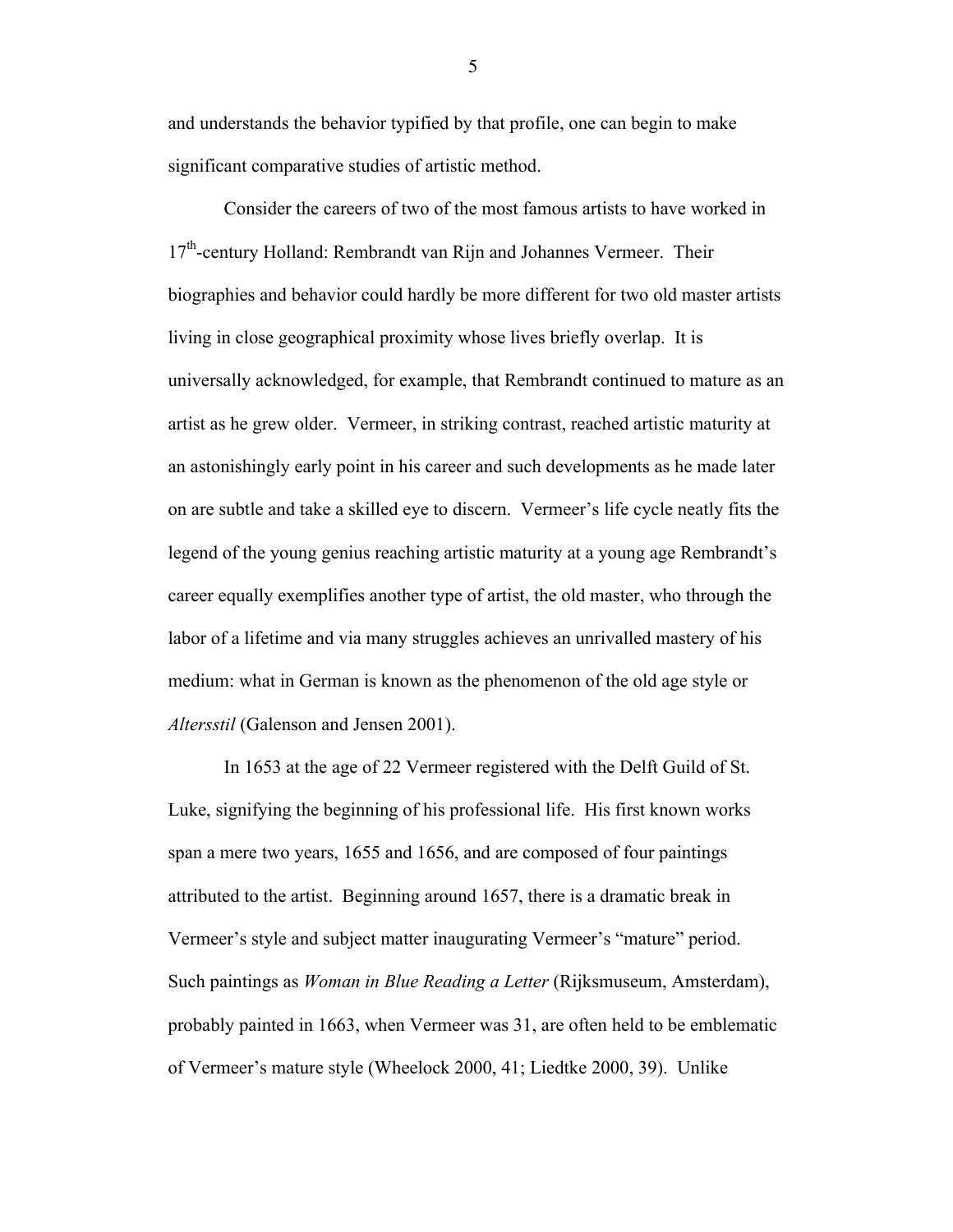and understands the behavior typified by that profile, one can begin to make significant comparative studies of artistic method.

Consider the careers of two of the most famous artists to have worked in $17^{th}$-century Holland: Rembrandt van Rijn and Johannes Vermeer. Their biographies and behavior could hardly be more different for two old master artists living in close geographical proximity whose lives briefly overlap. It is universally acknowledged, for example, that Rembrandt continued to mature as an artist as he grew older. Vermeer, in striking contrast, reached artistic maturity at an astonishingly early point in his career and such developments as he made later on are subtle and take a skilled eye to discern. Vermeer's life cycle neatly fits the legend of the young genius reaching artistic maturity at a young age Rembrandt's career equally exemplifies another type of artist, the old master, who through the labor of a lifetime and via many struggles achieves an unrivalled mastery of his medium: what in German is known as the phenomenon of the old age style or *Altersstil* (Galenson and Jensen 2001).

In 1653 at the age of 22 Vermeer registered with the Delft Guild of St. Luke, signifying the beginning of his professional life. His first known works span a mere two years, 1655 and 1656, and are composed of four paintings attributed to the artist. Beginning around 1657, there is a dramatic break in Vermeer's style and subject matter inaugurating Vermeer's "mature" period. Such paintings as *Woman in Blue Reading a Letter* (Rijksmuseum, Amsterdam), probably painted in 1663, when Vermeer was 31, are often held to be emblematic of Vermeer's mature style (Wheelock 2000, 41; Liedtke 2000, 39). Unlike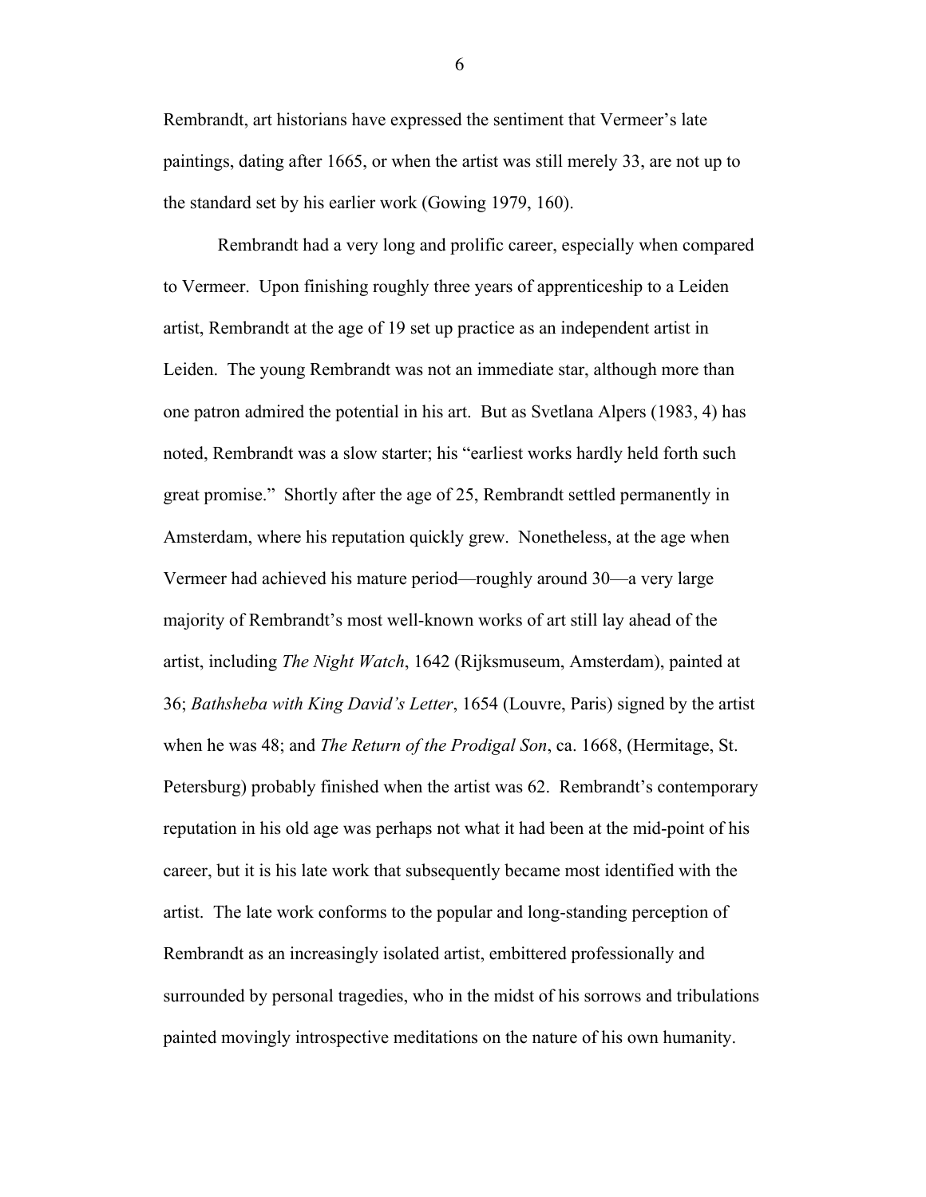Rembrandt, art historians have expressed the sentiment that Vermeer's late paintings, dating after 1665, or when the artist was still merely 33, are not up to the standard set by his earlier work (Gowing 1979, 160).

Rembrandt had a very long and prolific career, especially when compared to Vermeer. Upon finishing roughly three years of apprenticeship to a Leiden artist, Rembrandt at the age of 19 set up practice as an independent artist in Leiden. The young Rembrandt was not an immediate star, although more than one patron admired the potential in his art. But as Svetlana Alpers (1983, 4) has noted, Rembrandt was a slow starter; his "earliest works hardly held forth such great promise." Shortly after the age of 25, Rembrandt settled permanently in Amsterdam, where his reputation quickly grew. Nonetheless, at the age when Vermeer had achieved his mature period—roughly around 30—a very large majority of Rembrandt's most well-known works of art still lay ahead of the artist, including *The Night Watch*, 1642 (Rijksmuseum, Amsterdam), painted at 36; *Bathsheba with King David's Letter*, 1654 (Louvre, Paris) signed by the artist when he was 48; and *The Return of the Prodigal Son*, ca. 1668, (Hermitage, St. Petersburg) probably finished when the artist was 62. Rembrandt's contemporary reputation in his old age was perhaps not what it had been at the mid-point of his career, but it is his late work that subsequently became most identified with the artist. The late work conforms to the popular and long-standing perception of Rembrandt as an increasingly isolated artist, embittered professionally and surrounded by personal tragedies, who in the midst of his sorrows and tribulations painted movingly introspective meditations on the nature of his own humanity.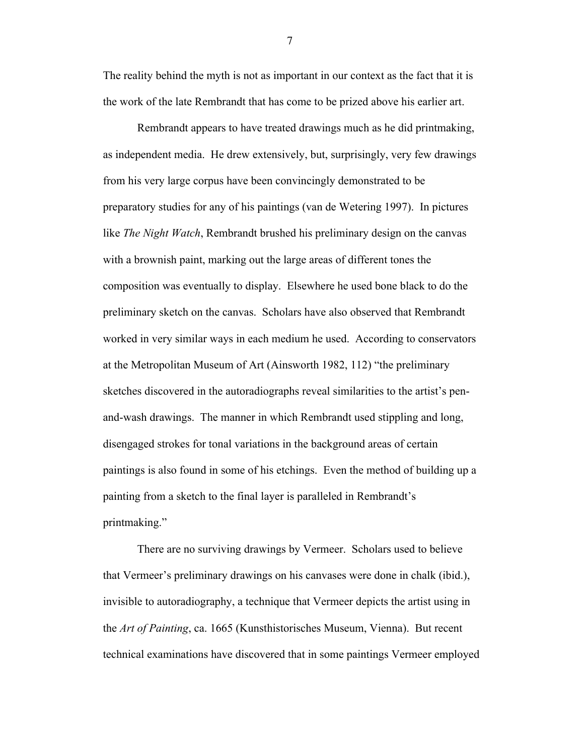The reality behind the myth is not as important in our context as the fact that it is the work of the late Rembrandt that has come to be prized above his earlier art.

Rembrandt appears to have treated drawings much as he did printmaking, as independent media. He drew extensively, but, surprisingly, very few drawings from his very large corpus have been convincingly demonstrated to be preparatory studies for any of his paintings (van de Wetering 1997). In pictures like *The Night Watch*, Rembrandt brushed his preliminary design on the canvas with a brownish paint, marking out the large areas of different tones the composition was eventually to display. Elsewhere he used bone black to do the preliminary sketch on the canvas. Scholars have also observed that Rembrandt worked in very similar ways in each medium he used. According to conservators at the Metropolitan Museum of Art (Ainsworth 1982, 112) "the preliminary sketches discovered in the autoradiographs reveal similarities to the artist's pen-and-wash drawings. The manner in which Rembrandt used stippling and long, disengaged strokes for tonal variations in the background areas of certain paintings is also found in some of his etchings. Even the method of building up a painting from a sketch to the final layer is paralleled in Rembrandt's printmaking."

There are no surviving drawings by Vermeer. Scholars used to believe that Vermeer's preliminary drawings on his canvases were done in chalk (ibid.), invisible to autoradiography, a technique that Vermeer depicts the artist using in the *Art of Painting*, ca. 1665 (Kunsthistorisches Museum, Vienna). But recent technical examinations have discovered that in some paintings Vermeer employed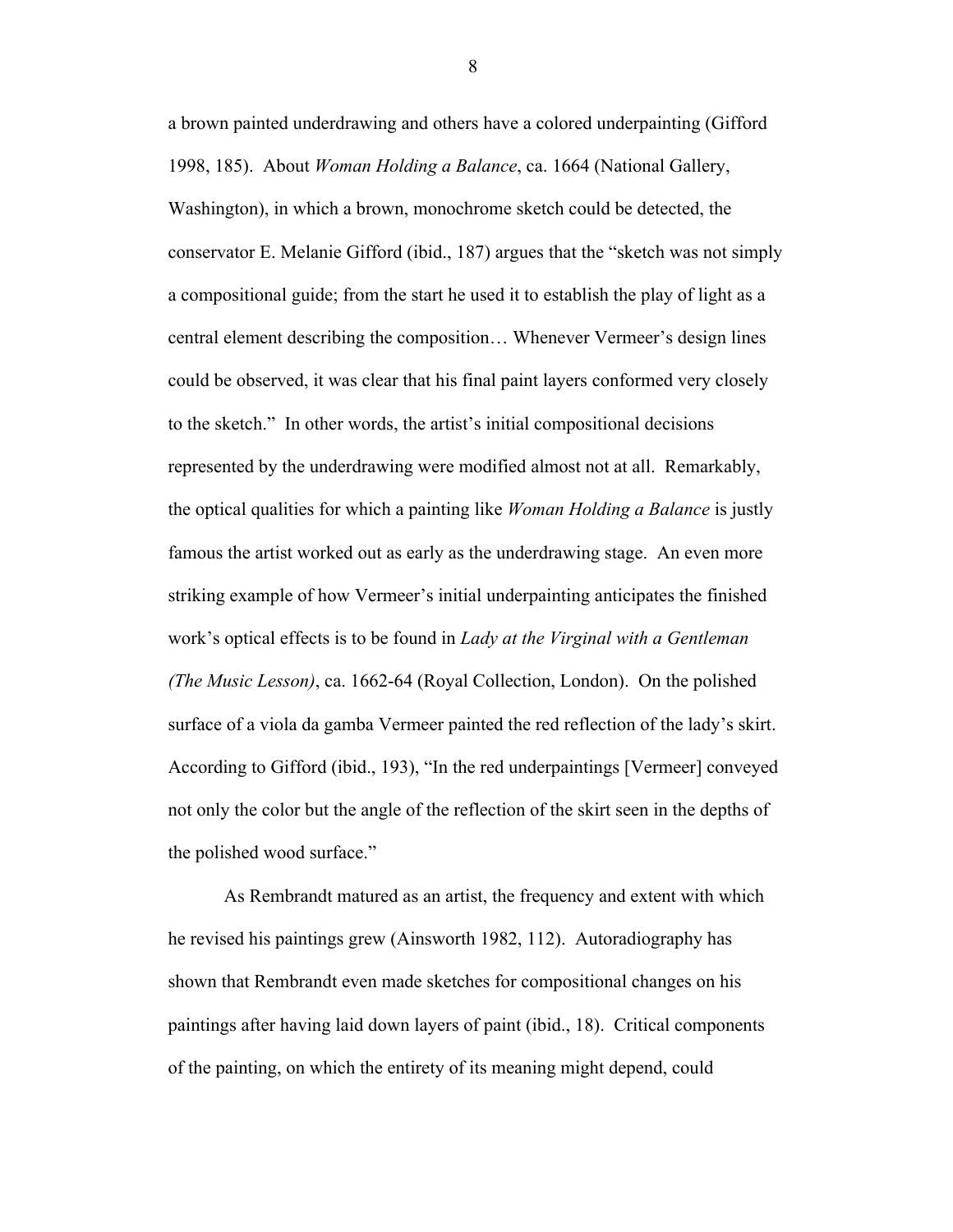a brown painted underdrawing and others have a colored underpainting (Gifford 1998, 185). About *Woman Holding a Balance*, ca. 1664 (National Gallery, Washington), in which a brown, monochrome sketch could be detected, the conservator E. Melanie Gifford (ibid., 187) argues that the "sketch was not simply a compositional guide; from the start he used it to establish the play of light as a central element describing the composition… Whenever Vermeer's design lines could be observed, it was clear that his final paint layers conformed very closely to the sketch." In other words, the artist's initial compositional decisions represented by the underdrawing were modified almost not at all. Remarkably, the optical qualities for which a painting like *Woman Holding a Balance* is justly famous the artist worked out as early as the underdrawing stage. An even more striking example of how Vermeer's initial underpainting anticipates the finished work's optical effects is to be found in *Lady at the Virginal with a Gentleman (The Music Lesson)*, ca. 1662-64 (Royal Collection, London). On the polished surface of a viola da gamba Vermeer painted the red reflection of the lady's skirt. According to Gifford (ibid., 193), "In the red underpaintings [Vermeer] conveyed not only the color but the angle of the reflection of the skirt seen in the depths of the polished wood surface."

As Rembrandt matured as an artist, the frequency and extent with which he revised his paintings grew (Ainsworth 1982, 112). Autoradiography has shown that Rembrandt even made sketches for compositional changes on his paintings after having laid down layers of paint (ibid., 18). Critical components of the painting, on which the entirety of its meaning might depend, could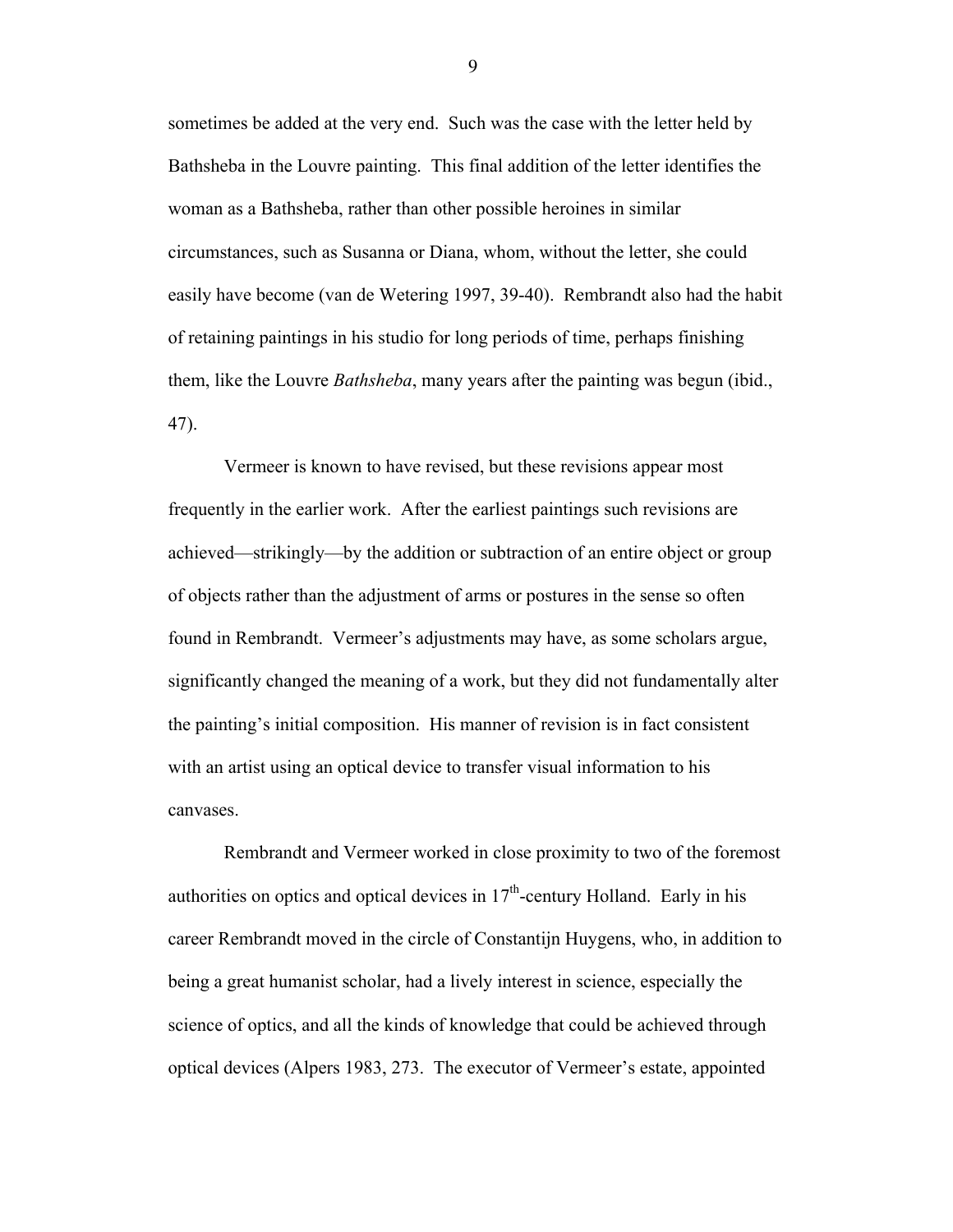sometimes be added at the very end. Such was the case with the letter held by Bathsheba in the Louvre painting. This final addition of the letter identifies the woman as a Bathsheba, rather than other possible heroines in similar circumstances, such as Susanna or Diana, whom, without the letter, she could easily have become (van de Wetering 1997, 39-40). Rembrandt also had the habit of retaining paintings in his studio for long periods of time, perhaps finishing them, like the Louvre *Bathsheba*, many years after the painting was begun (ibid., 47).

Vermeer is known to have revised, but these revisions appear most frequently in the earlier work. After the earliest paintings such revisions are achieved—strikingly—by the addition or subtraction of an entire object or group of objects rather than the adjustment of arms or postures in the sense so often found in Rembrandt. Vermeer's adjustments may have, as some scholars argue, significantly changed the meaning of a work, but they did not fundamentally alter the painting's initial composition. His manner of revision is in fact consistent with an artist using an optical device to transfer visual information to his canvases.

Rembrandt and Vermeer worked in close proximity to two of the foremost authorities on optics and optical devices in 17th-century Holland. Early in his career Rembrandt moved in the circle of Constantijn Huygens, who, in addition to being a great humanist scholar, had a lively interest in science, especially the science of optics, and all the kinds of knowledge that could be achieved through optical devices (Alpers 1983, 273. The executor of Vermeer's estate, appointed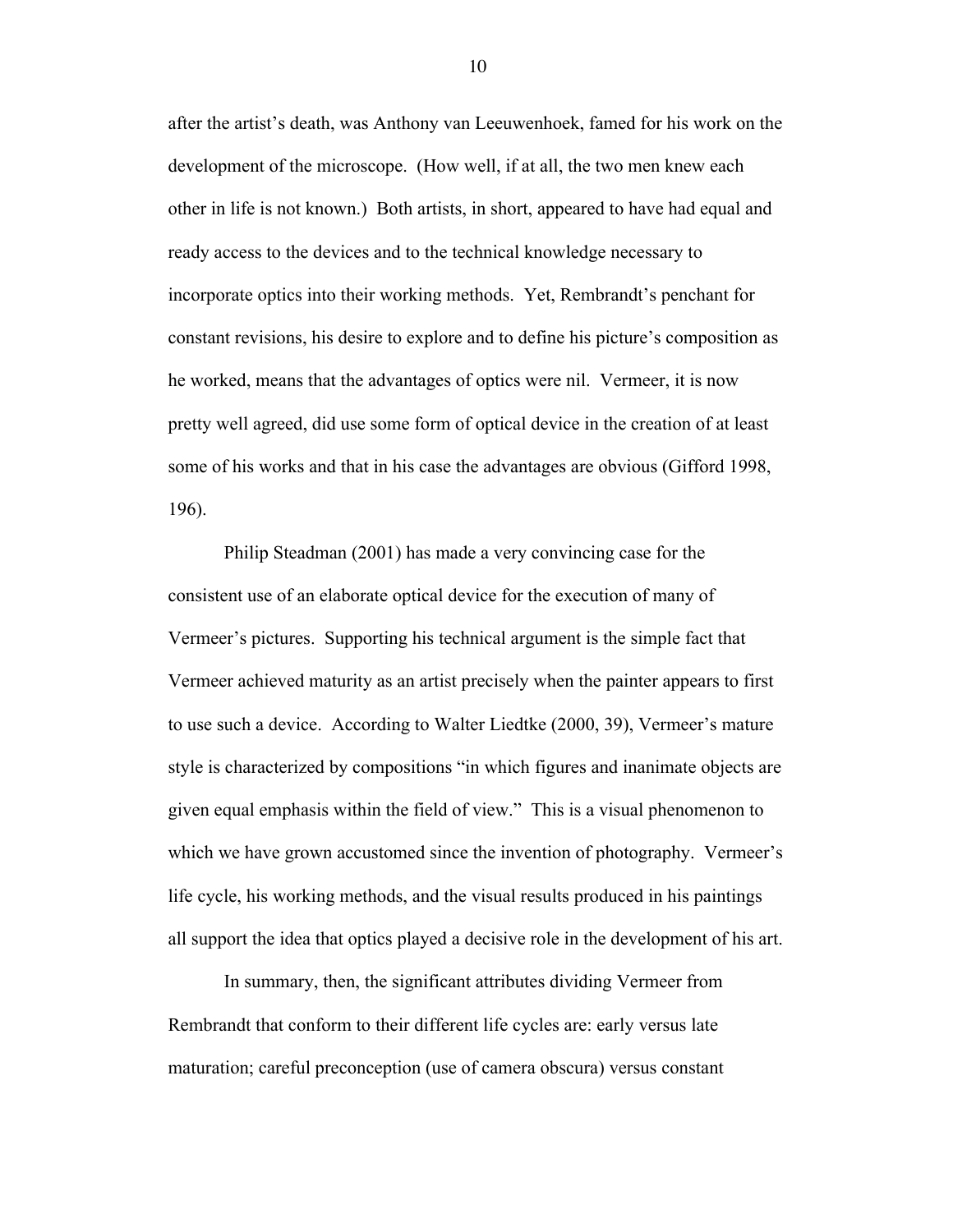after the artist's death, was Anthony van Leeuwenhoek, famed for his work on the development of the microscope. (How well, if at all, the two men knew each other in life is not known.) Both artists, in short, appeared to have had equal and ready access to the devices and to the technical knowledge necessary to incorporate optics into their working methods. Yet, Rembrandt's penchant for constant revisions, his desire to explore and to define his picture's composition as he worked, means that the advantages of optics were nil. Vermeer, it is now pretty well agreed, did use some form of optical device in the creation of at least some of his works and that in his case the advantages are obvious (Gifford 1998, 196).

Philip Steadman (2001) has made a very convincing case for the consistent use of an elaborate optical device for the execution of many of Vermeer's pictures. Supporting his technical argument is the simple fact that Vermeer achieved maturity as an artist precisely when the painter appears to first to use such a device. According to Walter Liedtke (2000, 39), Vermeer's mature style is characterized by compositions "in which figures and inanimate objects are given equal emphasis within the field of view." This is a visual phenomenon to which we have grown accustomed since the invention of photography. Vermeer's life cycle, his working methods, and the visual results produced in his paintings all support the idea that optics played a decisive role in the development of his art.

In summary, then, the significant attributes dividing Vermeer from Rembrandt that conform to their different life cycles are: early versus late maturation; careful preconception (use of camera obscura) versus constant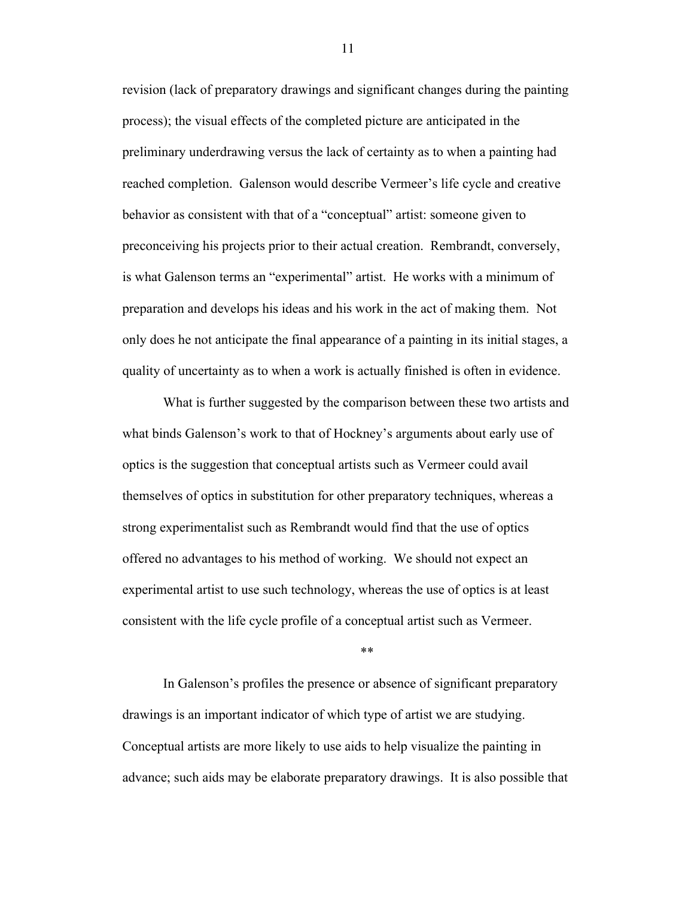revision (lack of preparatory drawings and significant changes during the painting process); the visual effects of the completed picture are anticipated in the preliminary underdrawing versus the lack of certainty as to when a painting had reached completion. Galenson would describe Vermeer's life cycle and creative behavior as consistent with that of a "conceptual" artist: someone given to preconceiving his projects prior to their actual creation. Rembrandt, conversely, is what Galenson terms an "experimental" artist. He works with a minimum of preparation and develops his ideas and his work in the act of making them. Not only does he not anticipate the final appearance of a painting in its initial stages, a quality of uncertainty as to when a work is actually finished is often in evidence.

What is further suggested by the comparison between these two artists and what binds Galenson's work to that of Hockney's arguments about early use of optics is the suggestion that conceptual artists such as Vermeer could avail themselves of optics in substitution for other preparatory techniques, whereas a strong experimentalist such as Rembrandt would find that the use of optics offered no advantages to his method of working. We should not expect an experimental artist to use such technology, whereas the use of optics is at least consistent with the life cycle profile of a conceptual artist such as Vermeer.

**

In Galenson's profiles the presence or absence of significant preparatory drawings is an important indicator of which type of artist we are studying. Conceptual artists are more likely to use aids to help visualize the painting in advance; such aids may be elaborate preparatory drawings. It is also possible that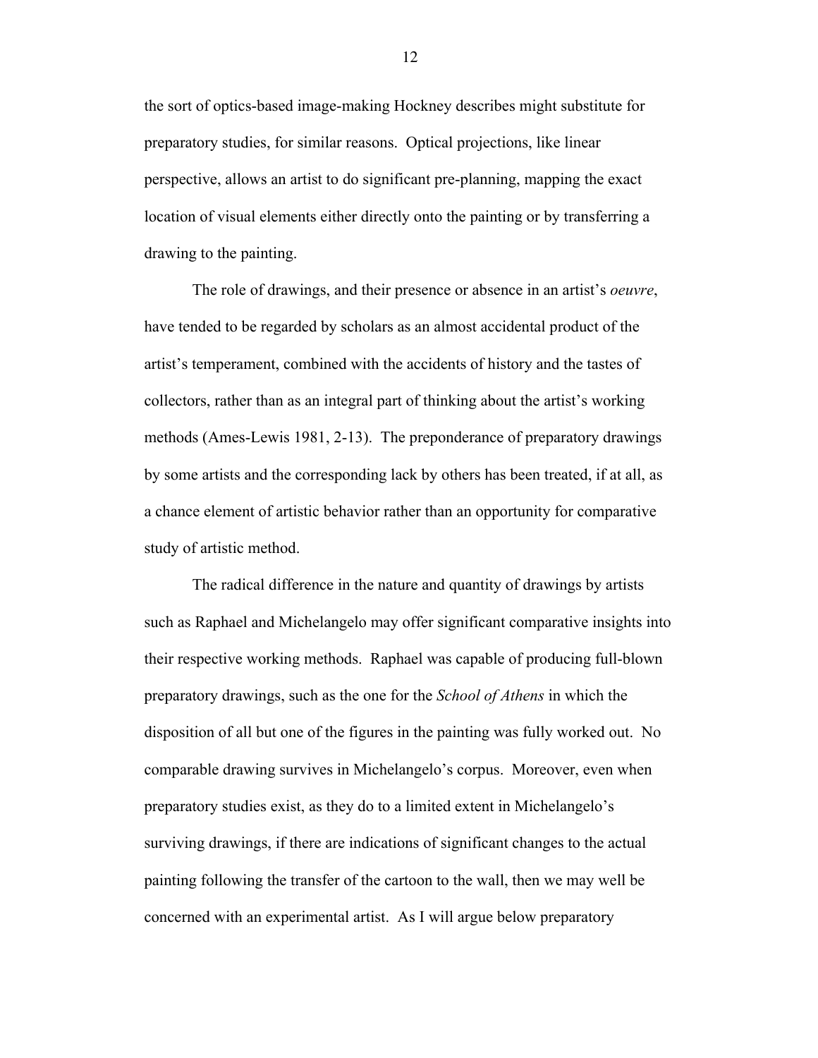the sort of optics-based image-making Hockney describes might substitute for preparatory studies, for similar reasons. Optical projections, like linear perspective, allows an artist to do significant pre-planning, mapping the exact location of visual elements either directly onto the painting or by transferring a drawing to the painting.

The role of drawings, and their presence or absence in an artist's *oeuvre*, have tended to be regarded by scholars as an almost accidental product of the artist's temperament, combined with the accidents of history and the tastes of collectors, rather than as an integral part of thinking about the artist's working methods (Ames-Lewis 1981, 2-13). The preponderance of preparatory drawings by some artists and the corresponding lack by others has been treated, if at all, as a chance element of artistic behavior rather than an opportunity for comparative study of artistic method.

The radical difference in the nature and quantity of drawings by artists such as Raphael and Michelangelo may offer significant comparative insights into their respective working methods. Raphael was capable of producing full-blown preparatory drawings, such as the one for the *School of Athens* in which the disposition of all but one of the figures in the painting was fully worked out. No comparable drawing survives in Michelangelo's corpus. Moreover, even when preparatory studies exist, as they do to a limited extent in Michelangelo's surviving drawings, if there are indications of significant changes to the actual painting following the transfer of the cartoon to the wall, then we may well be concerned with an experimental artist. As I will argue below preparatory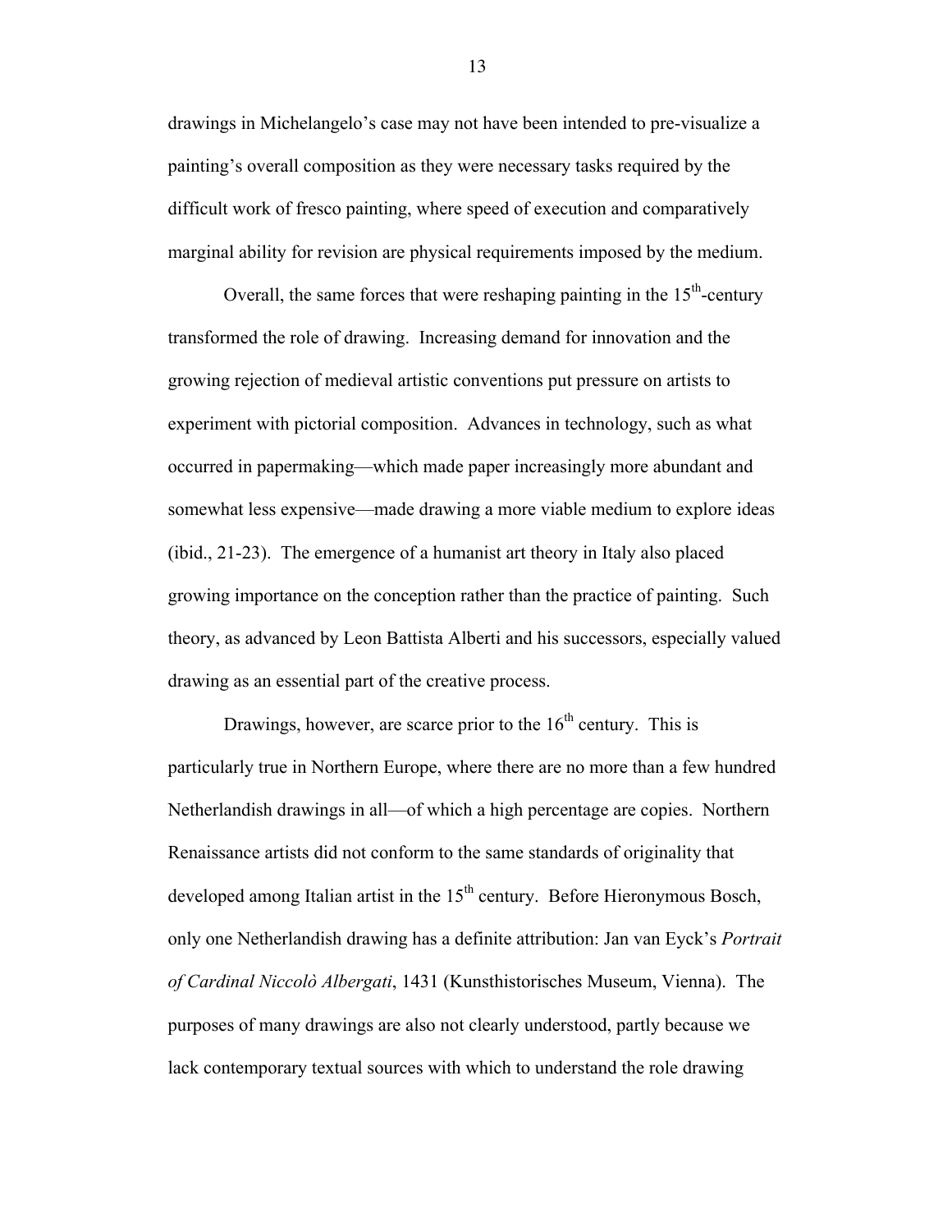drawings in Michelangelo's case may not have been intended to pre-visualize a painting's overall composition as they were necessary tasks required by the difficult work of fresco painting, where speed of execution and comparatively marginal ability for revision are physical requirements imposed by the medium.

Overall, the same forces that were reshaping painting in the 15th-century transformed the role of drawing. Increasing demand for innovation and the growing rejection of medieval artistic conventions put pressure on artists to experiment with pictorial composition. Advances in technology, such as what occurred in papermaking—which made paper increasingly more abundant and somewhat less expensive—made drawing a more viable medium to explore ideas (ibid., 21-23). The emergence of a humanist art theory in Italy also placed growing importance on the conception rather than the practice of painting. Such theory, as advanced by Leon Battista Alberti and his successors, especially valued drawing as an essential part of the creative process.

Drawings, however, are scarce prior to the 16th century. This is particularly true in Northern Europe, where there are no more than a few hundred Netherlandish drawings in all—of which a high percentage are copies. Northern Renaissance artists did not conform to the same standards of originality that developed among Italian artist in the 15th century. Before Hieronymous Bosch, only one Netherlandish drawing has a definite attribution: Jan van Eyck's *Portrait of Cardinal Niccolò Albergati*, 1431 (Kunsthistorisches Museum, Vienna). The purposes of many drawings are also not clearly understood, partly because we lack contemporary textual sources with which to understand the role drawing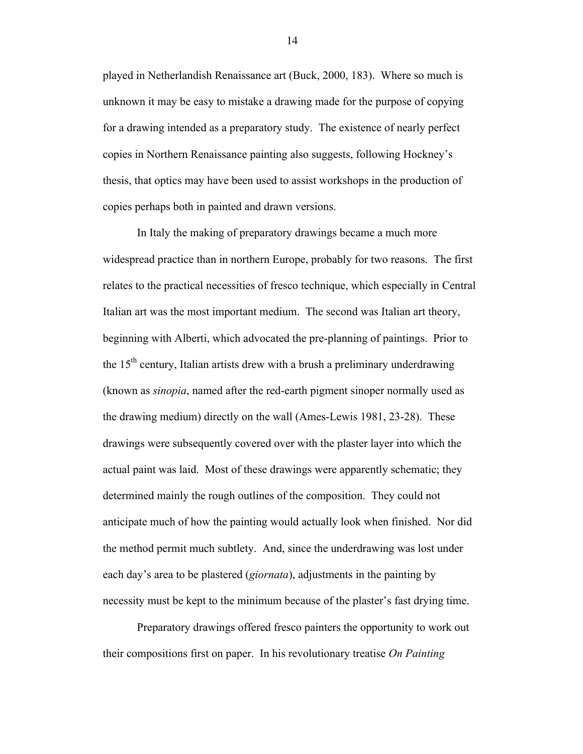played in Netherlandish Renaissance art (Buck, 2000, 183). Where so much is unknown it may be easy to mistake a drawing made for the purpose of copying for a drawing intended as a preparatory study. The existence of nearly perfect copies in Northern Renaissance painting also suggests, following Hockney's thesis, that optics may have been used to assist workshops in the production of copies perhaps both in painted and drawn versions.

In Italy the making of preparatory drawings became a much more widespread practice than in northern Europe, probably for two reasons. The first relates to the practical necessities of fresco technique, which especially in Central Italian art was the most important medium. The second was Italian art theory, beginning with Alberti, which advocated the pre-planning of paintings. Prior to the 15th century, Italian artists drew with a brush a preliminary underdrawing (known as *sinopia*, named after the red-earth pigment sinoper normally used as the drawing medium) directly on the wall (Ames-Lewis 1981, 23-28). These drawings were subsequently covered over with the plaster layer into which the actual paint was laid. Most of these drawings were apparently schematic; they determined mainly the rough outlines of the composition. They could not anticipate much of how the painting would actually look when finished. Nor did the method permit much subtlety. And, since the underdrawing was lost under each day's area to be plastered (*giornata*), adjustments in the painting by necessity must be kept to the minimum because of the plaster's fast drying time.

Preparatory drawings offered fresco painters the opportunity to work out their compositions first on paper. In his revolutionary treatise *On Painting*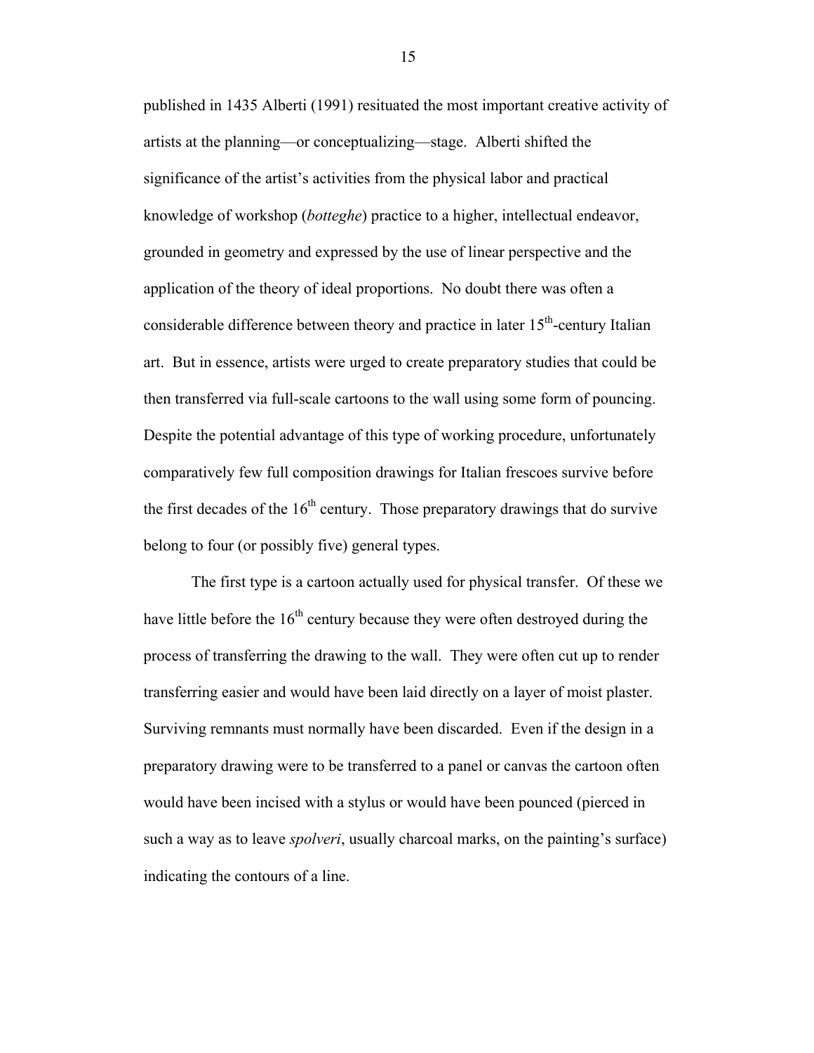published in 1435 Alberti (1991) resituated the most important creative activity of artists at the planning—or conceptualizing—stage. Alberti shifted the significance of the artist's activities from the physical labor and practical knowledge of workshop (*botteghe*) practice to a higher, intellectual endeavor, grounded in geometry and expressed by the use of linear perspective and the application of the theory of ideal proportions. No doubt there was often a considerable difference between theory and practice in later 15th-century Italian art. But in essence, artists were urged to create preparatory studies that could be then transferred via full-scale cartoons to the wall using some form of pouncing. Despite the potential advantage of this type of working procedure, unfortunately comparatively few full composition drawings for Italian frescoes survive before the first decades of the 16th century. Those preparatory drawings that do survive belong to four (or possibly five) general types.

The first type is a cartoon actually used for physical transfer. Of these we have little before the 16th century because they were often destroyed during the process of transferring the drawing to the wall. They were often cut up to render transferring easier and would have been laid directly on a layer of moist plaster. Surviving remnants must normally have been discarded. Even if the design in a preparatory drawing were to be transferred to a panel or canvas the cartoon often would have been incised with a stylus or would have been pounced (pierced in such a way as to leave *spolveri*, usually charcoal marks, on the painting's surface) indicating the contours of a line.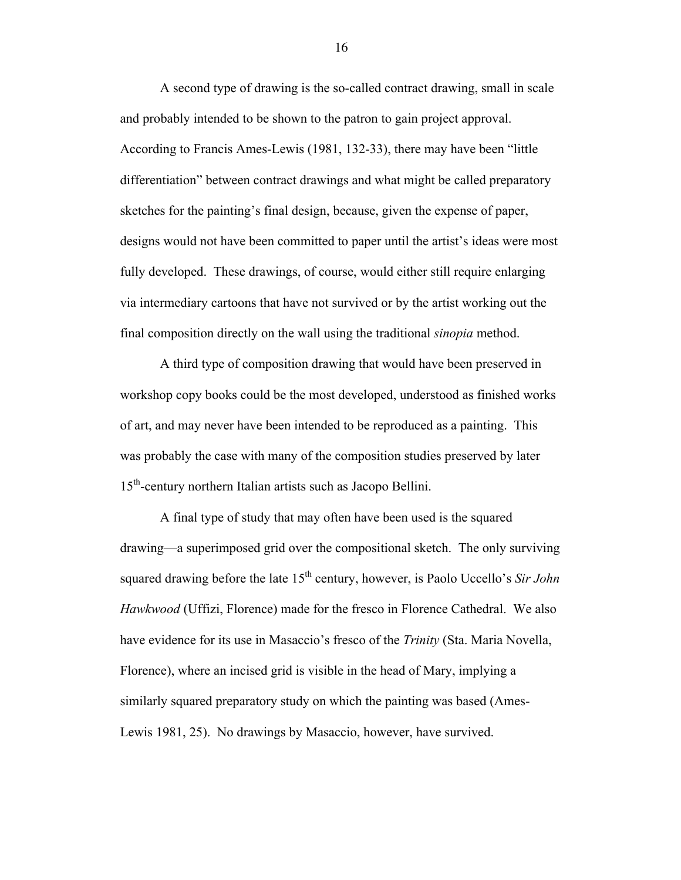A second type of drawing is the so-called contract drawing, small in scale and probably intended to be shown to the patron to gain project approval. According to Francis Ames-Lewis (1981, 132-33), there may have been "little differentiation" between contract drawings and what might be called preparatory sketches for the painting's final design, because, given the expense of paper, designs would not have been committed to paper until the artist's ideas were most fully developed. These drawings, of course, would either still require enlarging via intermediary cartoons that have not survived or by the artist working out the final composition directly on the wall using the traditional *sinopia* method.

A third type of composition drawing that would have been preserved in workshop copy books could be the most developed, understood as finished works of art, and may never have been intended to be reproduced as a painting. This was probably the case with many of the composition studies preserved by later 15th-century northern Italian artists such as Jacopo Bellini.

A final type of study that may often have been used is the squared drawing—a superimposed grid over the compositional sketch. The only surviving squared drawing before the late 15th century, however, is Paolo Uccello's *Sir John Hawkwood* (Uffizi, Florence) made for the fresco in Florence Cathedral. We also have evidence for its use in Masaccio's fresco of the *Trinity* (Sta. Maria Novella, Florence), where an incised grid is visible in the head of Mary, implying a similarly squared preparatory study on which the painting was based (Ames-Lewis 1981, 25). No drawings by Masaccio, however, have survived.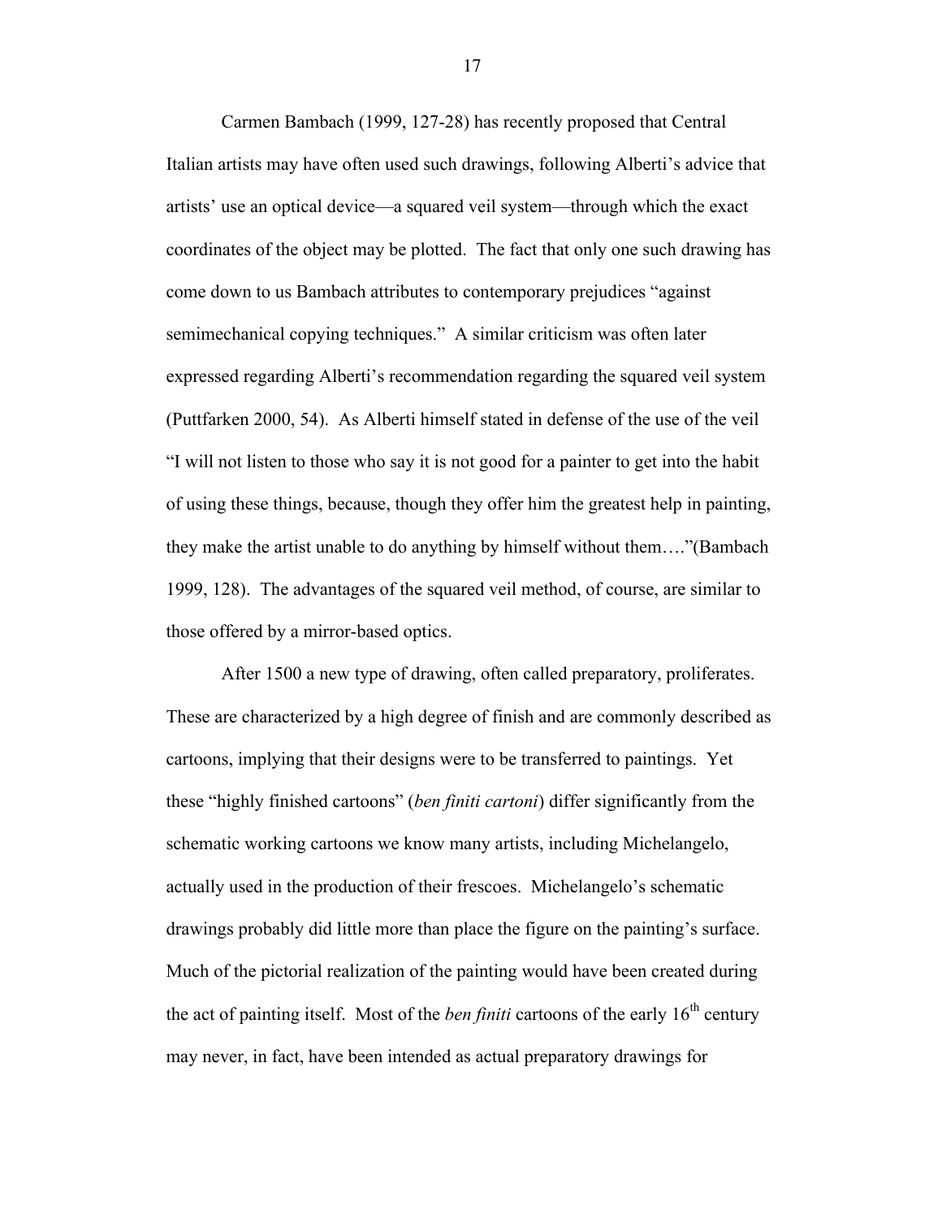Carmen Bambach (1999, 127-28) has recently proposed that Central Italian artists may have often used such drawings, following Alberti's advice that artists' use an optical device—a squared veil system—through which the exact coordinates of the object may be plotted. The fact that only one such drawing has come down to us Bambach attributes to contemporary prejudices "against semimechanical copying techniques." A similar criticism was often later expressed regarding Alberti's recommendation regarding the squared veil system (Puttfarken 2000, 54). As Alberti himself stated in defense of the use of the veil "I will not listen to those who say it is not good for a painter to get into the habit of using these things, because, though they offer him the greatest help in painting, they make the artist unable to do anything by himself without them…."(Bambach 1999, 128). The advantages of the squared veil method, of course, are similar to those offered by a mirror-based optics.

After 1500 a new type of drawing, often called preparatory, proliferates. These are characterized by a high degree of finish and are commonly described as cartoons, implying that their designs were to be transferred to paintings. Yet these "highly finished cartoons" (*ben finiti cartoni*) differ significantly from the schematic working cartoons we know many artists, including Michelangelo, actually used in the production of their frescoes. Michelangelo's schematic drawings probably did little more than place the figure on the painting's surface. Much of the pictorial realization of the painting would have been created during the act of painting itself. Most of the *ben finiti* cartoons of the early 16th century may never, in fact, have been intended as actual preparatory drawings for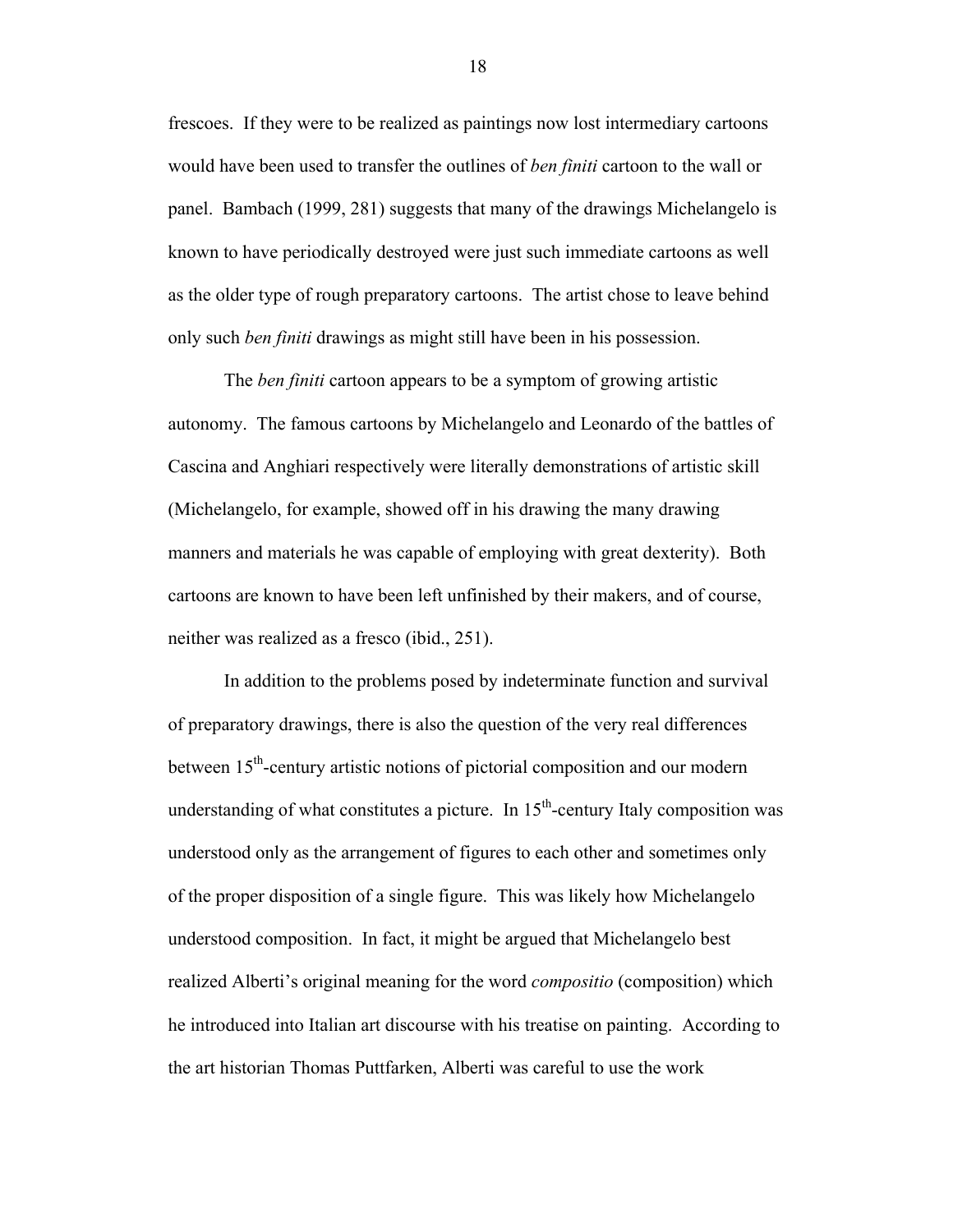frescoes. If they were to be realized as paintings now lost intermediary cartoons would have been used to transfer the outlines of *ben finiti* cartoon to the wall or panel. Bambach (1999, 281) suggests that many of the drawings Michelangelo is known to have periodically destroyed were just such immediate cartoons as well as the older type of rough preparatory cartoons. The artist chose to leave behind only such *ben finiti* drawings as might still have been in his possession.

The *ben finiti* cartoon appears to be a symptom of growing artistic autonomy. The famous cartoons by Michelangelo and Leonardo of the battles of Cascina and Anghiari respectively were literally demonstrations of artistic skill (Michelangelo, for example, showed off in his drawing the many drawing manners and materials he was capable of employing with great dexterity). Both cartoons are known to have been left unfinished by their makers, and of course, neither was realized as a fresco (ibid., 251).

In addition to the problems posed by indeterminate function and survival of preparatory drawings, there is also the question of the very real differences between 15th-century artistic notions of pictorial composition and our modern understanding of what constitutes a picture. In 15th-century Italy composition was understood only as the arrangement of figures to each other and sometimes only of the proper disposition of a single figure. This was likely how Michelangelo understood composition. In fact, it might be argued that Michelangelo best realized Alberti's original meaning for the word *compositio* (composition) which he introduced into Italian art discourse with his treatise on painting. According to the art historian Thomas Puttfarken, Alberti was careful to use the work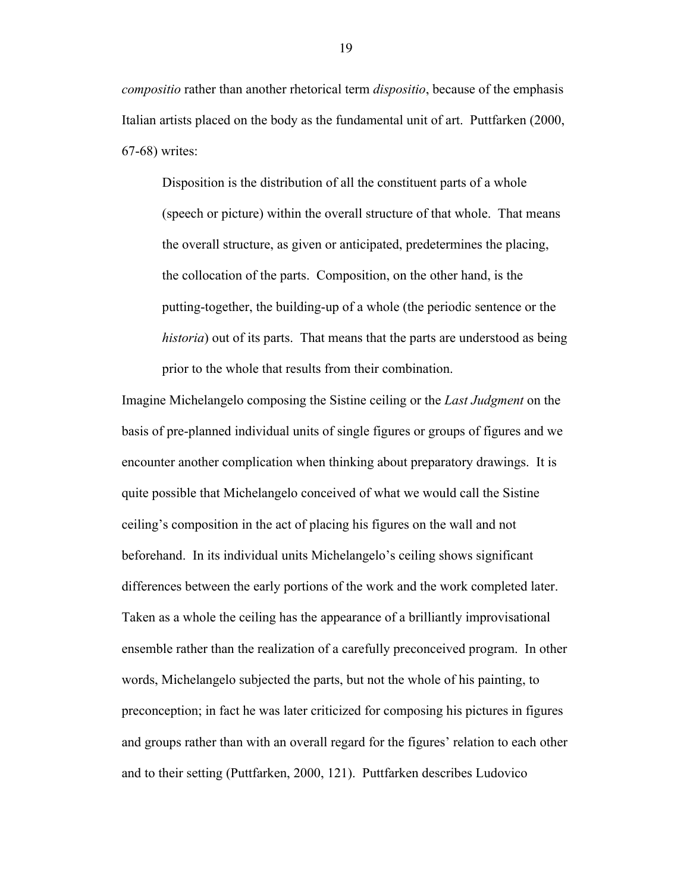*compositio* rather than another rhetorical term *dispositio*, because of the emphasis Italian artists placed on the body as the fundamental unit of art. Puttfarken (2000, 67-68) writes:

> Disposition is the distribution of all the constituent parts of a whole (speech or picture) within the overall structure of that whole. That means the overall structure, as given or anticipated, predetermines the placing, the collocation of the parts. Composition, on the other hand, is the putting-together, the building-up of a whole (the periodic sentence or the *historia*) out of its parts. That means that the parts are understood as being prior to the whole that results from their combination.

Imagine Michelangelo composing the Sistine ceiling or the *Last Judgment* on the basis of pre-planned individual units of single figures or groups of figures and we encounter another complication when thinking about preparatory drawings. It is quite possible that Michelangelo conceived of what we would call the Sistine ceiling's composition in the act of placing his figures on the wall and not beforehand. In its individual units Michelangelo's ceiling shows significant differences between the early portions of the work and the work completed later. Taken as a whole the ceiling has the appearance of a brilliantly improvisational ensemble rather than the realization of a carefully preconceived program. In other words, Michelangelo subjected the parts, but not the whole of his painting, to preconception; in fact he was later criticized for composing his pictures in figures and groups rather than with an overall regard for the figures' relation to each other and to their setting (Puttfarken, 2000, 121). Puttfarken describes Ludovico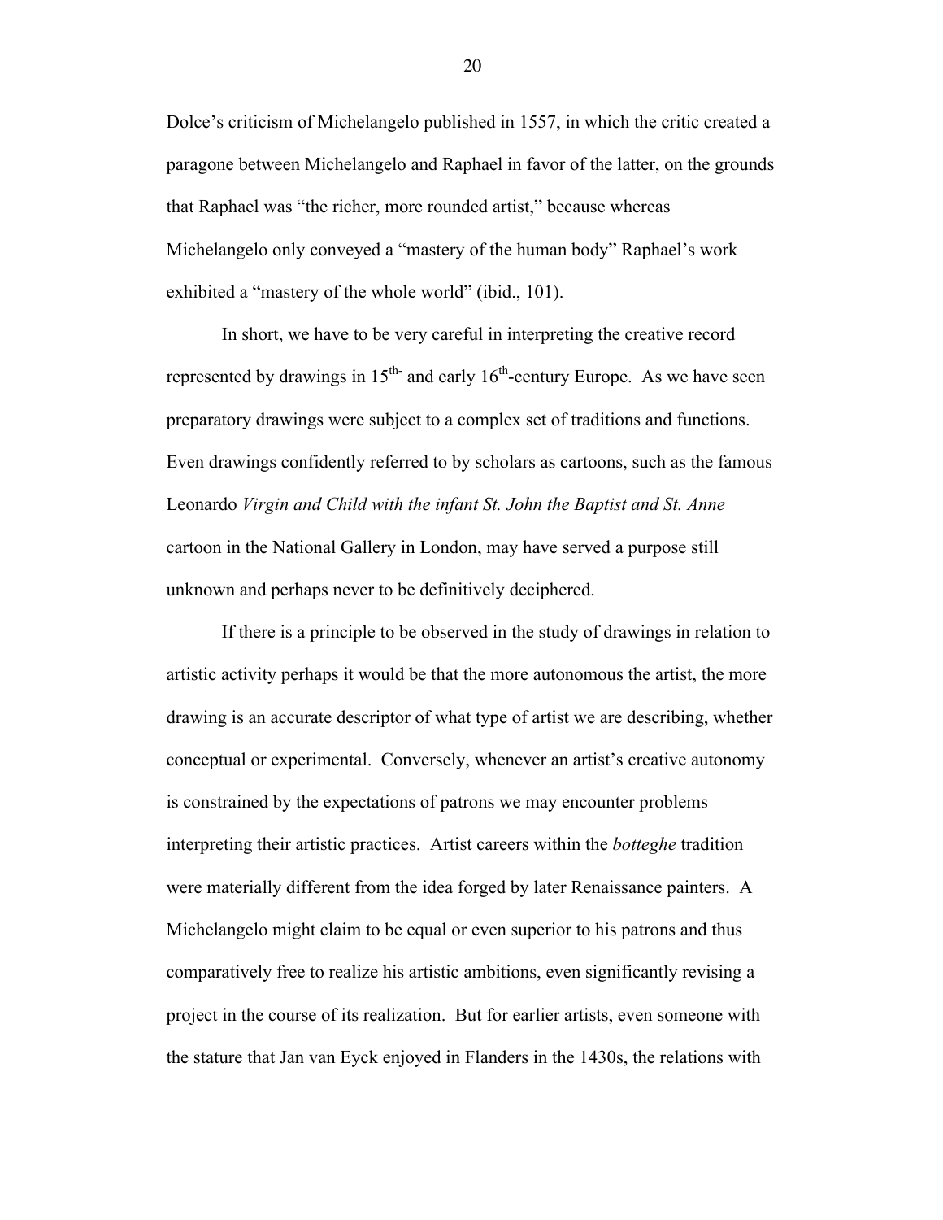Dolce's criticism of Michelangelo published in 1557, in which the critic created a paragone between Michelangelo and Raphael in favor of the latter, on the grounds that Raphael was "the richer, more rounded artist," because whereas Michelangelo only conveyed a "mastery of the human body" Raphael's work exhibited a "mastery of the whole world" (ibid., 101).

In short, we have to be very careful in interpreting the creative record represented by drawings in 15th- and early 16th-century Europe. As we have seen preparatory drawings were subject to a complex set of traditions and functions. Even drawings confidently referred to by scholars as cartoons, such as the famous Leonardo *Virgin and Child with the infant St. John the Baptist and St. Anne* cartoon in the National Gallery in London, may have served a purpose still unknown and perhaps never to be definitively deciphered.

If there is a principle to be observed in the study of drawings in relation to artistic activity perhaps it would be that the more autonomous the artist, the more drawing is an accurate descriptor of what type of artist we are describing, whether conceptual or experimental. Conversely, whenever an artist's creative autonomy is constrained by the expectations of patrons we may encounter problems interpreting their artistic practices. Artist careers within the *botteghe* tradition were materially different from the idea forged by later Renaissance painters. A Michelangelo might claim to be equal or even superior to his patrons and thus comparatively free to realize his artistic ambitions, even significantly revising a project in the course of its realization. But for earlier artists, even someone with the stature that Jan van Eyck enjoyed in Flanders in the 1430s, the relations with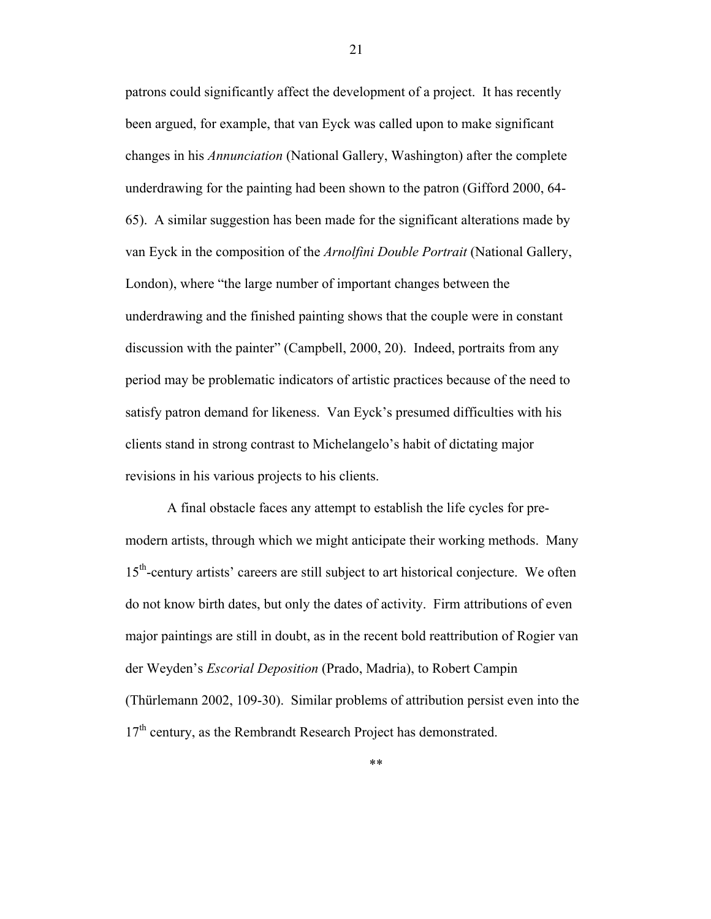patrons could significantly affect the development of a project. It has recently been argued, for example, that van Eyck was called upon to make significant changes in his *Annunciation* (National Gallery, Washington) after the complete underdrawing for the painting had been shown to the patron (Gifford 2000, 64-65). A similar suggestion has been made for the significant alterations made by van Eyck in the composition of the *Arnolfini Double Portrait* (National Gallery, London), where "the large number of important changes between the underdrawing and the finished painting shows that the couple were in constant discussion with the painter" (Campbell, 2000, 20). Indeed, portraits from any period may be problematic indicators of artistic practices because of the need to satisfy patron demand for likeness. Van Eyck's presumed difficulties with his clients stand in strong contrast to Michelangelo's habit of dictating major revisions in his various projects to his clients.

A final obstacle faces any attempt to establish the life cycles for pre-modern artists, through which we might anticipate their working methods. Many 15th-century artists' careers are still subject to art historical conjecture. We often do not know birth dates, but only the dates of activity. Firm attributions of even major paintings are still in doubt, as in the recent bold reattribution of Rogier van der Weyden's *Escorial Deposition* (Prado, Madria), to Robert Campin (Thürlemann 2002, 109-30). Similar problems of attribution persist even into the 17th century, as the Rembrandt Research Project has demonstrated.

**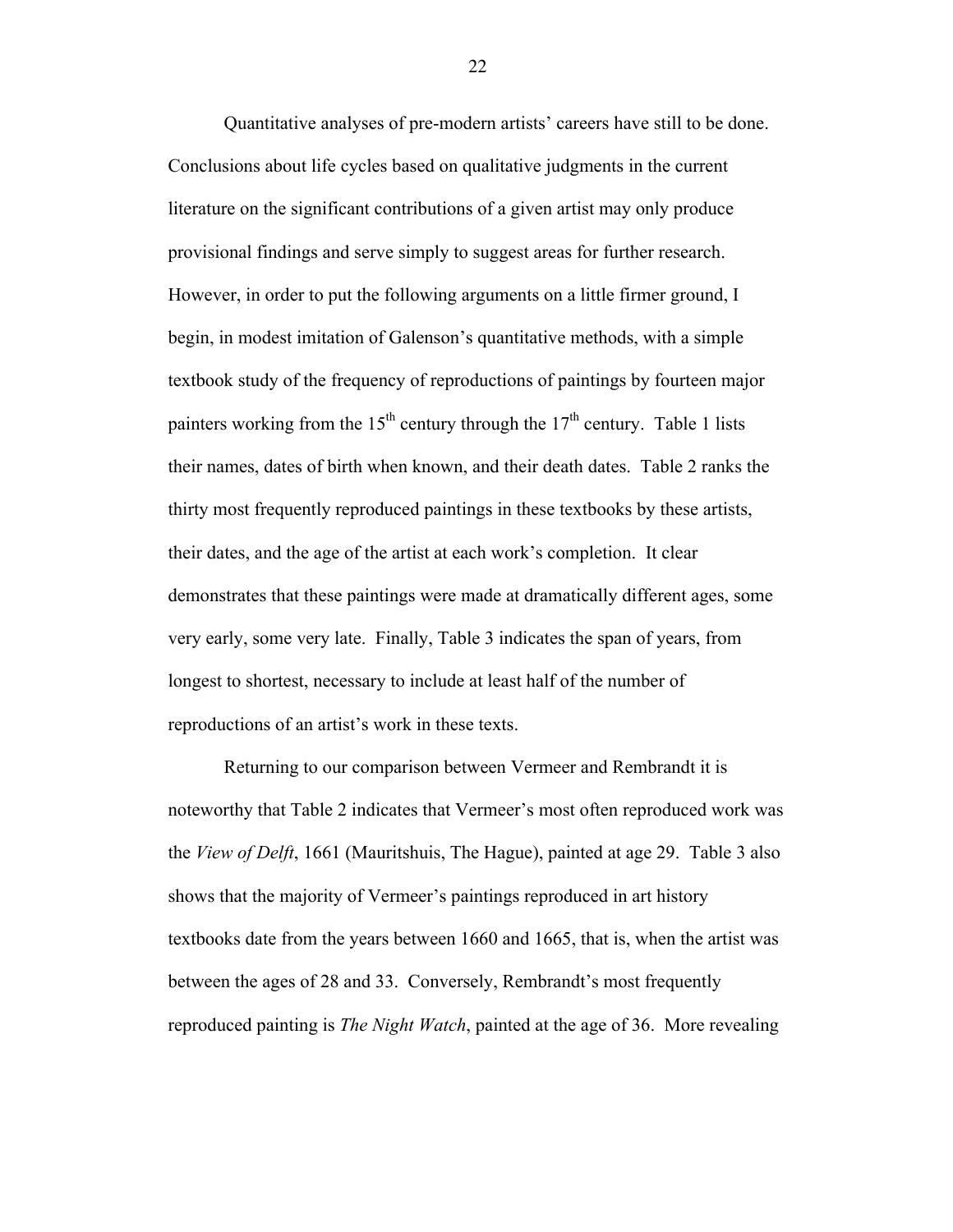Quantitative analyses of pre-modern artists' careers have still to be done. Conclusions about life cycles based on qualitative judgments in the current literature on the significant contributions of a given artist may only produce provisional findings and serve simply to suggest areas for further research. However, in order to put the following arguments on a little firmer ground, I begin, in modest imitation of Galenson's quantitative methods, with a simple textbook study of the frequency of reproductions of paintings by fourteen major painters working from the 15th century through the 17th century. Table 1 lists their names, dates of birth when known, and their death dates. Table 2 ranks the thirty most frequently reproduced paintings in these textbooks by these artists, their dates, and the age of the artist at each work's completion. It clear demonstrates that these paintings were made at dramatically different ages, some very early, some very late. Finally, Table 3 indicates the span of years, from longest to shortest, necessary to include at least half of the number of reproductions of an artist's work in these texts.

Returning to our comparison between Vermeer and Rembrandt it is noteworthy that Table 2 indicates that Vermeer's most often reproduced work was the *View of Delft*, 1661 (Mauritshuis, The Hague), painted at age 29. Table 3 also shows that the majority of Vermeer's paintings reproduced in art history textbooks date from the years between 1660 and 1665, that is, when the artist was between the ages of 28 and 33. Conversely, Rembrandt's most frequently reproduced painting is *The Night Watch*, painted at the age of 36. More revealing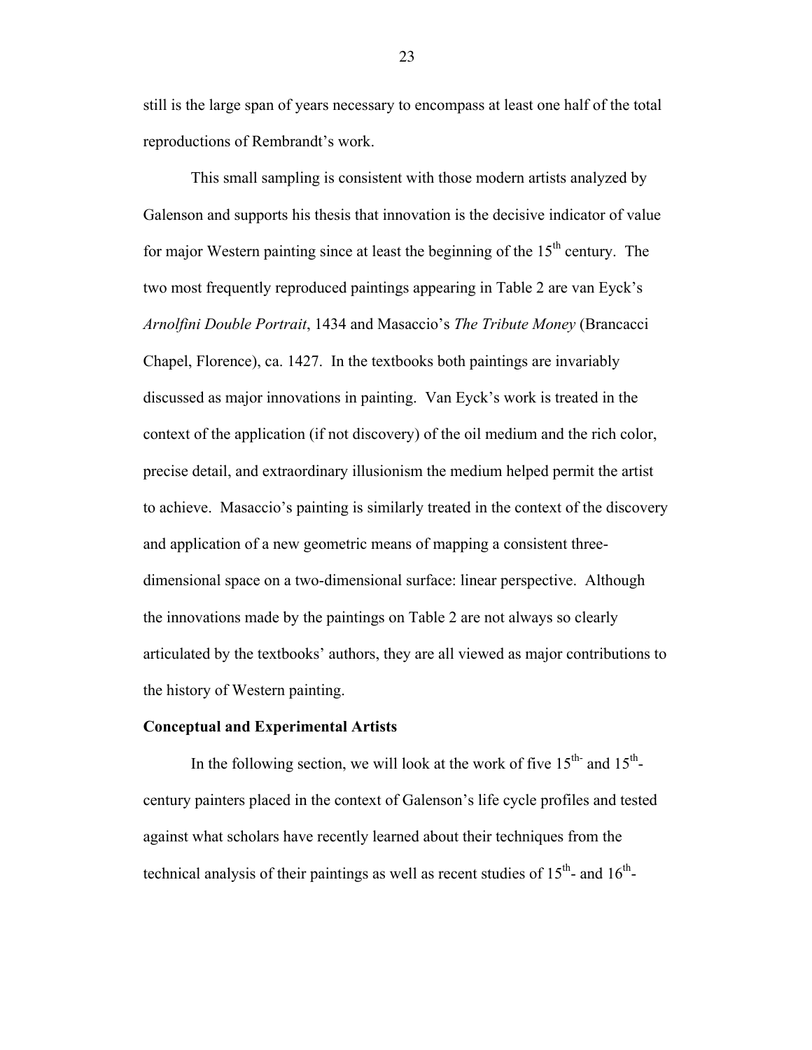still is the large span of years necessary to encompass at least one half of the total reproductions of Rembrandt's work.

This small sampling is consistent with those modern artists analyzed by Galenson and supports his thesis that innovation is the decisive indicator of value for major Western painting since at least the beginning of the 15th century. The two most frequently reproduced paintings appearing in Table 2 are van Eyck's *Arnolfini Double Portrait*, 1434 and Masaccio's *The Tribute Money* (Brancacci Chapel, Florence), ca. 1427. In the textbooks both paintings are invariably discussed as major innovations in painting. Van Eyck's work is treated in the context of the application (if not discovery) of the oil medium and the rich color, precise detail, and extraordinary illusionism the medium helped permit the artist to achieve. Masaccio's painting is similarly treated in the context of the discovery and application of a new geometric means of mapping a consistent three-dimensional space on a two-dimensional surface: linear perspective. Although the innovations made by the paintings on Table 2 are not always so clearly articulated by the textbooks' authors, they are all viewed as major contributions to the history of Western painting.

**Conceptual and Experimental Artists**

In the following section, we will look at the work of five 15th- and 15th-century painters placed in the context of Galenson's life cycle profiles and tested against what scholars have recently learned about their techniques from the technical analysis of their paintings as well as recent studies of 15th- and 16th-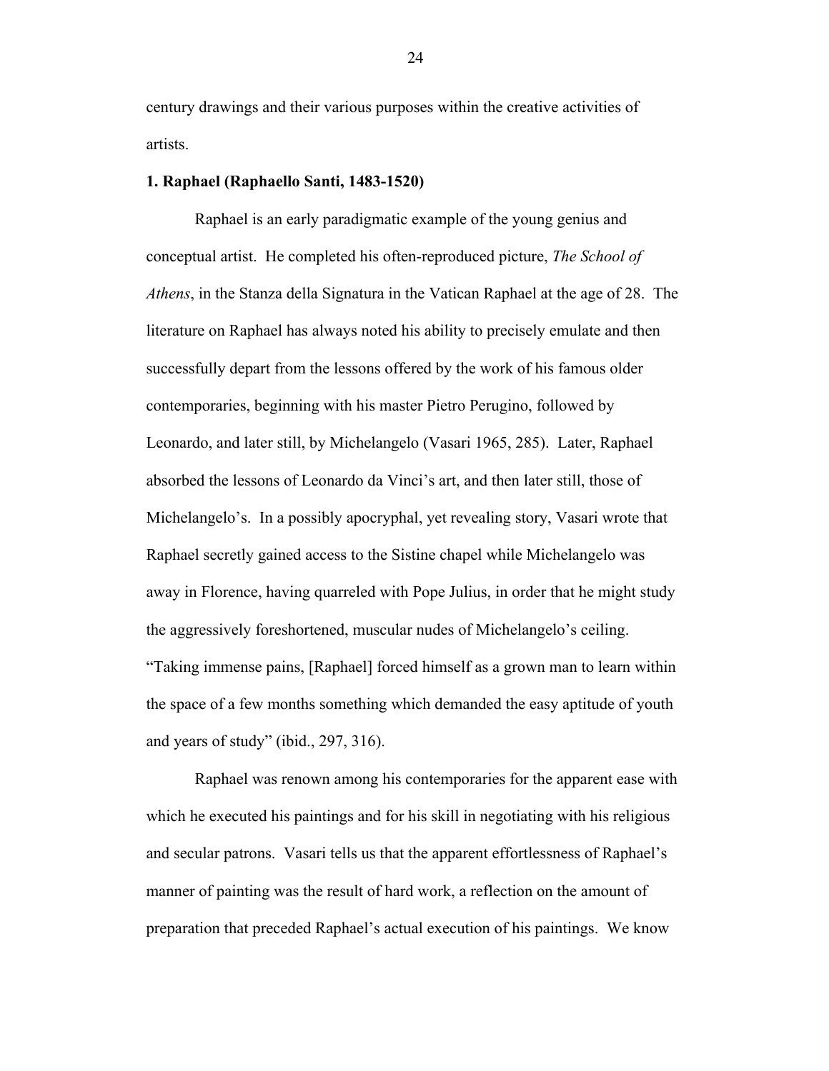century drawings and their various purposes within the creative activities of artists.

**1. Raphael (Raphaello Santi, 1483-1520)**

Raphael is an early paradigmatic example of the young genius and conceptual artist. He completed his often-reproduced picture, *The School of Athens*, in the Stanza della Signatura in the Vatican Raphael at the age of 28. The literature on Raphael has always noted his ability to precisely emulate and then successfully depart from the lessons offered by the work of his famous older contemporaries, beginning with his master Pietro Perugino, followed by Leonardo, and later still, by Michelangelo (Vasari 1965, 285). Later, Raphael absorbed the lessons of Leonardo da Vinci's art, and then later still, those of Michelangelo's. In a possibly apocryphal, yet revealing story, Vasari wrote that Raphael secretly gained access to the Sistine chapel while Michelangelo was away in Florence, having quarreled with Pope Julius, in order that he might study the aggressively foreshortened, muscular nudes of Michelangelo's ceiling. "Taking immense pains, [Raphael] forced himself as a grown man to learn within the space of a few months something which demanded the easy aptitude of youth and years of study" (ibid., 297, 316).

Raphael was renown among his contemporaries for the apparent ease with which he executed his paintings and for his skill in negotiating with his religious and secular patrons. Vasari tells us that the apparent effortlessness of Raphael's manner of painting was the result of hard work, a reflection on the amount of preparation that preceded Raphael's actual execution of his paintings. We know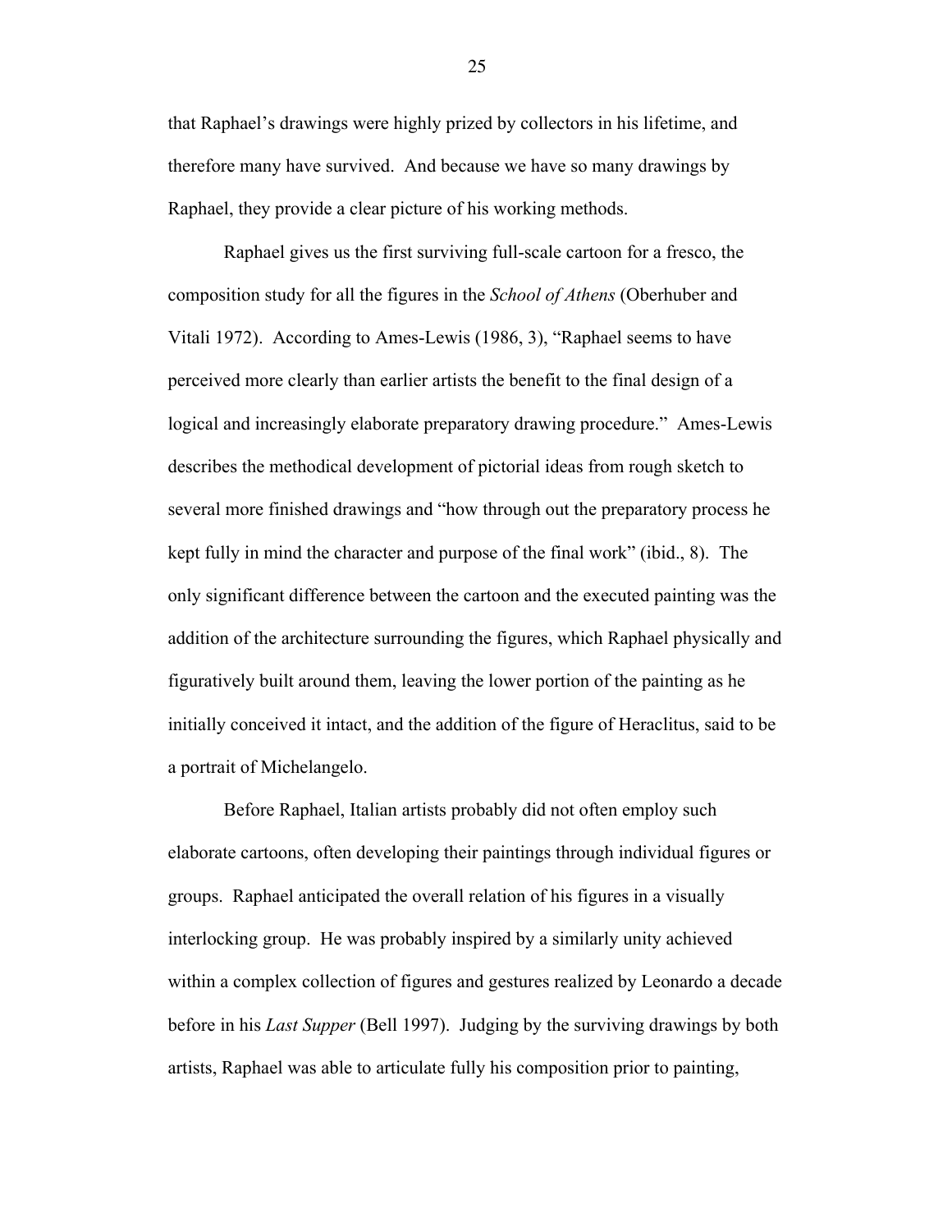that Raphael's drawings were highly prized by collectors in his lifetime, and therefore many have survived. And because we have so many drawings by Raphael, they provide a clear picture of his working methods.

Raphael gives us the first surviving full-scale cartoon for a fresco, the composition study for all the figures in the *School of Athens* (Oberhuber and Vitali 1972). According to Ames-Lewis (1986, 3), "Raphael seems to have perceived more clearly than earlier artists the benefit to the final design of a logical and increasingly elaborate preparatory drawing procedure." Ames-Lewis describes the methodical development of pictorial ideas from rough sketch to several more finished drawings and "how through out the preparatory process he kept fully in mind the character and purpose of the final work" (ibid., 8). The only significant difference between the cartoon and the executed painting was the addition of the architecture surrounding the figures, which Raphael physically and figuratively built around them, leaving the lower portion of the painting as he initially conceived it intact, and the addition of the figure of Heraclitus, said to be a portrait of Michelangelo.

Before Raphael, Italian artists probably did not often employ such elaborate cartoons, often developing their paintings through individual figures or groups. Raphael anticipated the overall relation of his figures in a visually interlocking group. He was probably inspired by a similarly unity achieved within a complex collection of figures and gestures realized by Leonardo a decade before in his *Last Supper* (Bell 1997). Judging by the surviving drawings by both artists, Raphael was able to articulate fully his composition prior to painting,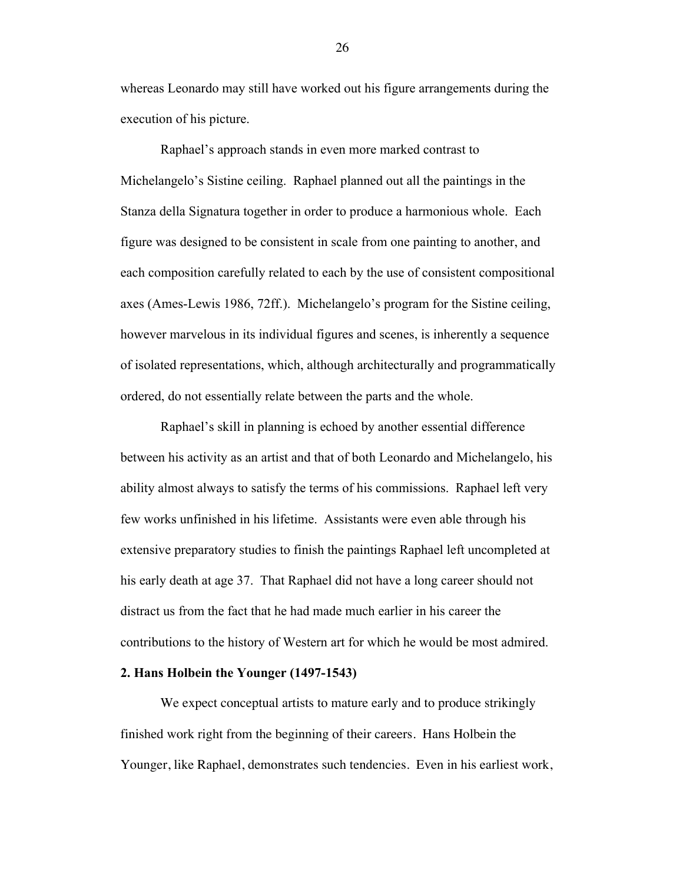whereas Leonardo may still have worked out his figure arrangements during the execution of his picture.

Raphael's approach stands in even more marked contrast to Michelangelo's Sistine ceiling. Raphael planned out all the paintings in the Stanza della Signatura together in order to produce a harmonious whole. Each figure was designed to be consistent in scale from one painting to another, and each composition carefully related to each by the use of consistent compositional axes (Ames-Lewis 1986, 72ff.). Michelangelo's program for the Sistine ceiling, however marvelous in its individual figures and scenes, is inherently a sequence of isolated representations, which, although architecturally and programmatically ordered, do not essentially relate between the parts and the whole.

Raphael's skill in planning is echoed by another essential difference between his activity as an artist and that of both Leonardo and Michelangelo, his ability almost always to satisfy the terms of his commissions. Raphael left very few works unfinished in his lifetime. Assistants were even able through his extensive preparatory studies to finish the paintings Raphael left uncompleted at his early death at age 37. That Raphael did not have a long career should not distract us from the fact that he had made much earlier in his career the contributions to the history of Western art for which he would be most admired.

**2. Hans Holbein the Younger (1497-1543)**

We expect conceptual artists to mature early and to produce strikingly finished work right from the beginning of their careers. Hans Holbein the Younger, like Raphael, demonstrates such tendencies. Even in his earliest work,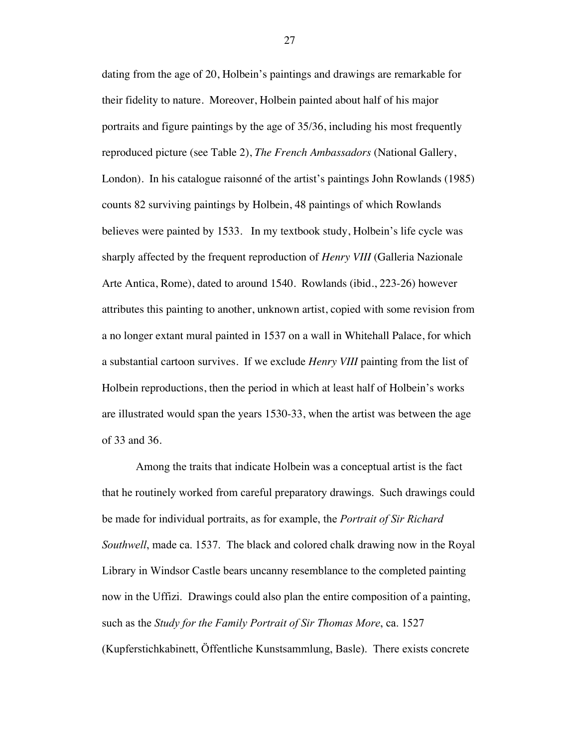dating from the age of 20, Holbein's paintings and drawings are remarkable for their fidelity to nature. Moreover, Holbein painted about half of his major portraits and figure paintings by the age of 35/36, including his most frequently reproduced picture (see Table 2), *The French Ambassadors* (National Gallery, London). In his catalogue raisonné of the artist's paintings John Rowlands (1985) counts 82 surviving paintings by Holbein, 48 paintings of which Rowlands believes were painted by 1533. In my textbook study, Holbein's life cycle was sharply affected by the frequent reproduction of *Henry VIII* (Galleria Nazionale Arte Antica, Rome), dated to around 1540. Rowlands (ibid., 223-26) however attributes this painting to another, unknown artist, copied with some revision from a no longer extant mural painted in 1537 on a wall in Whitehall Palace, for which a substantial cartoon survives. If we exclude *Henry VIII* painting from the list of Holbein reproductions, then the period in which at least half of Holbein's works are illustrated would span the years 1530-33, when the artist was between the age of 33 and 36.

Among the traits that indicate Holbein was a conceptual artist is the fact that he routinely worked from careful preparatory drawings. Such drawings could be made for individual portraits, as for example, the *Portrait of Sir Richard Southwell*, made ca. 1537. The black and colored chalk drawing now in the Royal Library in Windsor Castle bears uncanny resemblance to the completed painting now in the Uffizi. Drawings could also plan the entire composition of a painting, such as the *Study for the Family Portrait of Sir Thomas More*, ca. 1527 (Kupferstichkabinett, Öffentliche Kunstsammlung, Basle). There exists concrete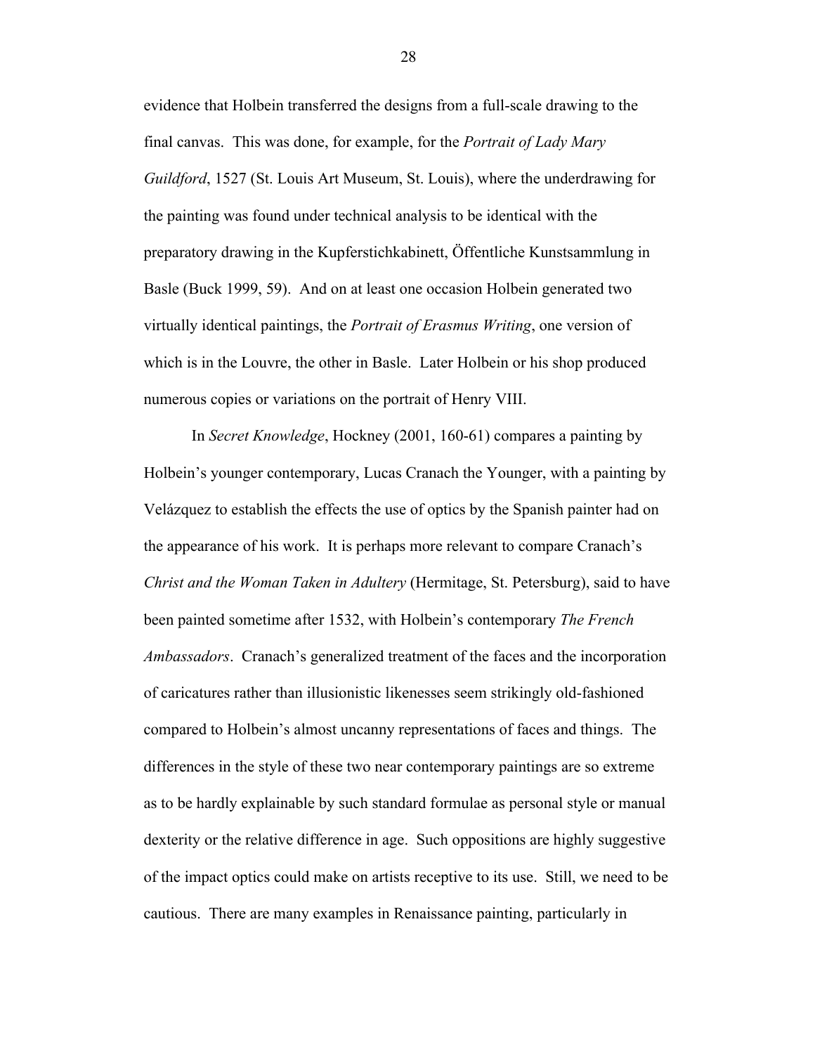evidence that Holbein transferred the designs from a full-scale drawing to the final canvas. This was done, for example, for the *Portrait of Lady Mary Guildford*, 1527 (St. Louis Art Museum, St. Louis), where the underdrawing for the painting was found under technical analysis to be identical with the preparatory drawing in the Kupferstichkabinett, Öffentliche Kunstsammlung in Basle (Buck 1999, 59). And on at least one occasion Holbein generated two virtually identical paintings, the *Portrait of Erasmus Writing*, one version of which is in the Louvre, the other in Basle. Later Holbein or his shop produced numerous copies or variations on the portrait of Henry VIII.

In *Secret Knowledge*, Hockney (2001, 160-61) compares a painting by Holbein's younger contemporary, Lucas Cranach the Younger, with a painting by Velázquez to establish the effects the use of optics by the Spanish painter had on the appearance of his work. It is perhaps more relevant to compare Cranach's *Christ and the Woman Taken in Adultery* (Hermitage, St. Petersburg), said to have been painted sometime after 1532, with Holbein's contemporary *The French Ambassadors*. Cranach's generalized treatment of the faces and the incorporation of caricatures rather than illusionistic likenesses seem strikingly old-fashioned compared to Holbein's almost uncanny representations of faces and things. The differences in the style of these two near contemporary paintings are so extreme as to be hardly explainable by such standard formulae as personal style or manual dexterity or the relative difference in age. Such oppositions are highly suggestive of the impact optics could make on artists receptive to its use. Still, we need to be cautious. There are many examples in Renaissance painting, particularly in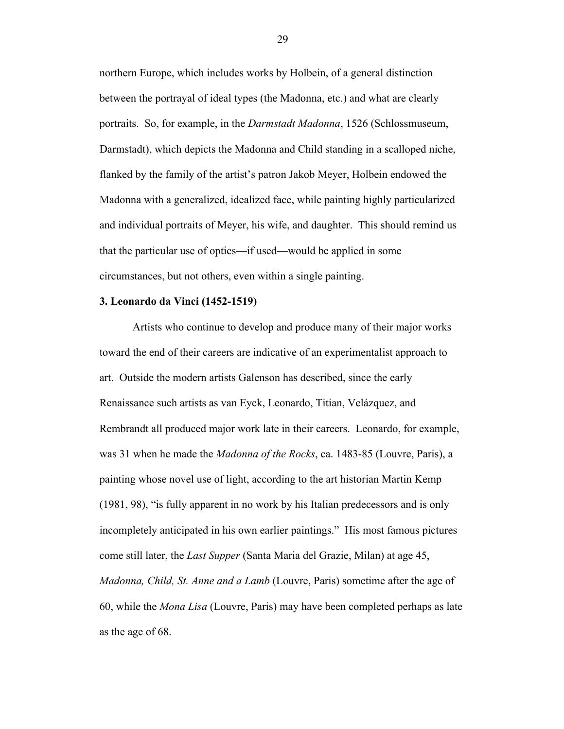northern Europe, which includes works by Holbein, of a general distinction between the portrayal of ideal types (the Madonna, etc.) and what are clearly portraits. So, for example, in the *Darmstadt Madonna*, 1526 (Schlossmuseum, Darmstadt), which depicts the Madonna and Child standing in a scalloped niche, flanked by the family of the artist's patron Jakob Meyer, Holbein endowed the Madonna with a generalized, idealized face, while painting highly particularized and individual portraits of Meyer, his wife, and daughter. This should remind us that the particular use of optics—if used—would be applied in some circumstances, but not others, even within a single painting.

**3. Leonardo da Vinci (1452-1519)**

Artists who continue to develop and produce many of their major works toward the end of their careers are indicative of an experimentalist approach to art. Outside the modern artists Galenson has described, since the early Renaissance such artists as van Eyck, Leonardo, Titian, Velázquez, and Rembrandt all produced major work late in their careers. Leonardo, for example, was 31 when he made the *Madonna of the Rocks*, ca. 1483-85 (Louvre, Paris), a painting whose novel use of light, according to the art historian Martin Kemp (1981, 98), "is fully apparent in no work by his Italian predecessors and is only incompletely anticipated in his own earlier paintings." His most famous pictures come still later, the *Last Supper* (Santa Maria del Grazie, Milan) at age 45, *Madonna, Child, St. Anne and a Lamb* (Louvre, Paris) sometime after the age of 60, while the *Mona Lisa* (Louvre, Paris) may have been completed perhaps as late as the age of 68.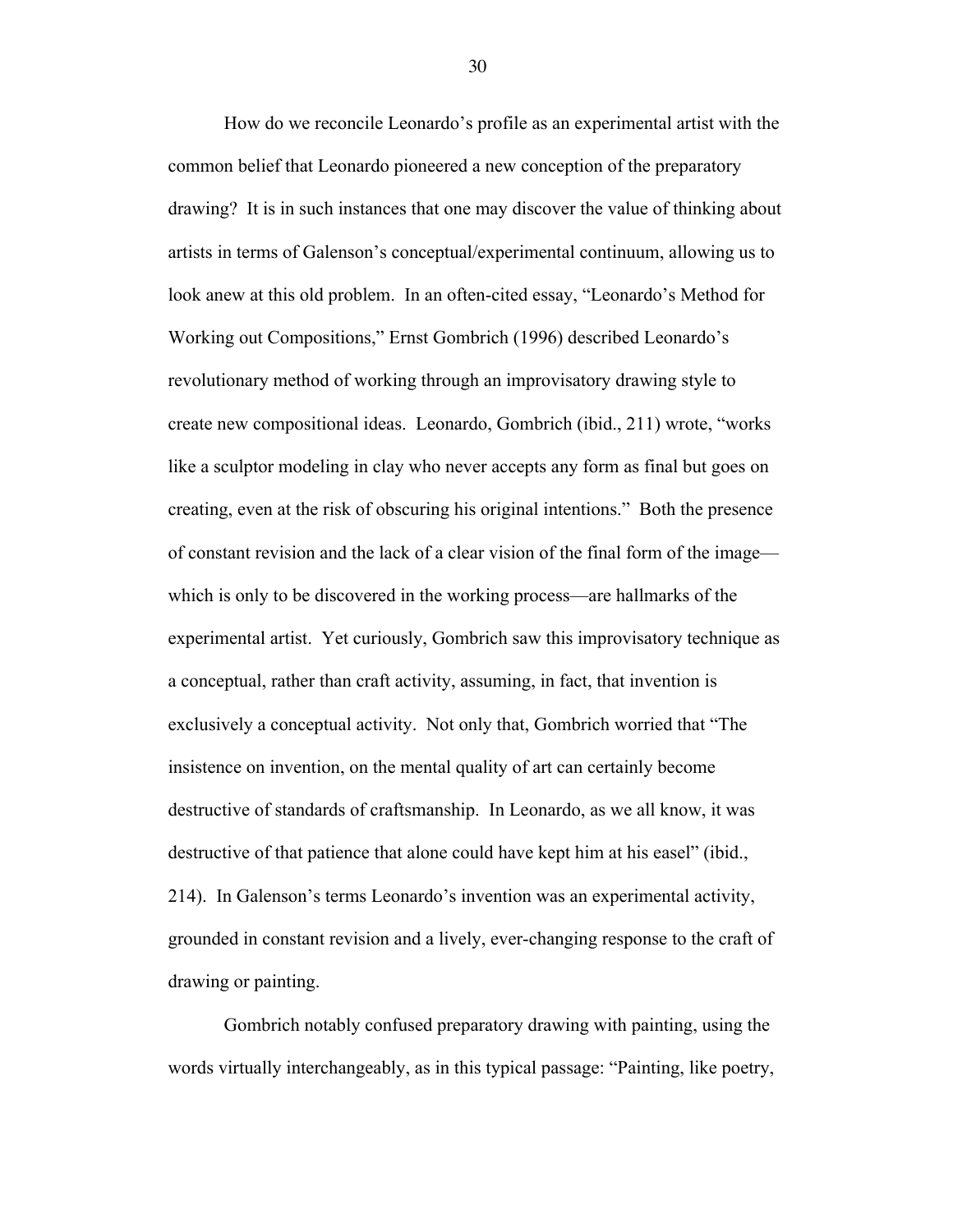How do we reconcile Leonardo's profile as an experimental artist with the common belief that Leonardo pioneered a new conception of the preparatory drawing? It is in such instances that one may discover the value of thinking about artists in terms of Galenson's conceptual/experimental continuum, allowing us to look anew at this old problem. In an often-cited essay, "Leonardo's Method for Working out Compositions," Ernst Gombrich (1996) described Leonardo's revolutionary method of working through an improvisatory drawing style to create new compositional ideas. Leonardo, Gombrich (ibid., 211) wrote, "works like a sculptor modeling in clay who never accepts any form as final but goes on creating, even at the risk of obscuring his original intentions." Both the presence of constant revision and the lack of a clear vision of the final form of the image—which is only to be discovered in the working process—are hallmarks of the experimental artist. Yet curiously, Gombrich saw this improvisatory technique as a conceptual, rather than craft activity, assuming, in fact, that invention is exclusively a conceptual activity. Not only that, Gombrich worried that "The insistence on invention, on the mental quality of art can certainly become destructive of standards of craftsmanship. In Leonardo, as we all know, it was destructive of that patience that alone could have kept him at his easel" (ibid., 214). In Galenson's terms Leonardo's invention was an experimental activity, grounded in constant revision and a lively, ever-changing response to the craft of drawing or painting.

Gombrich notably confused preparatory drawing with painting, using the words virtually interchangeably, as in this typical passage: "Painting, like poetry,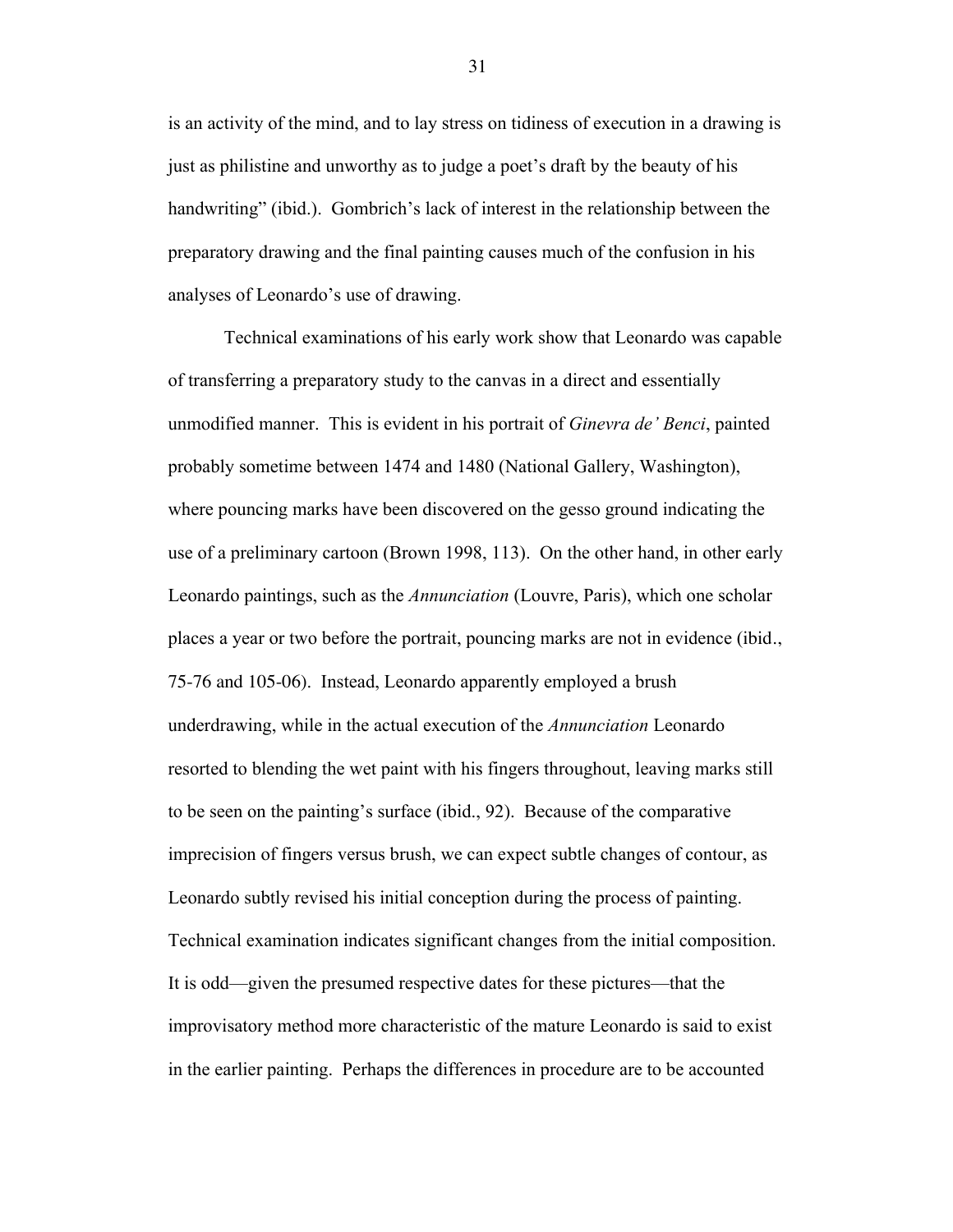is an activity of the mind, and to lay stress on tidiness of execution in a drawing is just as philistine and unworthy as to judge a poet's draft by the beauty of his handwriting" (ibid.). Gombrich's lack of interest in the relationship between the preparatory drawing and the final painting causes much of the confusion in his analyses of Leonardo's use of drawing.

Technical examinations of his early work show that Leonardo was capable of transferring a preparatory study to the canvas in a direct and essentially unmodified manner. This is evident in his portrait of *Ginevra de' Benci*, painted probably sometime between 1474 and 1480 (National Gallery, Washington), where pouncing marks have been discovered on the gesso ground indicating the use of a preliminary cartoon (Brown 1998, 113). On the other hand, in other early Leonardo paintings, such as the *Annunciation* (Louvre, Paris), which one scholar places a year or two before the portrait, pouncing marks are not in evidence (ibid., 75-76 and 105-06). Instead, Leonardo apparently employed a brush underdrawing, while in the actual execution of the *Annunciation* Leonardo resorted to blending the wet paint with his fingers throughout, leaving marks still to be seen on the painting's surface (ibid., 92). Because of the comparative imprecision of fingers versus brush, we can expect subtle changes of contour, as Leonardo subtly revised his initial conception during the process of painting. Technical examination indicates significant changes from the initial composition. It is odd—given the presumed respective dates for these pictures—that the improvisatory method more characteristic of the mature Leonardo is said to exist in the earlier painting. Perhaps the differences in procedure are to be accounted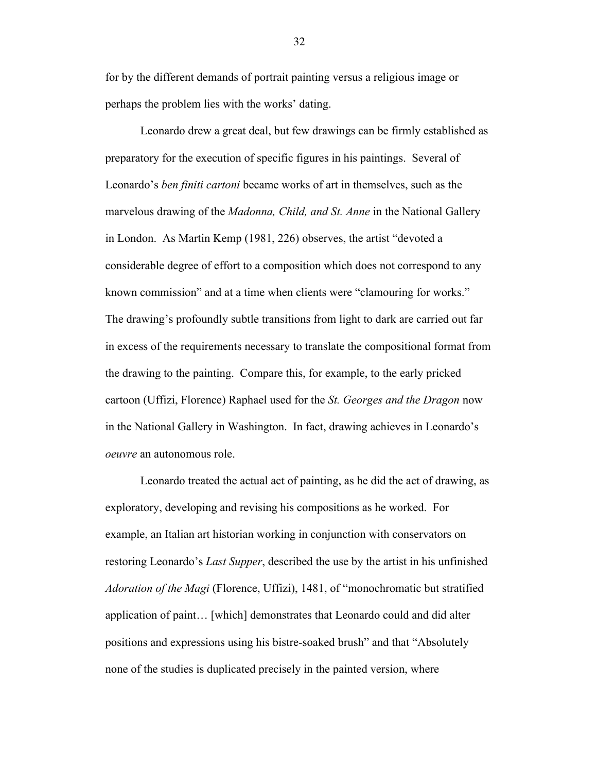for by the different demands of portrait painting versus a religious image or perhaps the problem lies with the works' dating.

Leonardo drew a great deal, but few drawings can be firmly established as preparatory for the execution of specific figures in his paintings. Several of Leonardo's *ben finiti cartoni* became works of art in themselves, such as the marvelous drawing of the *Madonna, Child, and St. Anne* in the National Gallery in London. As Martin Kemp (1981, 226) observes, the artist "devoted a considerable degree of effort to a composition which does not correspond to any known commission" and at a time when clients were "clamouring for works." The drawing's profoundly subtle transitions from light to dark are carried out far in excess of the requirements necessary to translate the compositional format from the drawing to the painting. Compare this, for example, to the early pricked cartoon (Uffizi, Florence) Raphael used for the *St. Georges and the Dragon* now in the National Gallery in Washington. In fact, drawing achieves in Leonardo's *oeuvre* an autonomous role.

Leonardo treated the actual act of painting, as he did the act of drawing, as exploratory, developing and revising his compositions as he worked. For example, an Italian art historian working in conjunction with conservators on restoring Leonardo's *Last Supper*, described the use by the artist in his unfinished *Adoration of the Magi* (Florence, Uffizi), 1481, of "monochromatic but stratified application of paint… [which] demonstrates that Leonardo could and did alter positions and expressions using his bistre-soaked brush" and that "Absolutely none of the studies is duplicated precisely in the painted version, where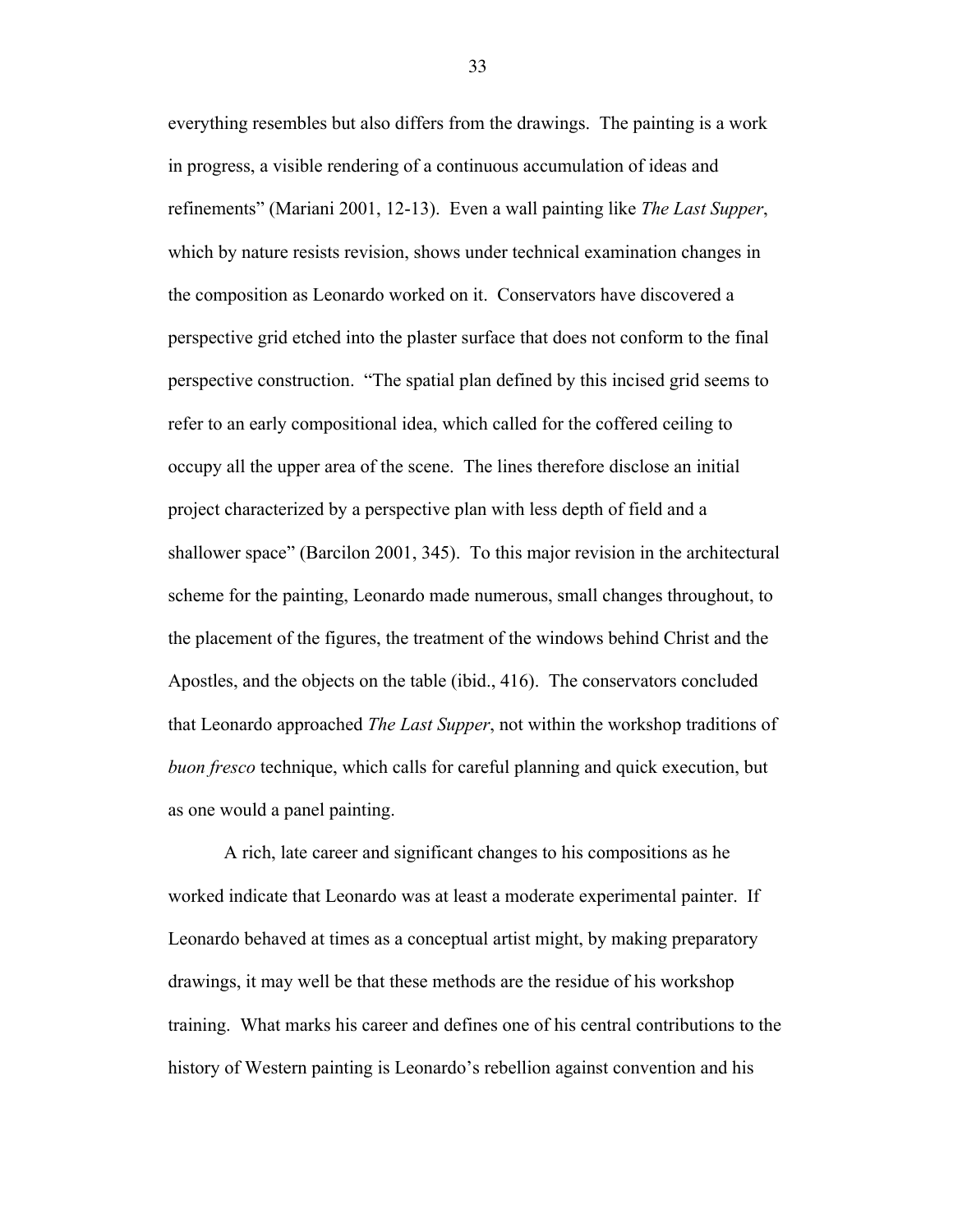everything resembles but also differs from the drawings. The painting is a work in progress, a visible rendering of a continuous accumulation of ideas and refinements" (Mariani 2001, 12-13). Even a wall painting like *The Last Supper*, which by nature resists revision, shows under technical examination changes in the composition as Leonardo worked on it. Conservators have discovered a perspective grid etched into the plaster surface that does not conform to the final perspective construction. "The spatial plan defined by this incised grid seems to refer to an early compositional idea, which called for the coffered ceiling to occupy all the upper area of the scene. The lines therefore disclose an initial project characterized by a perspective plan with less depth of field and a shallower space" (Barcilon 2001, 345). To this major revision in the architectural scheme for the painting, Leonardo made numerous, small changes throughout, to the placement of the figures, the treatment of the windows behind Christ and the Apostles, and the objects on the table (ibid., 416). The conservators concluded that Leonardo approached *The Last Supper*, not within the workshop traditions of *buon fresco* technique, which calls for careful planning and quick execution, but as one would a panel painting.

A rich, late career and significant changes to his compositions as he worked indicate that Leonardo was at least a moderate experimental painter. If Leonardo behaved at times as a conceptual artist might, by making preparatory drawings, it may well be that these methods are the residue of his workshop training. What marks his career and defines one of his central contributions to the history of Western painting is Leonardo's rebellion against convention and his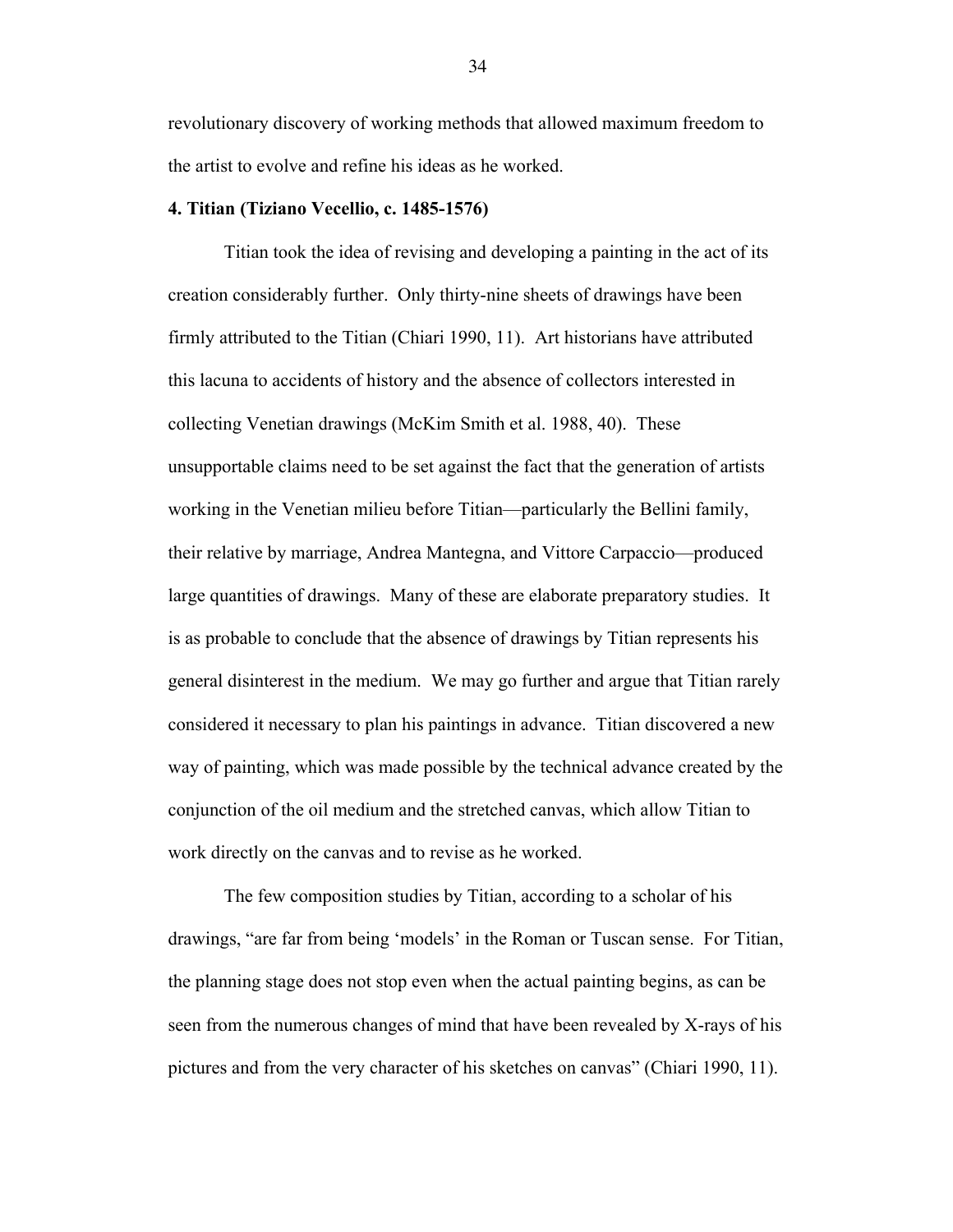revolutionary discovery of working methods that allowed maximum freedom to the artist to evolve and refine his ideas as he worked.

**4. Titian (Tiziano Vecellio, c. 1485-1576)**

Titian took the idea of revising and developing a painting in the act of its creation considerably further. Only thirty-nine sheets of drawings have been firmly attributed to the Titian (Chiari 1990, 11). Art historians have attributed this lacuna to accidents of history and the absence of collectors interested in collecting Venetian drawings (McKim Smith et al. 1988, 40). These unsupportable claims need to be set against the fact that the generation of artists working in the Venetian milieu before Titian—particularly the Bellini family, their relative by marriage, Andrea Mantegna, and Vittore Carpaccio—produced large quantities of drawings. Many of these are elaborate preparatory studies. It is as probable to conclude that the absence of drawings by Titian represents his general disinterest in the medium. We may go further and argue that Titian rarely considered it necessary to plan his paintings in advance. Titian discovered a new way of painting, which was made possible by the technical advance created by the conjunction of the oil medium and the stretched canvas, which allow Titian to work directly on the canvas and to revise as he worked.

The few composition studies by Titian, according to a scholar of his drawings, "are far from being 'models' in the Roman or Tuscan sense. For Titian, the planning stage does not stop even when the actual painting begins, as can be seen from the numerous changes of mind that have been revealed by X-rays of his pictures and from the very character of his sketches on canvas" (Chiari 1990, 11).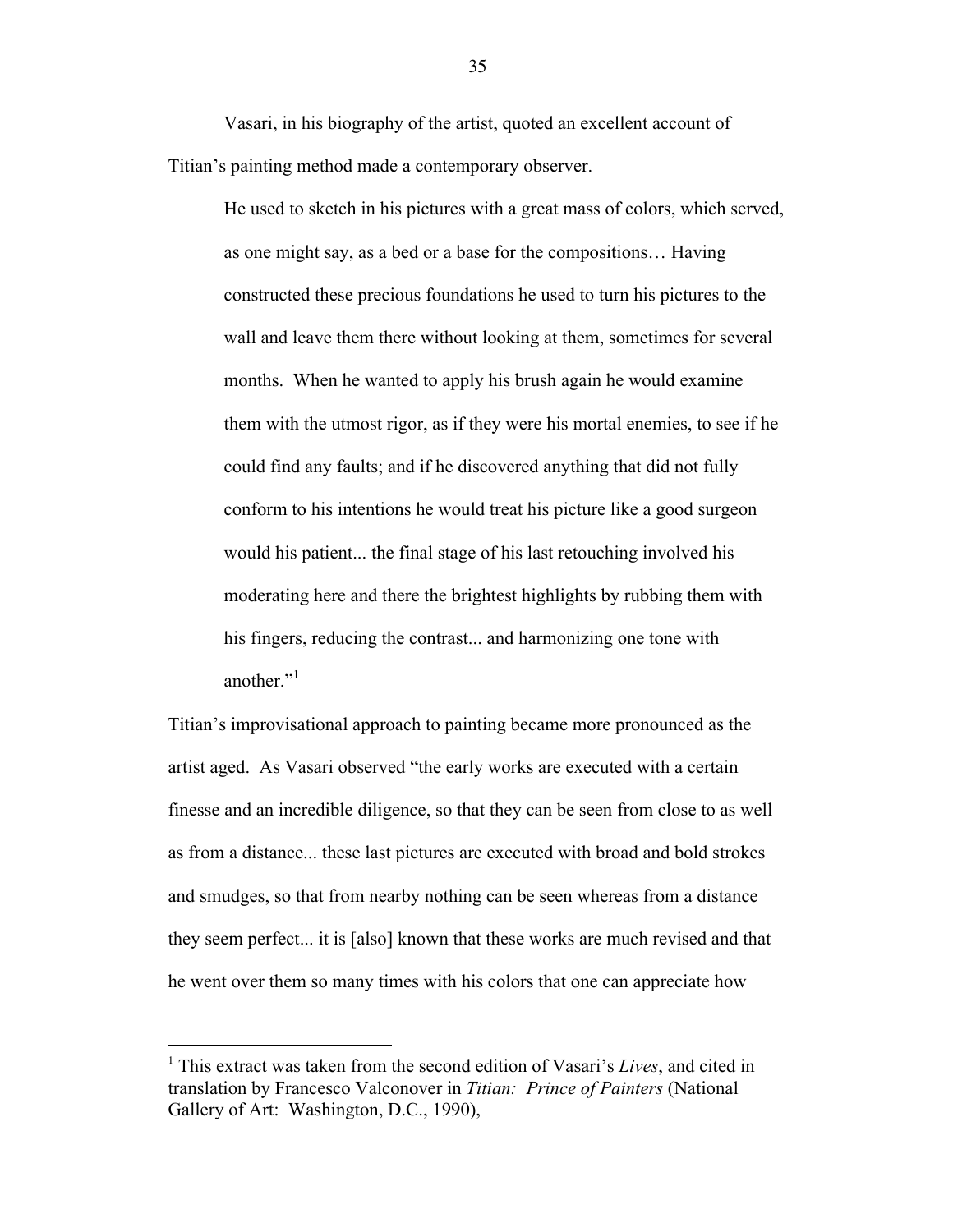Vasari, in his biography of the artist, quoted an excellent account of Titian's painting method made a contemporary observer.

> He used to sketch in his pictures with a great mass of colors, which served, as one might say, as a bed or a base for the compositions… Having constructed these precious foundations he used to turn his pictures to the wall and leave them there without looking at them, sometimes for several months. When he wanted to apply his brush again he would examine them with the utmost rigor, as if they were his mortal enemies, to see if he could find any faults; and if he discovered anything that did not fully conform to his intentions he would treat his picture like a good surgeon would his patient... the final stage of his last retouching involved his moderating here and there the brightest highlights by rubbing them with his fingers, reducing the contrast... and harmonizing one tone with another."[1]

Titian's improvisational approach to painting became more pronounced as the artist aged. As Vasari observed "the early works are executed with a certain finesse and an incredible diligence, so that they can be seen from close to as well as from a distance... these last pictures are executed with broad and bold strokes and smudges, so that from nearby nothing can be seen whereas from a distance they seem perfect... it is [also] known that these works are much revised and that he went over them so many times with his colors that one can appreciate how

---

[1] This extract was taken from the second edition of Vasari's *Lives*, and cited in translation by Francesco Valconover in *Titian: Prince of Painters* (National Gallery of Art: Washington, D.C., 1990),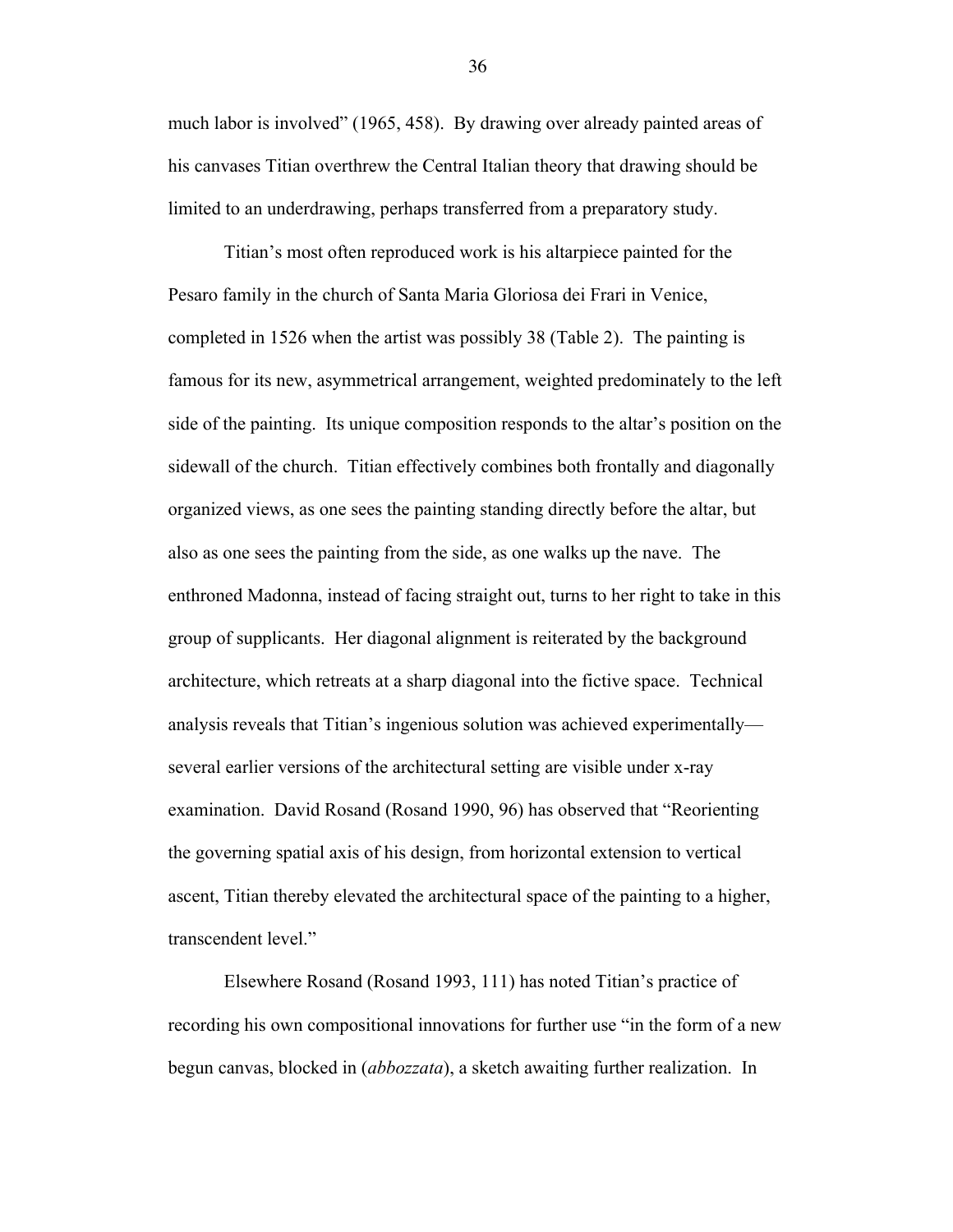much labor is involved" (1965, 458). By drawing over already painted areas of his canvases Titian overthrew the Central Italian theory that drawing should be limited to an underdrawing, perhaps transferred from a preparatory study.

Titian's most often reproduced work is his altarpiece painted for the Pesaro family in the church of Santa Maria Gloriosa dei Frari in Venice, completed in 1526 when the artist was possibly 38 (Table 2). The painting is famous for its new, asymmetrical arrangement, weighted predominately to the left side of the painting. Its unique composition responds to the altar's position on the sidewall of the church. Titian effectively combines both frontally and diagonally organized views, as one sees the painting standing directly before the altar, but also as one sees the painting from the side, as one walks up the nave. The enthroned Madonna, instead of facing straight out, turns to her right to take in this group of supplicants. Her diagonal alignment is reiterated by the background architecture, which retreats at a sharp diagonal into the fictive space. Technical analysis reveals that Titian's ingenious solution was achieved experimentally—several earlier versions of the architectural setting are visible under x-ray examination. David Rosand (Rosand 1990, 96) has observed that "Reorienting the governing spatial axis of his design, from horizontal extension to vertical ascent, Titian thereby elevated the architectural space of the painting to a higher, transcendent level."

Elsewhere Rosand (Rosand 1993, 111) has noted Titian's practice of recording his own compositional innovations for further use "in the form of a new begun canvas, blocked in (*abbozzata*), a sketch awaiting further realization. In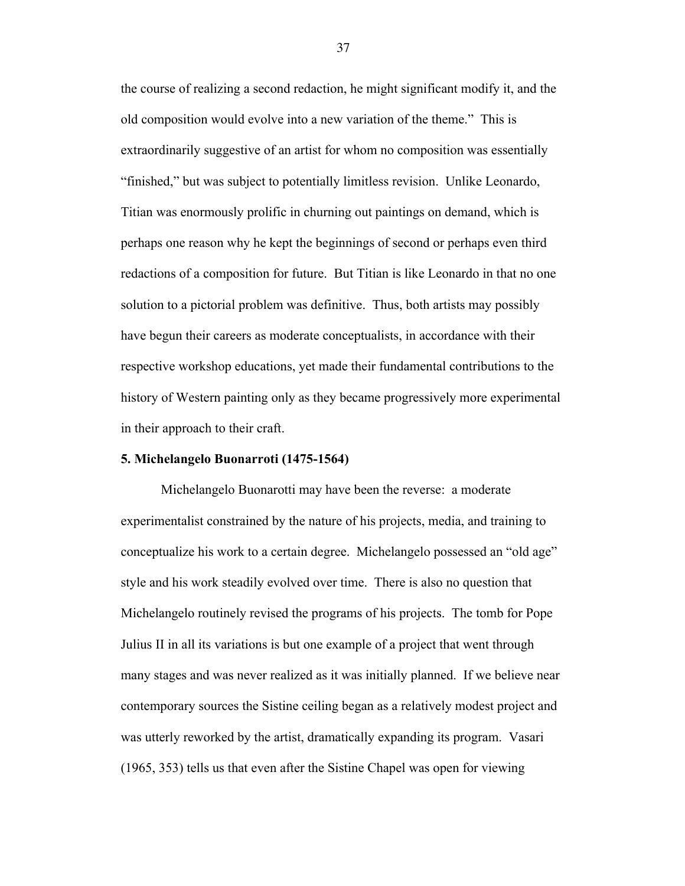the course of realizing a second redaction, he might significant modify it, and the old composition would evolve into a new variation of the theme." This is extraordinarily suggestive of an artist for whom no composition was essentially "finished," but was subject to potentially limitless revision. Unlike Leonardo, Titian was enormously prolific in churning out paintings on demand, which is perhaps one reason why he kept the beginnings of second or perhaps even third redactions of a composition for future. But Titian is like Leonardo in that no one solution to a pictorial problem was definitive. Thus, both artists may possibly have begun their careers as moderate conceptualists, in accordance with their respective workshop educations, yet made their fundamental contributions to the history of Western painting only as they became progressively more experimental in their approach to their craft.

**5. Michelangelo Buonarroti (1475-1564)**

Michelangelo Buonarotti may have been the reverse: a moderate experimentalist constrained by the nature of his projects, media, and training to conceptualize his work to a certain degree. Michelangelo possessed an "old age" style and his work steadily evolved over time. There is also no question that Michelangelo routinely revised the programs of his projects. The tomb for Pope Julius II in all its variations is but one example of a project that went through many stages and was never realized as it was initially planned. If we believe near contemporary sources the Sistine ceiling began as a relatively modest project and was utterly reworked by the artist, dramatically expanding its program. Vasari (1965, 353) tells us that even after the Sistine Chapel was open for viewing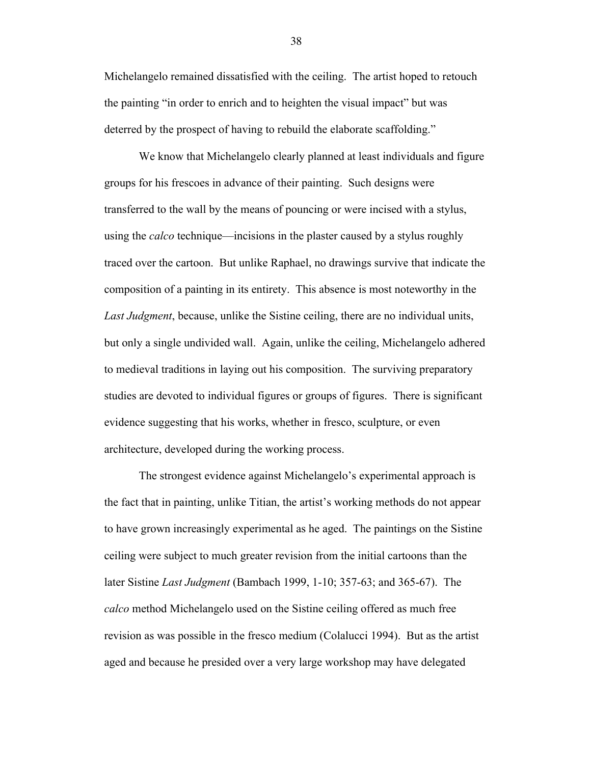Michelangelo remained dissatisfied with the ceiling. The artist hoped to retouch the painting "in order to enrich and to heighten the visual impact" but was deterred by the prospect of having to rebuild the elaborate scaffolding."

We know that Michelangelo clearly planned at least individuals and figure groups for his frescoes in advance of their painting. Such designs were transferred to the wall by the means of pouncing or were incised with a stylus, using the *calco* technique—incisions in the plaster caused by a stylus roughly traced over the cartoon. But unlike Raphael, no drawings survive that indicate the composition of a painting in its entirety. This absence is most noteworthy in the *Last Judgment*, because, unlike the Sistine ceiling, there are no individual units, but only a single undivided wall. Again, unlike the ceiling, Michelangelo adhered to medieval traditions in laying out his composition. The surviving preparatory studies are devoted to individual figures or groups of figures. There is significant evidence suggesting that his works, whether in fresco, sculpture, or even architecture, developed during the working process.

The strongest evidence against Michelangelo's experimental approach is the fact that in painting, unlike Titian, the artist's working methods do not appear to have grown increasingly experimental as he aged. The paintings on the Sistine ceiling were subject to much greater revision from the initial cartoons than the later Sistine *Last Judgment* (Bambach 1999, 1-10; 357-63; and 365-67). The *calco* method Michelangelo used on the Sistine ceiling offered as much free revision as was possible in the fresco medium (Colalucci 1994). But as the artist aged and because he presided over a very large workshop may have delegated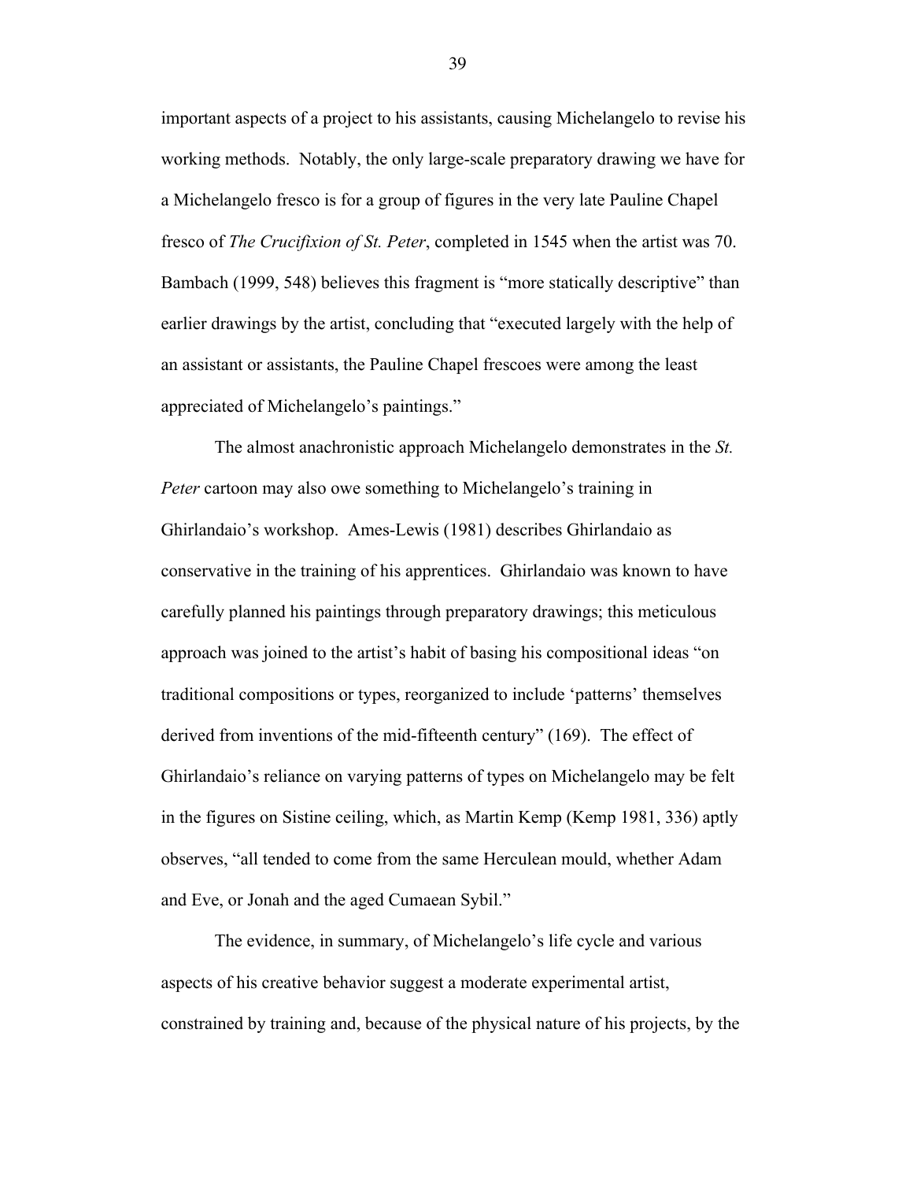important aspects of a project to his assistants, causing Michelangelo to revise his working methods. Notably, the only large-scale preparatory drawing we have for a Michelangelo fresco is for a group of figures in the very late Pauline Chapel fresco of *The Crucifixion of St. Peter*, completed in 1545 when the artist was 70. Bambach (1999, 548) believes this fragment is "more statically descriptive" than earlier drawings by the artist, concluding that "executed largely with the help of an assistant or assistants, the Pauline Chapel frescoes were among the least appreciated of Michelangelo's paintings."

The almost anachronistic approach Michelangelo demonstrates in the *St. Peter* cartoon may also owe something to Michelangelo's training in Ghirlandaio's workshop. Ames-Lewis (1981) describes Ghirlandaio as conservative in the training of his apprentices. Ghirlandaio was known to have carefully planned his paintings through preparatory drawings; this meticulous approach was joined to the artist's habit of basing his compositional ideas "on traditional compositions or types, reorganized to include 'patterns' themselves derived from inventions of the mid-fifteenth century" (169). The effect of Ghirlandaio's reliance on varying patterns of types on Michelangelo may be felt in the figures on Sistine ceiling, which, as Martin Kemp (Kemp 1981, 336) aptly observes, "all tended to come from the same Herculean mould, whether Adam and Eve, or Jonah and the aged Cumaean Sybil."

The evidence, in summary, of Michelangelo's life cycle and various aspects of his creative behavior suggest a moderate experimental artist, constrained by training and, because of the physical nature of his projects, by the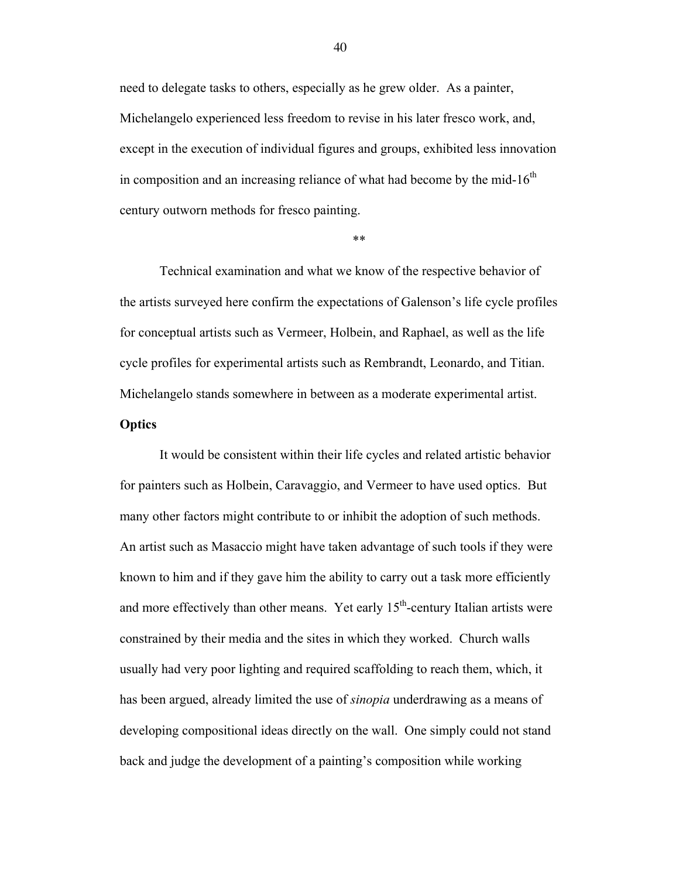need to delegate tasks to others, especially as he grew older. As a painter, Michelangelo experienced less freedom to revise in his later fresco work, and, except in the execution of individual figures and groups, exhibited less innovation in composition and an increasing reliance of what had become by the mid-16th century outworn methods for fresco painting.

**

Technical examination and what we know of the respective behavior of the artists surveyed here confirm the expectations of Galenson's life cycle profiles for conceptual artists such as Vermeer, Holbein, and Raphael, as well as the life cycle profiles for experimental artists such as Rembrandt, Leonardo, and Titian. Michelangelo stands somewhere in between as a moderate experimental artist.

**Optics**

It would be consistent within their life cycles and related artistic behavior for painters such as Holbein, Caravaggio, and Vermeer to have used optics. But many other factors might contribute to or inhibit the adoption of such methods. An artist such as Masaccio might have taken advantage of such tools if they were known to him and if they gave him the ability to carry out a task more efficiently and more effectively than other means. Yet early 15th-century Italian artists were constrained by their media and the sites in which they worked. Church walls usually had very poor lighting and required scaffolding to reach them, which, it has been argued, already limited the use of *sinopia* underdrawing as a means of developing compositional ideas directly on the wall. One simply could not stand back and judge the development of a painting's composition while working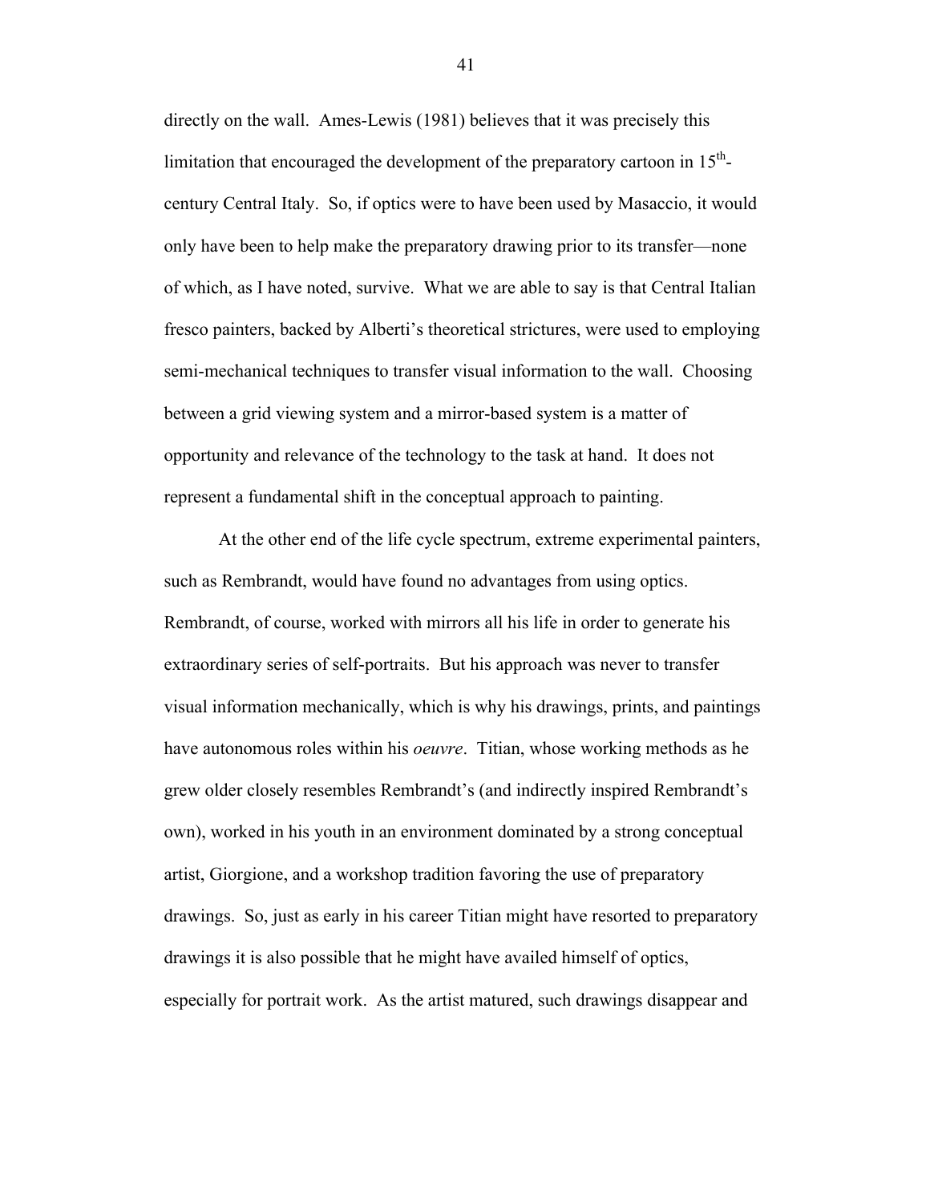directly on the wall. Ames-Lewis (1981) believes that it was precisely this limitation that encouraged the development of the preparatory cartoon in 15th-century Central Italy. So, if optics were to have been used by Masaccio, it would only have been to help make the preparatory drawing prior to its transfer—none of which, as I have noted, survive. What we are able to say is that Central Italian fresco painters, backed by Alberti's theoretical strictures, were used to employing semi-mechanical techniques to transfer visual information to the wall. Choosing between a grid viewing system and a mirror-based system is a matter of opportunity and relevance of the technology to the task at hand. It does not represent a fundamental shift in the conceptual approach to painting.

At the other end of the life cycle spectrum, extreme experimental painters, such as Rembrandt, would have found no advantages from using optics. Rembrandt, of course, worked with mirrors all his life in order to generate his extraordinary series of self-portraits. But his approach was never to transfer visual information mechanically, which is why his drawings, prints, and paintings have autonomous roles within his *oeuvre*. Titian, whose working methods as he grew older closely resembles Rembrandt's (and indirectly inspired Rembrandt's own), worked in his youth in an environment dominated by a strong conceptual artist, Giorgione, and a workshop tradition favoring the use of preparatory drawings. So, just as early in his career Titian might have resorted to preparatory drawings it is also possible that he might have availed himself of optics, especially for portrait work. As the artist matured, such drawings disappear and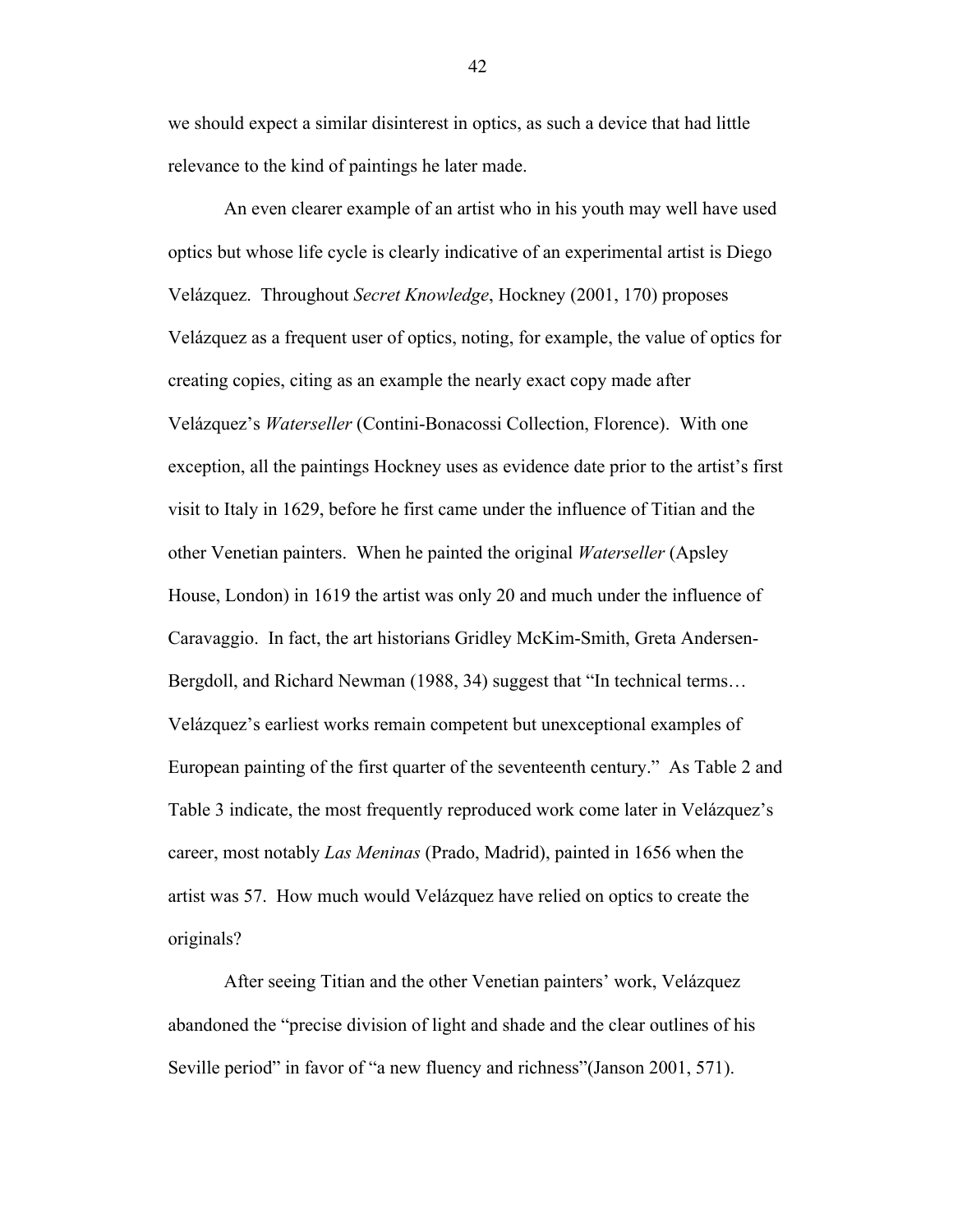we should expect a similar disinterest in optics, as such a device that had little relevance to the kind of paintings he later made.

An even clearer example of an artist who in his youth may well have used optics but whose life cycle is clearly indicative of an experimental artist is Diego Velázquez. Throughout *Secret Knowledge*, Hockney (2001, 170) proposes Velázquez as a frequent user of optics, noting, for example, the value of optics for creating copies, citing as an example the nearly exact copy made after Velázquez's *Waterseller* (Contini-Bonacossi Collection, Florence). With one exception, all the paintings Hockney uses as evidence date prior to the artist's first visit to Italy in 1629, before he first came under the influence of Titian and the other Venetian painters. When he painted the original *Waterseller* (Apsley House, London) in 1619 the artist was only 20 and much under the influence of Caravaggio. In fact, the art historians Gridley McKim-Smith, Greta Andersen-Bergdoll, and Richard Newman (1988, 34) suggest that "In technical terms… Velázquez's earliest works remain competent but unexceptional examples of European painting of the first quarter of the seventeenth century." As Table 2 and Table 3 indicate, the most frequently reproduced work come later in Velázquez's career, most notably *Las Meninas* (Prado, Madrid), painted in 1656 when the artist was 57. How much would Velázquez have relied on optics to create the originals?

After seeing Titian and the other Venetian painters' work, Velázquez abandoned the "precise division of light and shade and the clear outlines of his Seville period" in favor of "a new fluency and richness"(Janson 2001, 571).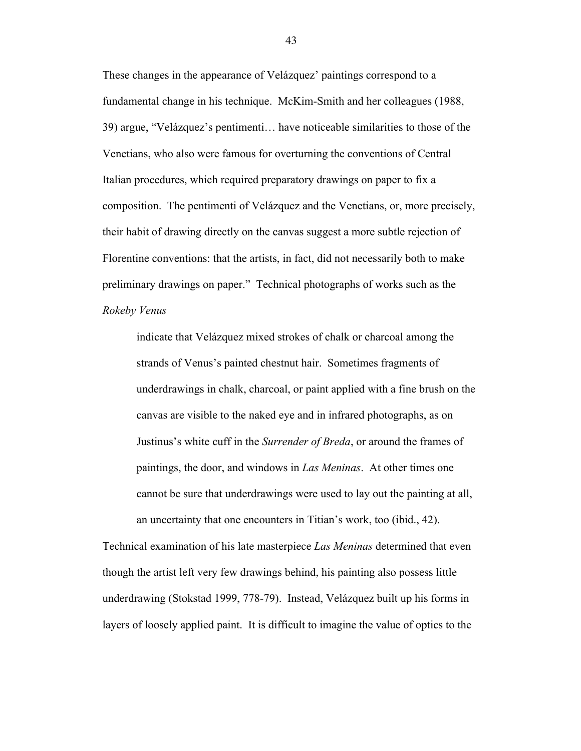These changes in the appearance of Velázquez' paintings correspond to a fundamental change in his technique. McKim-Smith and her colleagues (1988, 39) argue, "Velázquez's pentimenti… have noticeable similarities to those of the Venetians, who also were famous for overturning the conventions of Central Italian procedures, which required preparatory drawings on paper to fix a composition. The pentimenti of Velázquez and the Venetians, or, more precisely, their habit of drawing directly on the canvas suggest a more subtle rejection of Florentine conventions: that the artists, in fact, did not necessarily both to make preliminary drawings on paper." Technical photographs of works such as the *Rokeby Venus*

> indicate that Velázquez mixed strokes of chalk or charcoal among the strands of Venus's painted chestnut hair. Sometimes fragments of underdrawings in chalk, charcoal, or paint applied with a fine brush on the canvas are visible to the naked eye and in infrared photographs, as on Justinus's white cuff in the *Surrender of Breda*, or around the frames of paintings, the door, and windows in *Las Meninas*. At other times one cannot be sure that underdrawings were used to lay out the painting at all, an uncertainty that one encounters in Titian's work, too (ibid., 42).

Technical examination of his late masterpiece *Las Meninas* determined that even though the artist left very few drawings behind, his painting also possess little underdrawing (Stokstad 1999, 778-79). Instead, Velázquez built up his forms in layers of loosely applied paint. It is difficult to imagine the value of optics to the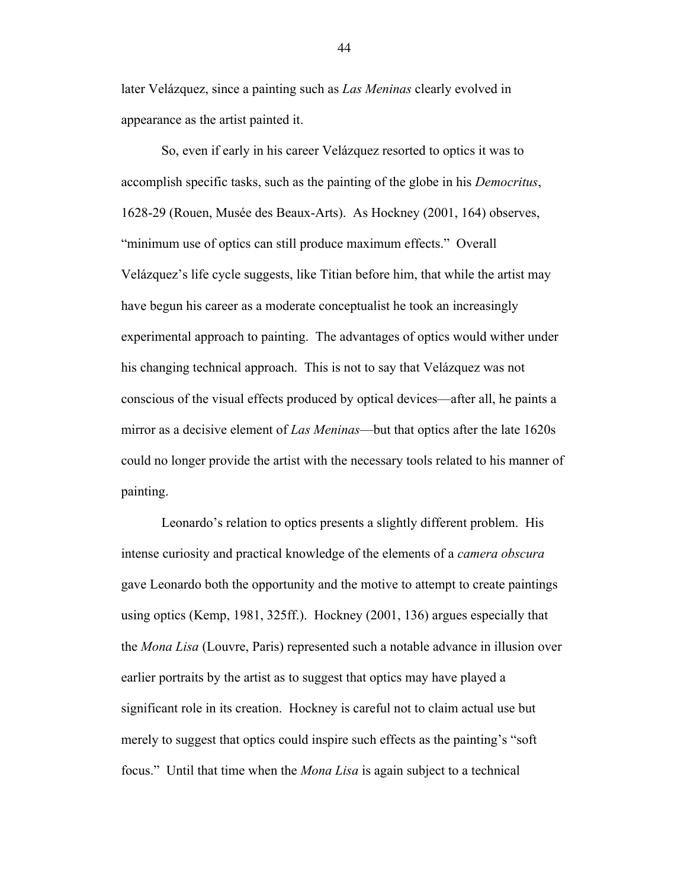later Velázquez, since a painting such as *Las Meninas* clearly evolved in appearance as the artist painted it.

So, even if early in his career Velázquez resorted to optics it was to accomplish specific tasks, such as the painting of the globe in his *Democritus*, 1628-29 (Rouen, Musée des Beaux-Arts). As Hockney (2001, 164) observes, "minimum use of optics can still produce maximum effects." Overall Velázquez's life cycle suggests, like Titian before him, that while the artist may have begun his career as a moderate conceptualist he took an increasingly experimental approach to painting. The advantages of optics would wither under his changing technical approach. This is not to say that Velázquez was not conscious of the visual effects produced by optical devices—after all, he paints a mirror as a decisive element of *Las Meninas*—but that optics after the late 1620s could no longer provide the artist with the necessary tools related to his manner of painting.

Leonardo's relation to optics presents a slightly different problem. His intense curiosity and practical knowledge of the elements of a *camera obscura* gave Leonardo both the opportunity and the motive to attempt to create paintings using optics (Kemp, 1981, 325ff.). Hockney (2001, 136) argues especially that the *Mona Lisa* (Louvre, Paris) represented such a notable advance in illusion over earlier portraits by the artist as to suggest that optics may have played a significant role in its creation. Hockney is careful not to claim actual use but merely to suggest that optics could inspire such effects as the painting's "soft focus." Until that time when the *Mona Lisa* is again subject to a technical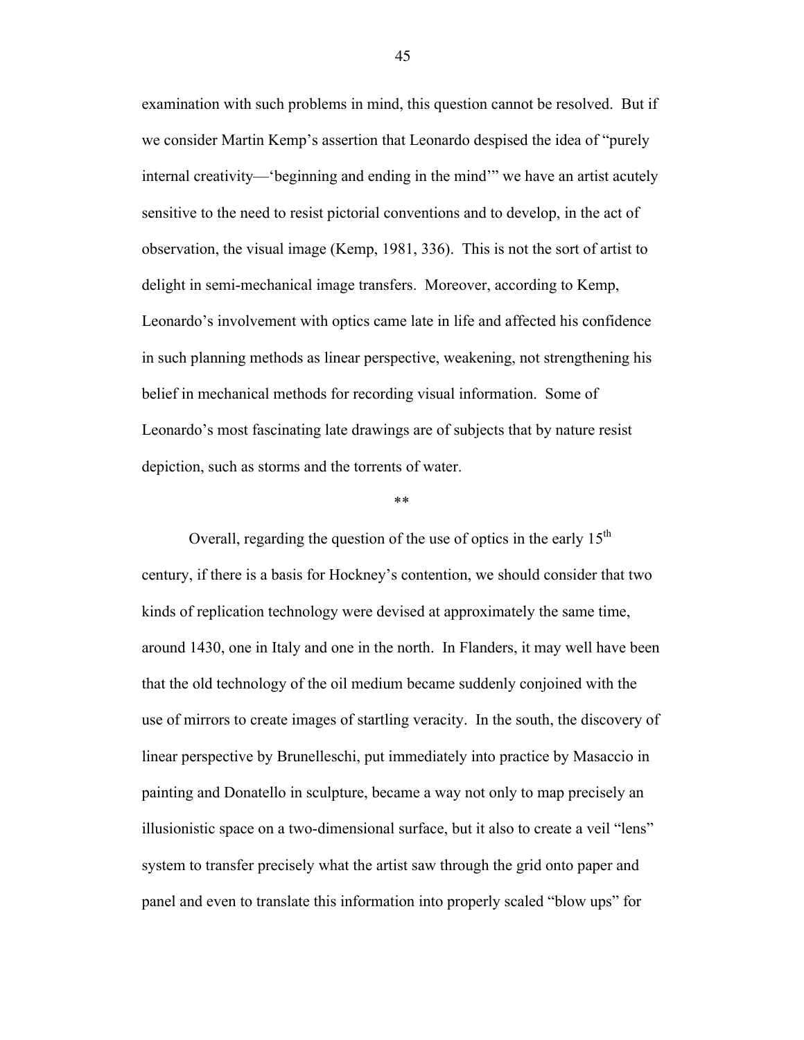examination with such problems in mind, this question cannot be resolved. But if we consider Martin Kemp's assertion that Leonardo despised the idea of "purely internal creativity—'beginning and ending in the mind'" we have an artist acutely sensitive to the need to resist pictorial conventions and to develop, in the act of observation, the visual image (Kemp, 1981, 336). This is not the sort of artist to delight in semi-mechanical image transfers. Moreover, according to Kemp, Leonardo's involvement with optics came late in life and affected his confidence in such planning methods as linear perspective, weakening, not strengthening his belief in mechanical methods for recording visual information. Some of Leonardo's most fascinating late drawings are of subjects that by nature resist depiction, such as storms and the torrents of water.

**

Overall, regarding the question of the use of optics in the early 15th century, if there is a basis for Hockney's contention, we should consider that two kinds of replication technology were devised at approximately the same time, around 1430, one in Italy and one in the north. In Flanders, it may well have been that the old technology of the oil medium became suddenly conjoined with the use of mirrors to create images of startling veracity. In the south, the discovery of linear perspective by Brunelleschi, put immediately into practice by Masaccio in painting and Donatello in sculpture, became a way not only to map precisely an illusionistic space on a two-dimensional surface, but it also to create a veil "lens" system to transfer precisely what the artist saw through the grid onto paper and panel and even to translate this information into properly scaled "blow ups" for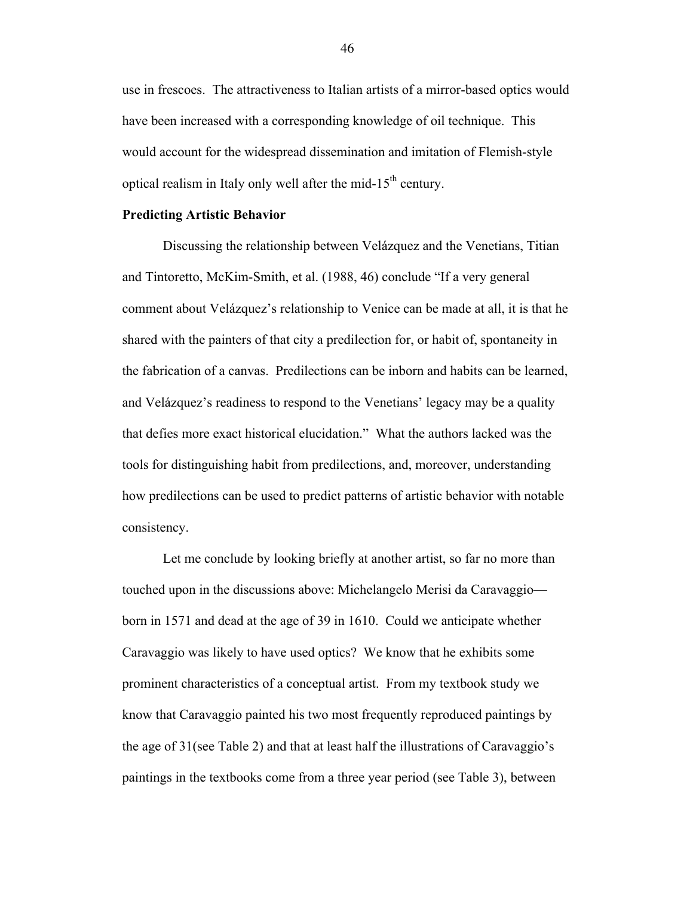use in frescoes. The attractiveness to Italian artists of a mirror-based optics would have been increased with a corresponding knowledge of oil technique. This would account for the widespread dissemination and imitation of Flemish-style optical realism in Italy only well after the mid-15th century.

**Predicting Artistic Behavior**

Discussing the relationship between Velázquez and the Venetians, Titian and Tintoretto, McKim-Smith, et al. (1988, 46) conclude "If a very general comment about Velázquez's relationship to Venice can be made at all, it is that he shared with the painters of that city a predilection for, or habit of, spontaneity in the fabrication of a canvas. Predilections can be inborn and habits can be learned, and Velázquez's readiness to respond to the Venetians' legacy may be a quality that defies more exact historical elucidation." What the authors lacked was the tools for distinguishing habit from predilections, and, moreover, understanding how predilections can be used to predict patterns of artistic behavior with notable consistency.

Let me conclude by looking briefly at another artist, so far no more than touched upon in the discussions above: Michelangelo Merisi da Caravaggio—born in 1571 and dead at the age of 39 in 1610. Could we anticipate whether Caravaggio was likely to have used optics? We know that he exhibits some prominent characteristics of a conceptual artist. From my textbook study we know that Caravaggio painted his two most frequently reproduced paintings by the age of 31(see Table 2) and that at least half the illustrations of Caravaggio's paintings in the textbooks come from a three year period (see Table 3), between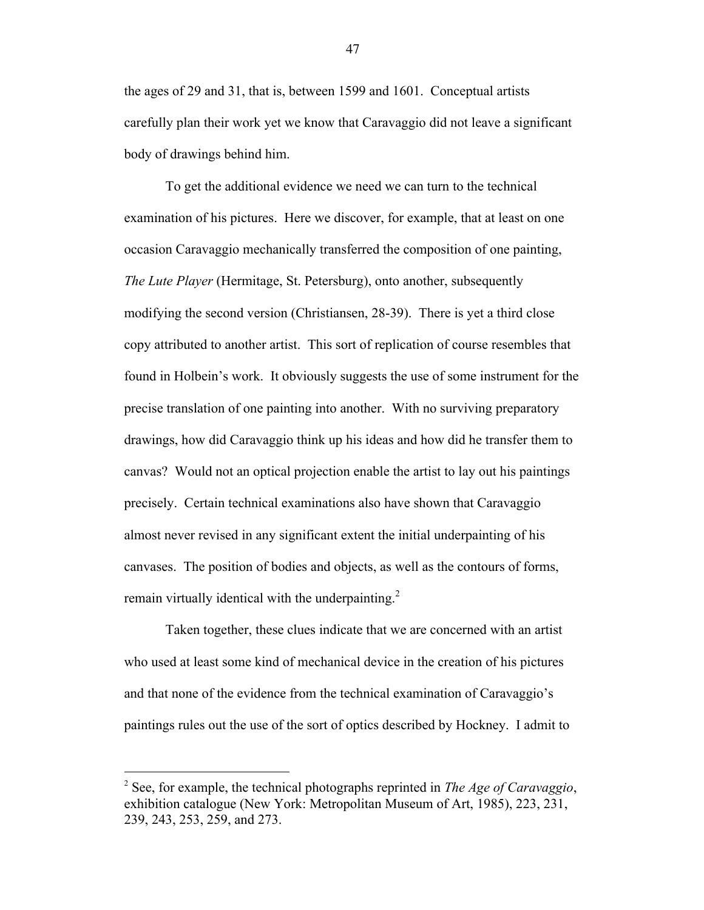the ages of 29 and 31, that is, between 1599 and 1601. Conceptual artists carefully plan their work yet we know that Caravaggio did not leave a significant body of drawings behind him.

To get the additional evidence we need we can turn to the technical examination of his pictures. Here we discover, for example, that at least on one occasion Caravaggio mechanically transferred the composition of one painting, *The Lute Player* (Hermitage, St. Petersburg), onto another, subsequently modifying the second version (Christiansen, 28-39). There is yet a third close copy attributed to another artist. This sort of replication of course resembles that found in Holbein's work. It obviously suggests the use of some instrument for the precise translation of one painting into another. With no surviving preparatory drawings, how did Caravaggio think up his ideas and how did he transfer them to canvas? Would not an optical projection enable the artist to lay out his paintings precisely. Certain technical examinations also have shown that Caravaggio almost never revised in any significant extent the initial underpainting of his canvases. The position of bodies and objects, as well as the contours of forms, remain virtually identical with the underpainting.[2]

Taken together, these clues indicate that we are concerned with an artist who used at least some kind of mechanical device in the creation of his pictures and that none of the evidence from the technical examination of Caravaggio's paintings rules out the use of the sort of optics described by Hockney. I admit to

---

[2] See, for example, the technical photographs reprinted in *The Age of Caravaggio*, exhibition catalogue (New York: Metropolitan Museum of Art, 1985), 223, 231, 239, 243, 253, 259, and 273.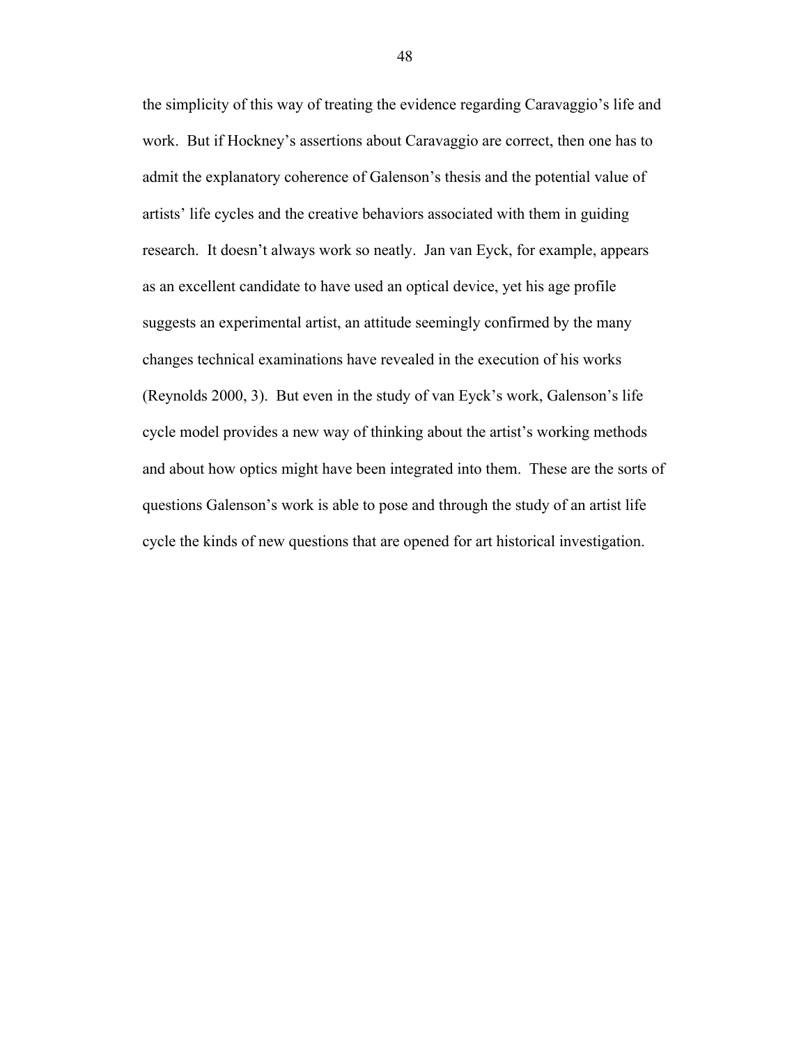the simplicity of this way of treating the evidence regarding Caravaggio's life and work. But if Hockney's assertions about Caravaggio are correct, then one has to admit the explanatory coherence of Galenson's thesis and the potential value of artists' life cycles and the creative behaviors associated with them in guiding research. It doesn't always work so neatly. Jan van Eyck, for example, appears as an excellent candidate to have used an optical device, yet his age profile suggests an experimental artist, an attitude seemingly confirmed by the many changes technical examinations have revealed in the execution of his works (Reynolds 2000, 3). But even in the study of van Eyck's work, Galenson's life cycle model provides a new way of thinking about the artist's working methods and about how optics might have been integrated into them. These are the sorts of questions Galenson's work is able to pose and through the study of an artist life cycle the kinds of new questions that are opened for art historical investigation.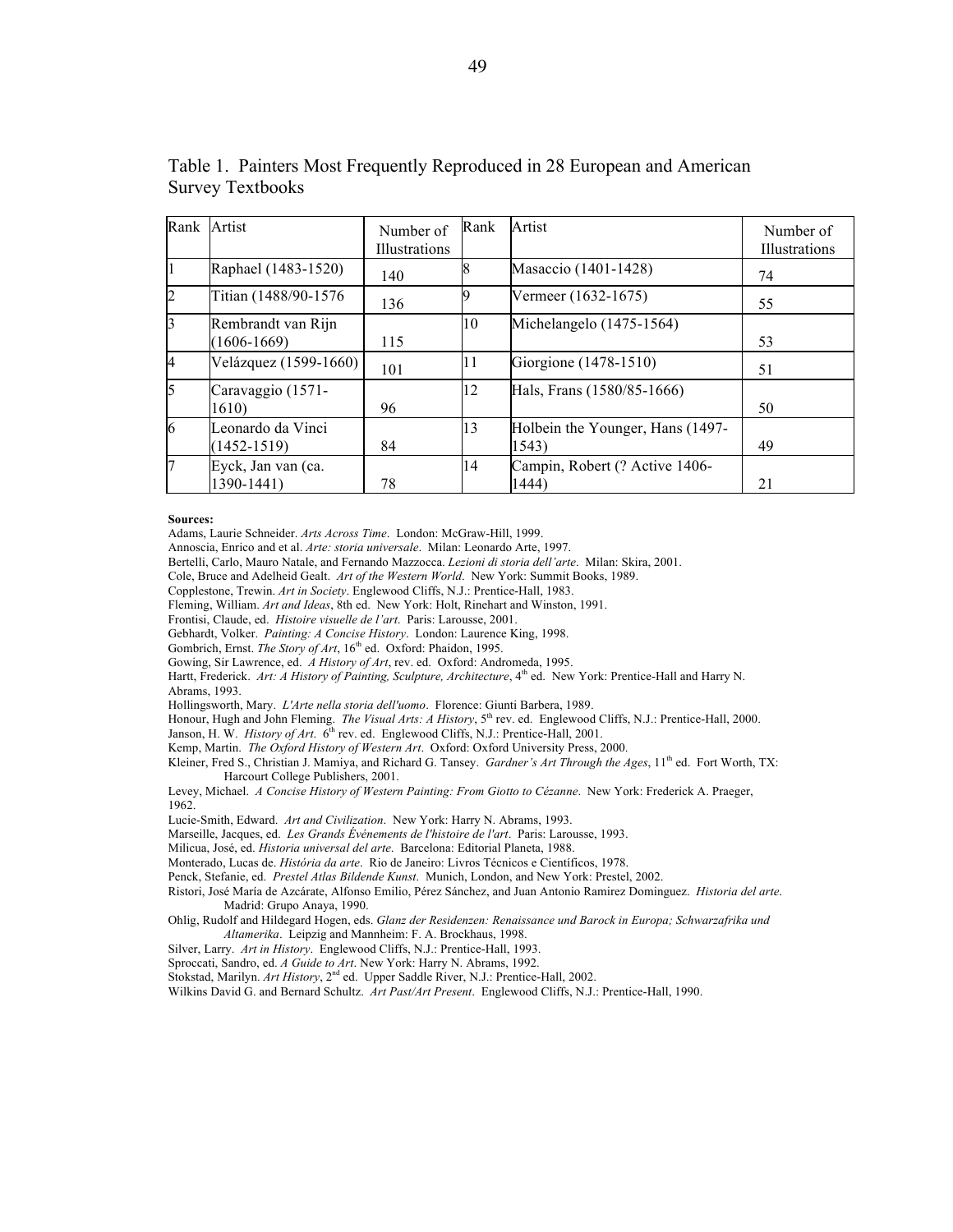Table 1. Painters Most Frequently Reproduced in 28 European and American Survey Textbooks

| Rank | Artist | Number of Illustrations | Rank | Artist | Number of Illustrations |
|---|---|---|---|---|---|
| 1 | Raphael (1483-1520) | 140 | 8 | Masaccio (1401-1428) | 74 |
| 2 | Titian (1488/90-1576 | 136 | 9 | Vermeer (1632-1675) | 55 |
| 3 | Rembrandt van Rijn (1606-1669) | 115 | 10 | Michelangelo (1475-1564) | 53 |
| 4 | Velázquez (1599-1660) | 101 | 11 | Giorgione (1478-1510) | 51 |
| 5 | Caravaggio (1571-1610) | 96 | 12 | Hals, Frans (1580/85-1666) | 50 |
| 6 | Leonardo da Vinci (1452-1519) | 84 | 13 | Holbein the Younger, Hans (1497-1543) | 49 |
| 7 | Eyck, Jan van (ca. 1390-1441) | 78 | 14 | Campin, Robert (? Active 1406-1444) | 21 |

**Sources:**

Adams, Laurie Schneider. *Arts Across Time*. London: McGraw-Hill, 1999.

Annoscia, Enrico and et al. *Arte: storia universale*. Milan: Leonardo Arte, 1997.

Bertelli, Carlo, Mauro Natale, and Fernando Mazzocca. *Lezioni di storia dell'arte*. Milan: Skira, 2001.

Cole, Bruce and Adelheid Gealt. *Art of the Western World*. New York: Summit Books, 1989.

Copplestone, Trewin. *Art in Society*. Englewood Cliffs, N.J.: Prentice-Hall, 1983.

Fleming, William. *Art and Ideas*, 8th ed. New York: Holt, Rinehart and Winston, 1991.

Frontisi, Claude, ed. *Histoire visuelle de l'art*. Paris: Larousse, 2001.

Gebhardt, Volker. *Painting: A Concise History*. London: Laurence King, 1998.

Gombrich, Ernst. *The Story of Art*, 16th ed. Oxford: Phaidon, 1995.

Gowing, Sir Lawrence, ed. *A History of Art*, rev. ed. Oxford: Andromeda, 1995.

Hartt, Frederick. *Art: A History of Painting, Sculpture, Architecture*, 4th ed. New York: Prentice-Hall and Harry N. Abrams, 1993.

Hollingsworth, Mary. *L'Arte nella storia dell'uomo*. Florence: Giunti Barbera, 1989.

Honour, Hugh and John Fleming. *The Visual Arts: A History*, 5th rev. ed. Englewood Cliffs, N.J.: Prentice-Hall, 2000.

Janson, H. W. *History of Art*. 6th rev. ed. Englewood Cliffs, N.J.: Prentice-Hall, 2001.

Kemp, Martin. *The Oxford History of Western Art*. Oxford: Oxford University Press, 2000.

Kleiner, Fred S., Christian J. Mamiya, and Richard G. Tansey. *Gardner's Art Through the Ages*, 11th ed. Fort Worth, TX: Harcourt College Publishers, 2001.

Levey, Michael. *A Concise History of Western Painting: From Giotto to Cézanne*. New York: Frederick A. Praeger, 1962.

Lucie-Smith, Edward. *Art and Civilization*. New York: Harry N. Abrams, 1993.

Marseille, Jacques, ed. *Les Grands Événements de l'histoire de l'art*. Paris: Larousse, 1993.

Milicua, José, ed. *Historia universal del arte*. Barcelona: Editorial Planeta, 1988.

Monterado, Lucas de. *História da arte*. Rio de Janeiro: Livros Técnicos e Científicos, 1978.

Penck, Stefanie, ed. *Prestel Atlas Bildende Kunst*. Munich, London, and New York: Prestel, 2002.

Ristori, José María de Azcárate, Alfonso Emilio, Pérez Sánchez, and Juan Antonio Ramirez Dominguez. *Historia del arte*. Madrid: Grupo Anaya, 1990.

Ohlig, Rudolf and Hildegard Hogen, eds. *Glanz der Residenzen: Renaissance und Barock in Europa; Schwarzafrika und Altamerika*. Leipzig and Mannheim: F. A. Brockhaus, 1998.

Silver, Larry. *Art in History*. Englewood Cliffs, N.J.: Prentice-Hall, 1993.

Sproccati, Sandro, ed. *A Guide to Art*. New York: Harry N. Abrams, 1992.

Stokstad, Marilyn. *Art History*, 2nd ed. Upper Saddle River, N.J.: Prentice-Hall, 2002.

Wilkins David G. and Bernard Schultz. *Art Past/Art Present*. Englewood Cliffs, N.J.: Prentice-Hall, 1990.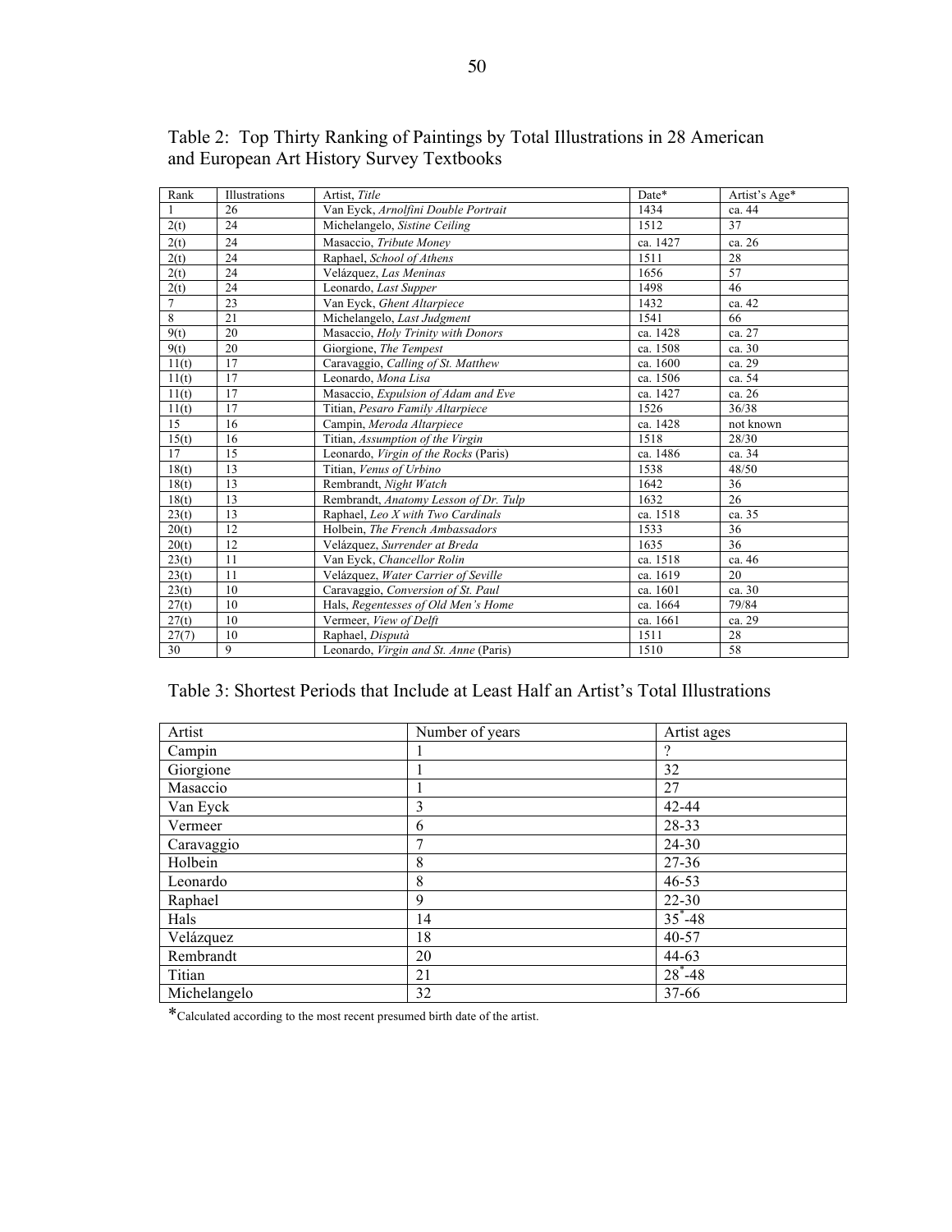Table 2: Top Thirty Ranking of Paintings by Total Illustrations in 28 American and European Art History Survey Textbooks

| Rank | Illustrations | Artist, *Title* | Date* | Artist's Age* |
|---|---|---|---|---|
| 1 | 26 | Van Eyck, *Arnolfini Double Portrait* | 1434 | ca. 44 |
| 2(t) | 24 | Michelangelo, *Sistine Ceiling* | 1512 | 37 |
| 2(t) | 24 | Masaccio, *Tribute Money* | ca. 1427 | ca. 26 |
| 2(t) | 24 | Raphael, *School of Athens* | 1511 | 28 |
| 2(t) | 24 | Velázquez, *Las Meninas* | 1656 | 57 |
| 2(t) | 24 | Leonardo, *Last Supper* | 1498 | 46 |
| 7 | 23 | Van Eyck, *Ghent Altarpiece* | 1432 | ca. 42 |
| 8 | 21 | Michelangelo, *Last Judgment* | 1541 | 66 |
| 9(t) | 20 | Masaccio, *Holy Trinity with Donors* | ca. 1428 | ca. 27 |
| 9(t) | 20 | Giorgione, *The Tempest* | ca. 1508 | ca. 30 |
| 11(t) | 17 | Caravaggio, *Calling of St. Matthew* | ca. 1600 | ca. 29 |
| 11(t) | 17 | Leonardo, *Mona Lisa* | ca. 1506 | ca. 54 |
| 11(t) | 17 | Masaccio, *Expulsion of Adam and Eve* | ca. 1427 | ca. 26 |
| 11(t) | 17 | Titian, *Pesaro Family Altarpiece* | 1526 | 36/38 |
| 15 | 16 | Campin, *Meroda Altarpiece* | ca. 1428 | not known |
| 15(t) | 16 | Titian, *Assumption of the Virgin* | 1518 | 28/30 |
| 17 | 15 | Leonardo, *Virgin of the Rocks* (Paris) | ca. 1486 | ca. 34 |
| 18(t) | 13 | Titian, *Venus of Urbino* | 1538 | 48/50 |
| 18(t) | 13 | Rembrandt, *Night Watch* | 1642 | 36 |
| 18(t) | 13 | Rembrandt, *Anatomy Lesson of Dr. Tulp* | 1632 | 26 |
| 23(t) | 13 | Raphael, *Leo X with Two Cardinals* | ca. 1518 | ca. 35 |
| 20(t) | 12 | Holbein, *The French Ambassadors* | 1533 | 36 |
| 20(t) | 12 | Velázquez, *Surrender at Breda* | 1635 | 36 |
| 23(t) | 11 | Van Eyck, *Chancellor Rolin* | ca. 1518 | ca. 46 |
| 23(t) | 11 | Velázquez, *Water Carrier of Seville* | ca. 1619 | 20 |
| 23(t) | 10 | Caravaggio, *Conversion of St. Paul* | ca. 1601 | ca. 30 |
| 27(t) | 10 | Hals, *Regentesses of Old Men's Home* | ca. 1664 | 79/84 |
| 27(t) | 10 | Vermeer, *View of Delft* | ca. 1661 | ca. 29 |
| 27(7) | 10 | Raphael, *Disputà* | 1511 | 28 |
| 30 | 9 | Leonardo, *Virgin and St. Anne* (Paris) | 1510 | 58 |

Table 3: Shortest Periods that Include at Least Half an Artist's Total Illustrations

| Artist | Number of years | Artist ages |
|---|---|---|
| Campin | 1 | ? |
| Giorgione | 1 | 32 |
| Masaccio | 1 | 27 |
| Van Eyck | 3 | 42-44 |
| Vermeer | 6 | 28-33 |
| Caravaggio | 7 | 24-30 |
| Holbein | 8 | 27-36 |
| Leonardo | 8 | 46-53 |
| Raphael | 9 | 22-30 |
| Hals | 14 | 35*-48 |
| Velázquez | 18 | 40-57 |
| Rembrandt | 20 | 44-63 |
| Titian | 21 | 28*-48 |
| Michelangelo | 32 | 37-66 |

*Calculated according to the most recent presumed birth date of the artist.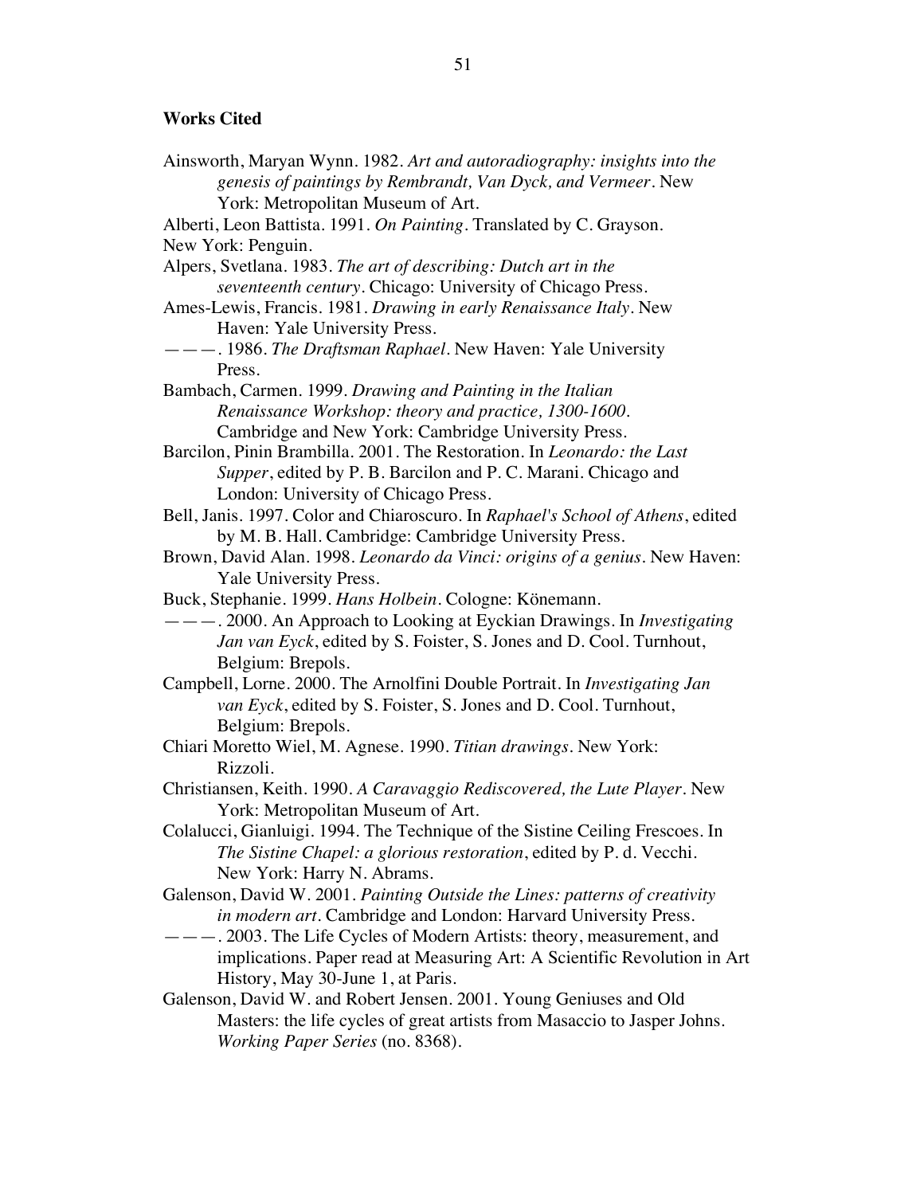## Works Cited

Ainsworth, Maryan Wynn. 1982. *Art and autoradiography: insights into the genesis of paintings by Rembrandt, Van Dyck, and Vermeer*. New York: Metropolitan Museum of Art.

Alberti, Leon Battista. 1991. *On Painting*. Translated by C. Grayson. New York: Penguin.

Alpers, Svetlana. 1983. *The art of describing: Dutch art in the seventeenth century*. Chicago: University of Chicago Press.

Ames-Lewis, Francis. 1981. *Drawing in early Renaissance Italy*. New Haven: Yale University Press.

———. 1986. *The Draftsman Raphael*. New Haven: Yale University Press.

Bambach, Carmen. 1999. *Drawing and Painting in the Italian Renaissance Workshop: theory and practice, 1300-1600*. Cambridge and New York: Cambridge University Press.

Barcilon, Pinin Brambilla. 2001. The Restoration. In *Leonardo: the Last Supper*, edited by P. B. Barcilon and P. C. Marani. Chicago and London: University of Chicago Press.

Bell, Janis. 1997. Color and Chiaroscuro. In *Raphael's School of Athens*, edited by M. B. Hall. Cambridge: Cambridge University Press.

Brown, David Alan. 1998. *Leonardo da Vinci: origins of a genius*. New Haven: Yale University Press.

Buck, Stephanie. 1999. *Hans Holbein*. Cologne: Könemann.

———. 2000. An Approach to Looking at Eyckian Drawings. In *Investigating Jan van Eyck*, edited by S. Foister, S. Jones and D. Cool. Turnhout, Belgium: Brepols.

Campbell, Lorne. 2000. The Arnolfini Double Portrait. In *Investigating Jan van Eyck*, edited by S. Foister, S. Jones and D. Cool. Turnhout, Belgium: Brepols.

Chiari Moretto Wiel, M. Agnese. 1990. *Titian drawings*. New York: Rizzoli.

Christiansen, Keith. 1990. *A Caravaggio Rediscovered, the Lute Player*. New York: Metropolitan Museum of Art.

Colalucci, Gianluigi. 1994. The Technique of the Sistine Ceiling Frescoes. In *The Sistine Chapel: a glorious restoration*, edited by P. d. Vecchi. New York: Harry N. Abrams.

Galenson, David W. 2001. *Painting Outside the Lines: patterns of creativity in modern art*. Cambridge and London: Harvard University Press.

———. 2003. The Life Cycles of Modern Artists: theory, measurement, and implications. Paper read at Measuring Art: A Scientific Revolution in Art History, May 30-June 1, at Paris.

Galenson, David W. and Robert Jensen. 2001. Young Geniuses and Old Masters: the life cycles of great artists from Masaccio to Jasper Johns. *Working Paper Series* (no. 8368).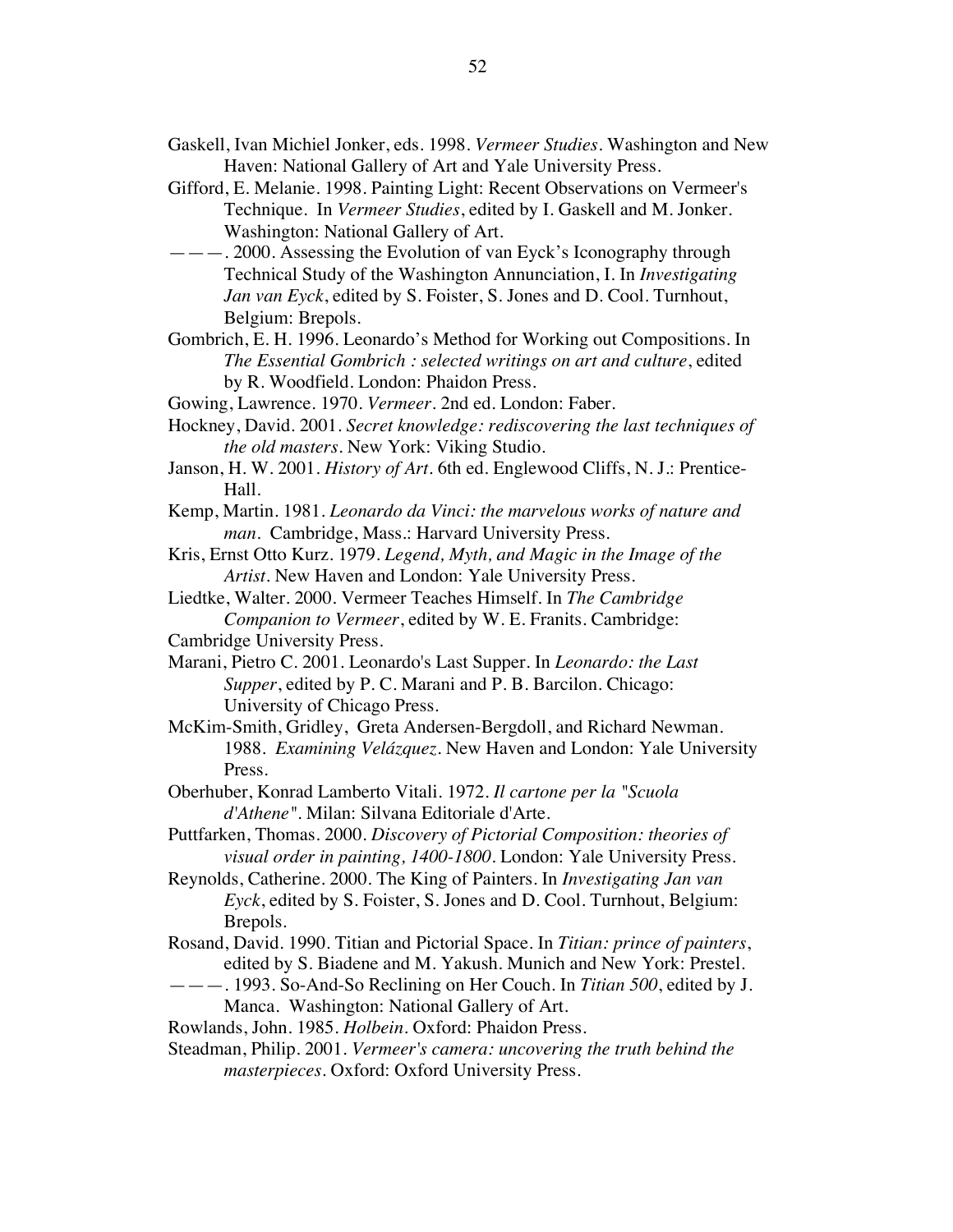Gaskell, Ivan Michiel Jonker, eds. 1998. *Vermeer Studies*. Washington and New Haven: National Gallery of Art and Yale University Press.

Gifford, E. Melanie. 1998. Painting Light: Recent Observations on Vermeer's Technique. In *Vermeer Studies*, edited by I. Gaskell and M. Jonker. Washington: National Gallery of Art.

———. 2000. Assessing the Evolution of van Eyck's Iconography through Technical Study of the Washington Annunciation, I. In *Investigating Jan van Eyck*, edited by S. Foister, S. Jones and D. Cool. Turnhout, Belgium: Brepols.

Gombrich, E. H. 1996. Leonardo's Method for Working out Compositions. In *The Essential Gombrich : selected writings on art and culture*, edited by R. Woodfield. London: Phaidon Press.

Gowing, Lawrence. 1970. *Vermeer*. 2nd ed. London: Faber.

Hockney, David. 2001. *Secret knowledge: rediscovering the last techniques of the old masters*. New York: Viking Studio.

Janson, H. W. 2001. *History of Art*. 6th ed. Englewood Cliffs, N. J.: Prentice-Hall.

Kemp, Martin. 1981. *Leonardo da Vinci: the marvelous works of nature and man*. Cambridge, Mass.: Harvard University Press.

Kris, Ernst Otto Kurz. 1979. *Legend, Myth, and Magic in the Image of the Artist*. New Haven and London: Yale University Press.

Liedtke, Walter. 2000. Vermeer Teaches Himself. In *The Cambridge Companion to Vermeer*, edited by W. E. Franits. Cambridge: Cambridge University Press.

Marani, Pietro C. 2001. Leonardo's Last Supper. In *Leonardo: the Last Supper*, edited by P. C. Marani and P. B. Barcilon. Chicago: University of Chicago Press.

McKim-Smith, Gridley, Greta Andersen-Bergdoll, and Richard Newman. 1988. *Examining Velázquez*. New Haven and London: Yale University Press.

Oberhuber, Konrad Lamberto Vitali. 1972. *Il cartone per la "Scuola d'Athene"*. Milan: Silvana Editoriale d'Arte.

Puttfarken, Thomas. 2000. *Discovery of Pictorial Composition: theories of visual order in painting, 1400-1800*. London: Yale University Press.

Reynolds, Catherine. 2000. The King of Painters. In *Investigating Jan van Eyck*, edited by S. Foister, S. Jones and D. Cool. Turnhout, Belgium: Brepols.

Rosand, David. 1990. Titian and Pictorial Space. In *Titian: prince of painters*, edited by S. Biadene and M. Yakush. Munich and New York: Prestel.

———. 1993. So-And-So Reclining on Her Couch. In *Titian 500*, edited by J. Manca. Washington: National Gallery of Art.

Rowlands, John. 1985. *Holbein*. Oxford: Phaidon Press.

Steadman, Philip. 2001. *Vermeer's camera: uncovering the truth behind the masterpieces*. Oxford: Oxford University Press.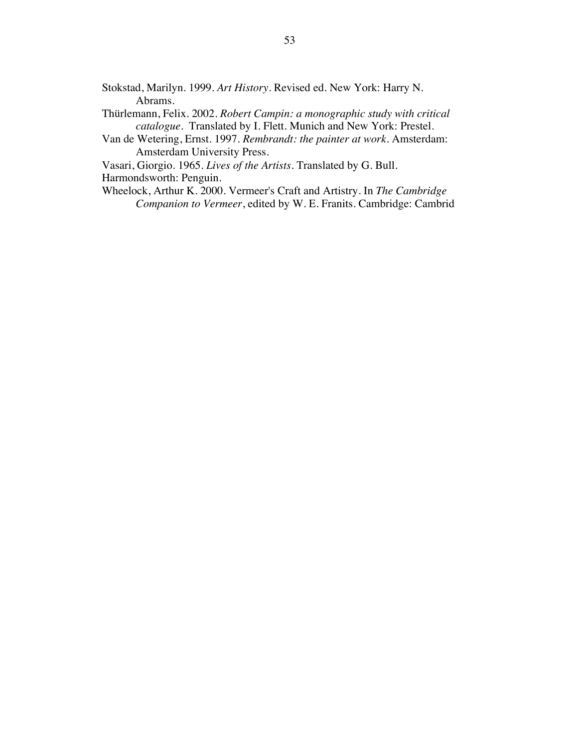Stokstad, Marilyn. 1999. *Art History*. Revised ed. New York: Harry N. Abrams.

Thürlemann, Felix. 2002. *Robert Campin: a monographic study with critical catalogue*. Translated by I. Flett. Munich and New York: Prestel.

Van de Wetering, Ernst. 1997. *Rembrandt: the painter at work*. Amsterdam: Amsterdam University Press.

Vasari, Giorgio. 1965. *Lives of the Artists*. Translated by G. Bull. Harmondsworth: Penguin.

Wheelock, Arthur K. 2000. Vermeer's Craft and Artistry. In *The Cambridge Companion to Vermeer*, edited by W. E. Franits. Cambridge: Cambrid